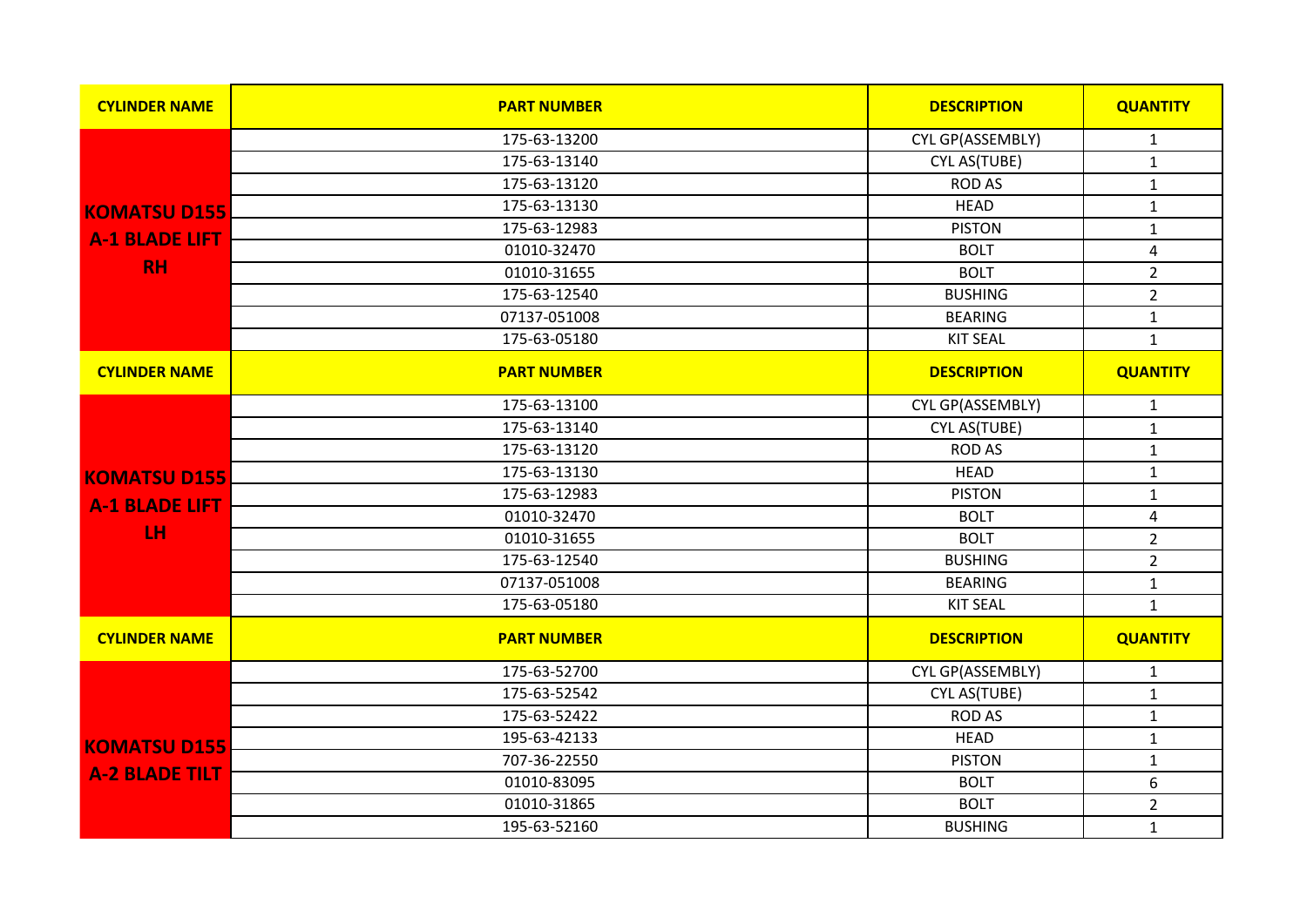| CYLINDER NAME | PART NUMBER | DESCRIPTION | QUANTITY |
|---|---|---|---|
| KOMATSU D155 A-1 BLADE LIFT RH | 175-63-13200 | CYL GP(ASSEMBLY) | 1 |
| | 175-63-13140 | CYL AS(TUBE) | 1 |
| | 175-63-13120 | ROD AS | 1 |
| | 175-63-13130 | HEAD | 1 |
| | 175-63-12983 | PISTON | 1 |
| | 01010-32470 | BOLT | 4 |
| | 01010-31655 | BOLT | 2 |
| | 175-63-12540 | BUSHING | 2 |
| | 07137-051008 | BEARING | 1 |
| | 175-63-05180 | KIT SEAL | 1 |

| CYLINDER NAME | PART NUMBER | DESCRIPTION | QUANTITY |
|---|---|---|---|
| KOMATSU D155 A-1 BLADE LIFT LH | 175-63-13100 | CYL GP(ASSEMBLY) | 1 |
| | 175-63-13140 | CYL AS(TUBE) | 1 |
| | 175-63-13120 | ROD AS | 1 |
| | 175-63-13130 | HEAD | 1 |
| | 175-63-12983 | PISTON | 1 |
| | 01010-32470 | BOLT | 4 |
| | 01010-31655 | BOLT | 2 |
| | 175-63-12540 | BUSHING | 2 |
| | 07137-051008 | BEARING | 1 |
| | 175-63-05180 | KIT SEAL | 1 |

| CYLINDER NAME | PART NUMBER | DESCRIPTION | QUANTITY |
|---|---|---|---|
| KOMATSU D155 A-2 BLADE TILT | 175-63-52700 | CYL GP(ASSEMBLY) | 1 |
| | 175-63-52542 | CYL AS(TUBE) | 1 |
| | 175-63-52422 | ROD AS | 1 |
| | 195-63-42133 | HEAD | 1 |
| | 707-36-22550 | PISTON | 1 |
| | 01010-83095 | BOLT | 6 |
| | 01010-31865 | BOLT | 2 |
| | 195-63-52160 | BUSHING | 1 |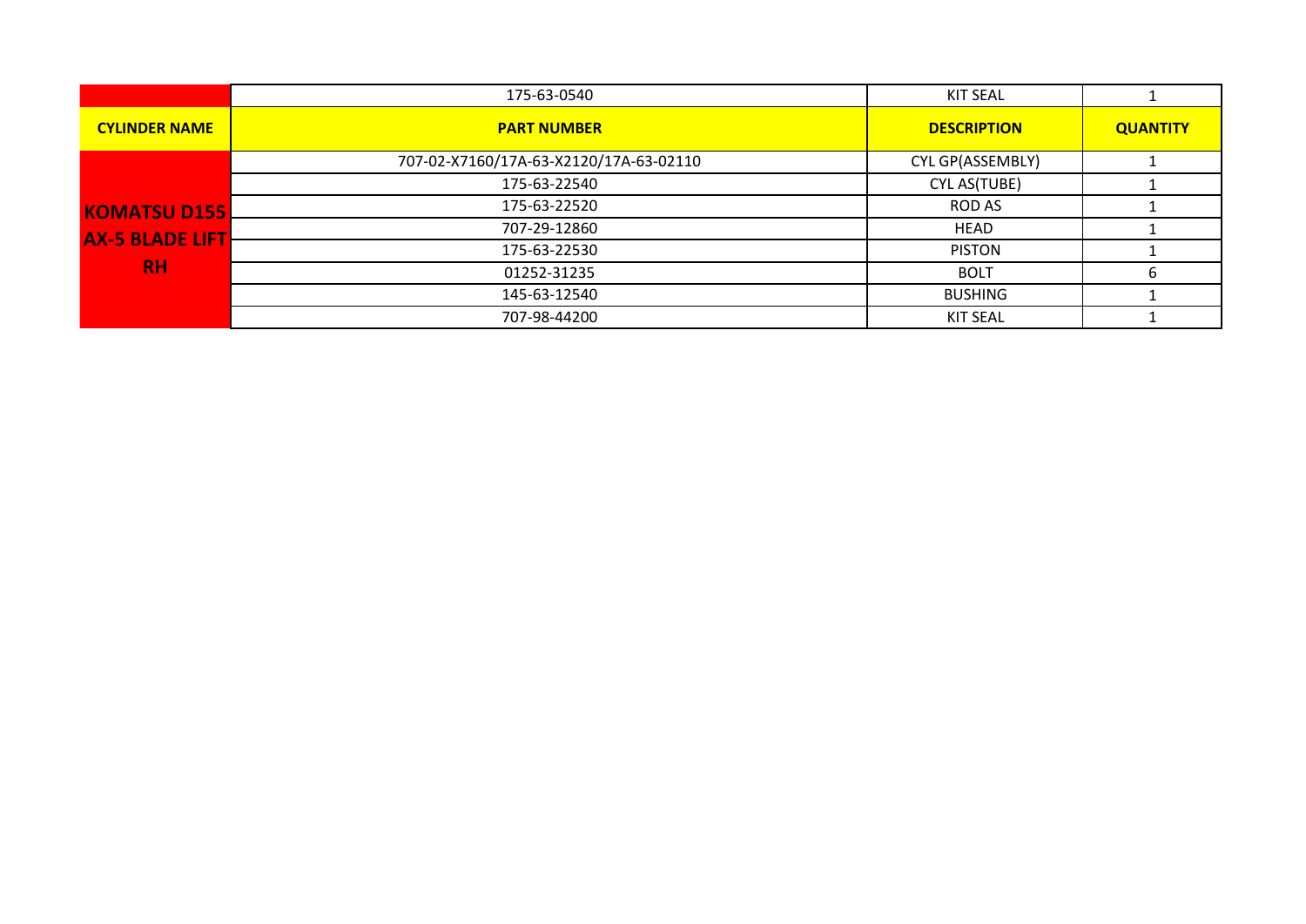| | 175-63-0540 | KIT SEAL | 1 |
|---|---|---|---|
| **CYLINDER NAME** | **PART NUMBER** | **DESCRIPTION** | **QUANTITY** |
| **KOMATSU D155 AX-5 BLADE LIFT RH** | 707-02-X7160/17A-63-X2120/17A-63-02110 | CYL GP(ASSEMBLY) | 1 |
| | 175-63-22540 | CYL AS(TUBE) | 1 |
| | 175-63-22520 | ROD AS | 1 |
| | 707-29-12860 | HEAD | 1 |
| | 175-63-22530 | PISTON | 1 |
| | 01252-31235 | BOLT | 6 |
| | 145-63-12540 | BUSHING | 1 |
| | 707-98-44200 | KIT SEAL | 1 |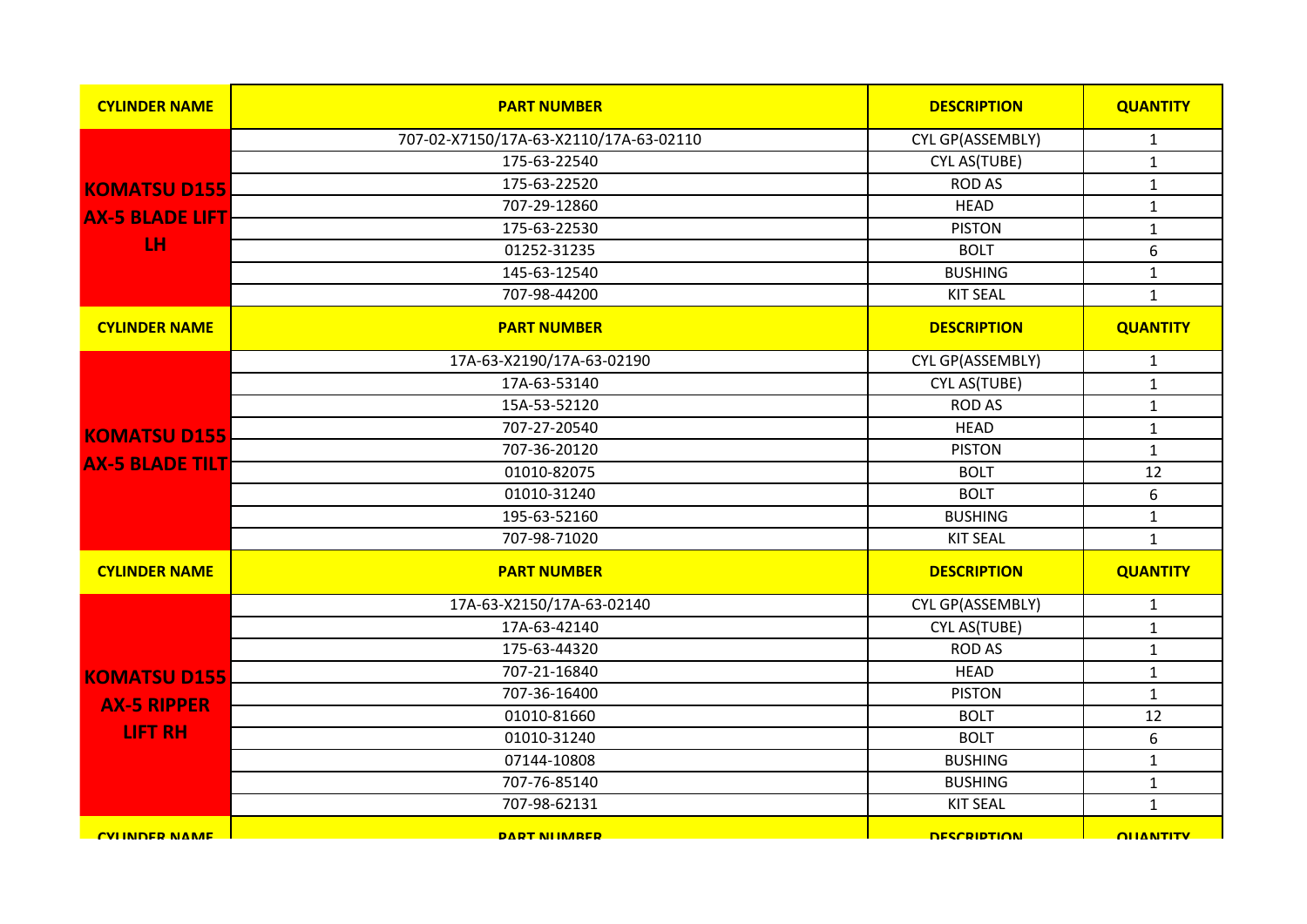| CYLINDER NAME | PART NUMBER | DESCRIPTION | QUANTITY |
|---|---|---|---|
| KOMATSU D155 AX-5 BLADE LIFT LH | 707-02-X7150/17A-63-X2110/17A-63-02110 | CYL GP(ASSEMBLY) | 1 |
| | 175-63-22540 | CYL AS(TUBE) | 1 |
| | 175-63-22520 | ROD AS | 1 |
| | 707-29-12860 | HEAD | 1 |
| | 175-63-22530 | PISTON | 1 |
| | 01252-31235 | BOLT | 6 |
| | 145-63-12540 | BUSHING | 1 |
| | 707-98-44200 | KIT SEAL | 1 |

| CYLINDER NAME | PART NUMBER | DESCRIPTION | QUANTITY |
|---|---|---|---|
| KOMATSU D155 AX-5 BLADE TILT | 17A-63-X2190/17A-63-02190 | CYL GP(ASSEMBLY) | 1 |
| | 17A-63-53140 | CYL AS(TUBE) | 1 |
| | 15A-53-52120 | ROD AS | 1 |
| | 707-27-20540 | HEAD | 1 |
| | 707-36-20120 | PISTON | 1 |
| | 01010-82075 | BOLT | 12 |
| | 01010-31240 | BOLT | 6 |
| | 195-63-52160 | BUSHING | 1 |
| | 707-98-71020 | KIT SEAL | 1 |

| CYLINDER NAME | PART NUMBER | DESCRIPTION | QUANTITY |
|---|---|---|---|
| KOMATSU D155 AX-5 RIPPER LIFT RH | 17A-63-X2150/17A-63-02140 | CYL GP(ASSEMBLY) | 1 |
| | 17A-63-42140 | CYL AS(TUBE) | 1 |
| | 175-63-44320 | ROD AS | 1 |
| | 707-21-16840 | HEAD | 1 |
| | 707-36-16400 | PISTON | 1 |
| | 01010-81660 | BOLT | 12 |
| | 01010-31240 | BOLT | 6 |
| | 07144-10808 | BUSHING | 1 |
| | 707-76-85140 | BUSHING | 1 |
| | 707-98-62131 | KIT SEAL | 1 |

| CYLINDER NAME | PART NUMBER | DESCRIPTION | QUANTITY |
|---|---|---|---|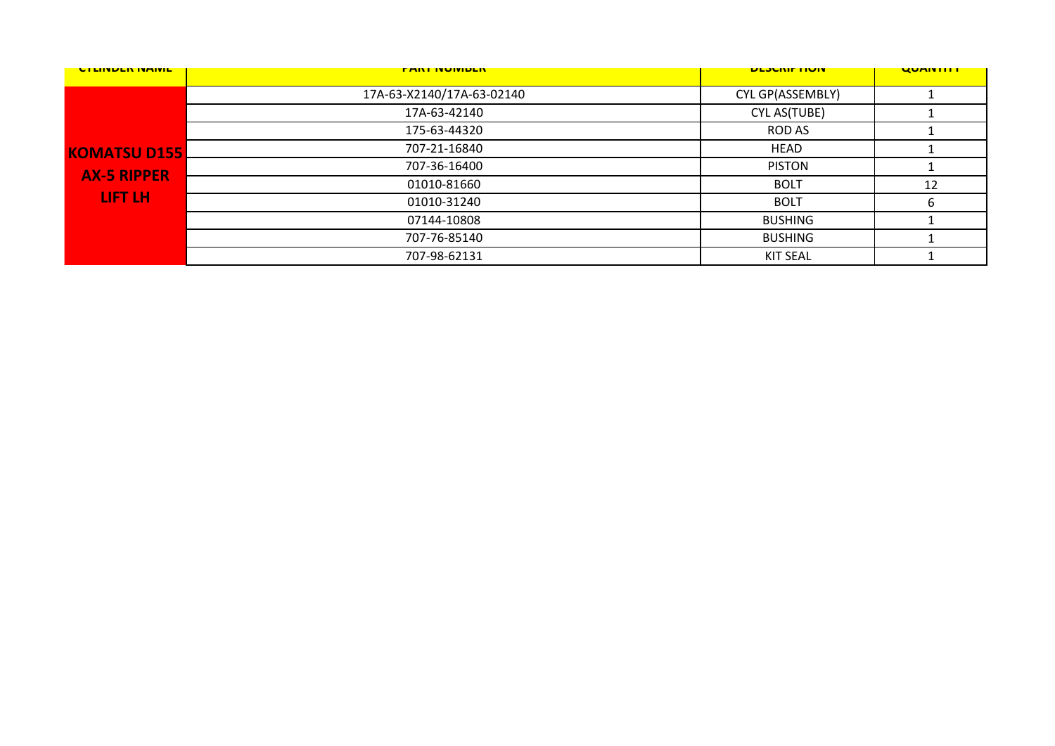| CYLINDER NAME | PART NUMBER | DESCRIPTION | QUANTITY |
|---|---|---|---|
| **KOMATSU D155 AX-5 RIPPER LIFT LH** | 17A-63-X2140/17A-63-02140 | CYL GP(ASSEMBLY) | 1 |
| | 17A-63-42140 | CYL AS(TUBE) | 1 |
| | 175-63-44320 | ROD AS | 1 |
| | 707-21-16840 | HEAD | 1 |
| | 707-36-16400 | PISTON | 1 |
| | 01010-81660 | BOLT | 12 |
| | 01010-31240 | BOLT | 6 |
| | 07144-10808 | BUSHING | 1 |
| | 707-76-85140 | BUSHING | 1 |
| | 707-98-62131 | KIT SEAL | 1 |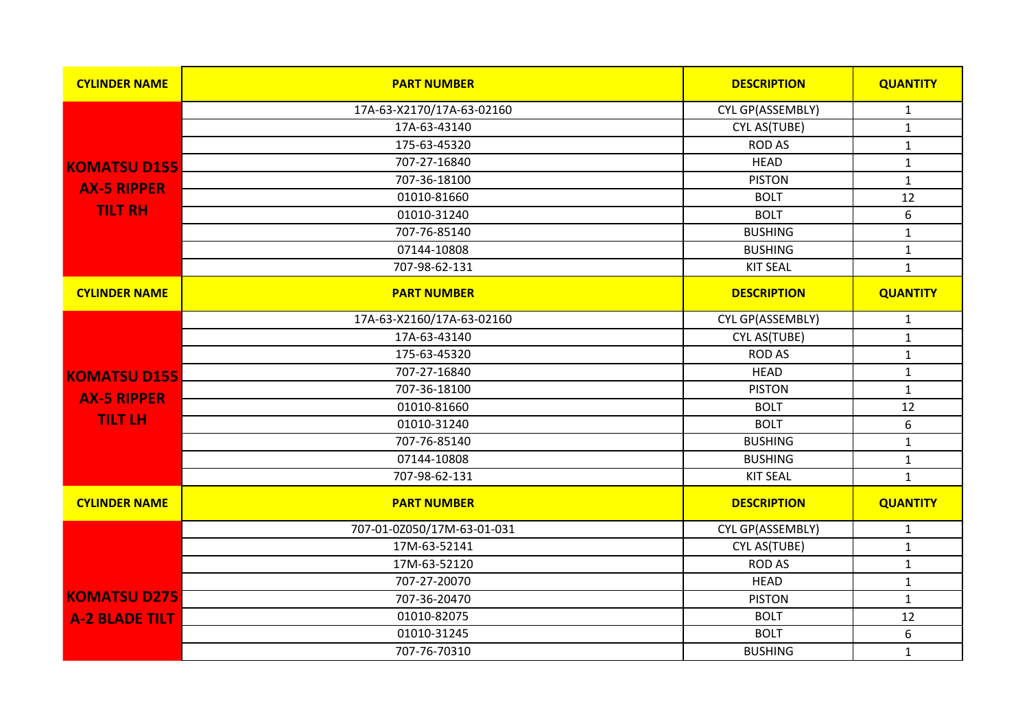| CYLINDER NAME | PART NUMBER | DESCRIPTION | QUANTITY |
|---|---|---|---|
| **KOMATSU D155 AX-5 RIPPER TILT RH** | 17A-63-X2170/17A-63-02160 | CYL GP(ASSEMBLY) | 1 |
| | 17A-63-43140 | CYL AS(TUBE) | 1 |
| | 175-63-45320 | ROD AS | 1 |
| | 707-27-16840 | HEAD | 1 |
| | 707-36-18100 | PISTON | 1 |
| | 01010-81660 | BOLT | 12 |
| | 01010-31240 | BOLT | 6 |
| | 707-76-85140 | BUSHING | 1 |
| | 07144-10808 | BUSHING | 1 |
| | 707-98-62-131 | KIT SEAL | 1 |

| CYLINDER NAME | PART NUMBER | DESCRIPTION | QUANTITY |
|---|---|---|---|
| **KOMATSU D155 AX-5 RIPPER TILT LH** | 17A-63-X2160/17A-63-02160 | CYL GP(ASSEMBLY) | 1 |
| | 17A-63-43140 | CYL AS(TUBE) | 1 |
| | 175-63-45320 | ROD AS | 1 |
| | 707-27-16840 | HEAD | 1 |
| | 707-36-18100 | PISTON | 1 |
| | 01010-81660 | BOLT | 12 |
| | 01010-31240 | BOLT | 6 |
| | 707-76-85140 | BUSHING | 1 |
| | 07144-10808 | BUSHING | 1 |
| | 707-98-62-131 | KIT SEAL | 1 |

| CYLINDER NAME | PART NUMBER | DESCRIPTION | QUANTITY |
|---|---|---|---|
| **KOMATSU D275 A-2 BLADE TILT** | 707-01-0Z050/17M-63-01-031 | CYL GP(ASSEMBLY) | 1 |
| | 17M-63-52141 | CYL AS(TUBE) | 1 |
| | 17M-63-52120 | ROD AS | 1 |
| | 707-27-20070 | HEAD | 1 |
| | 707-36-20470 | PISTON | 1 |
| | 01010-82075 | BOLT | 12 |
| | 01010-31245 | BOLT | 6 |
| | 707-76-70310 | BUSHING | 1 |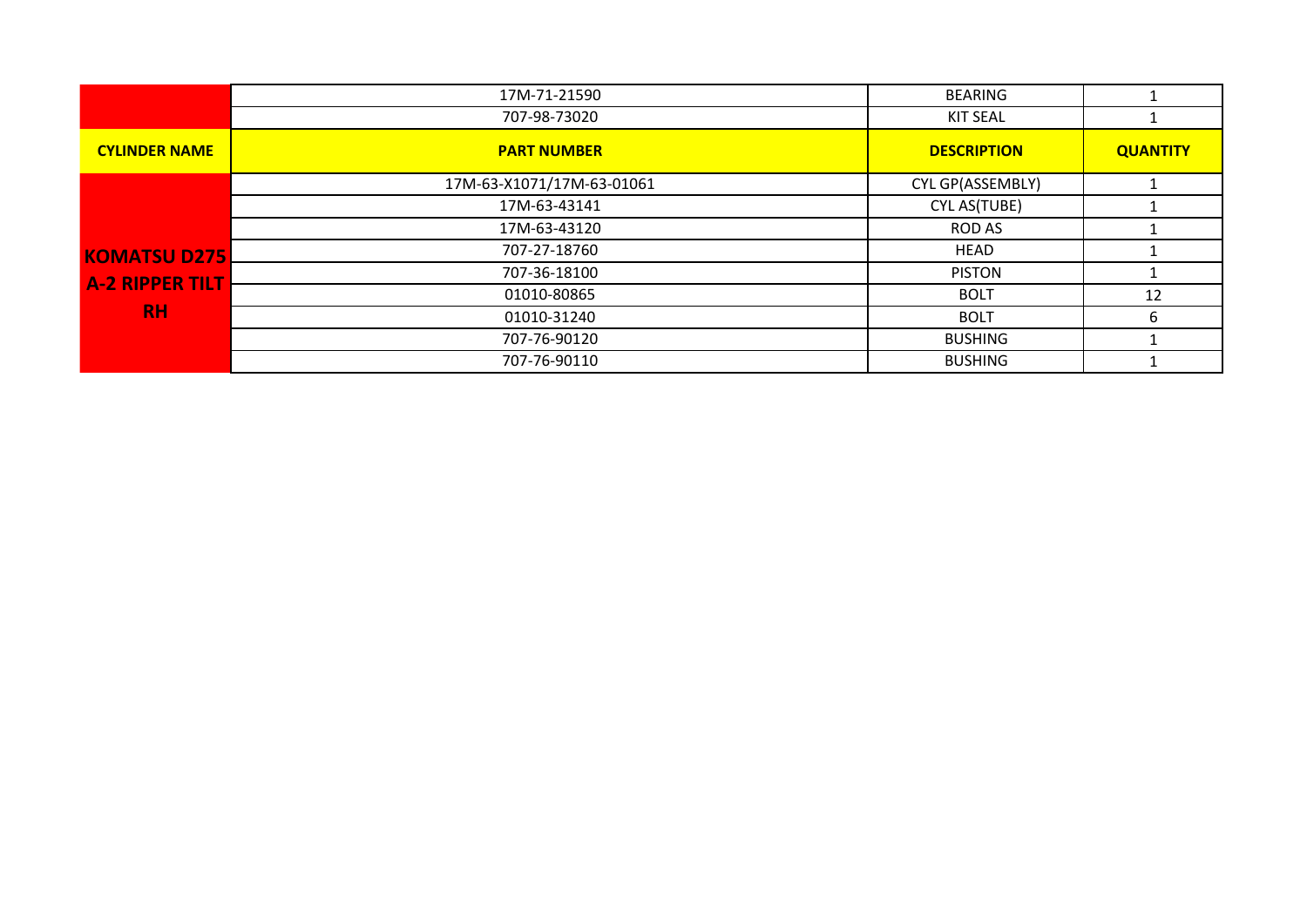| | | | |
|---|---|---|---|
| | 17M-71-21590 | BEARING | 1 |
| | 707-98-73020 | KIT SEAL | 1 |

| CYLINDER NAME | PART NUMBER | DESCRIPTION | QUANTITY |
|---|---|---|---|
| KOMATSU D275 A-2 RIPPER TILT RH | 17M-63-X1071/17M-63-01061 | CYL GP(ASSEMBLY) | 1 |
| | 17M-63-43141 | CYL AS(TUBE) | 1 |
| | 17M-63-43120 | ROD AS | 1 |
| | 707-27-18760 | HEAD | 1 |
| | 707-36-18100 | PISTON | 1 |
| | 01010-80865 | BOLT | 12 |
| | 01010-31240 | BOLT | 6 |
| | 707-76-90120 | BUSHING | 1 |
| | 707-76-90110 | BUSHING | 1 |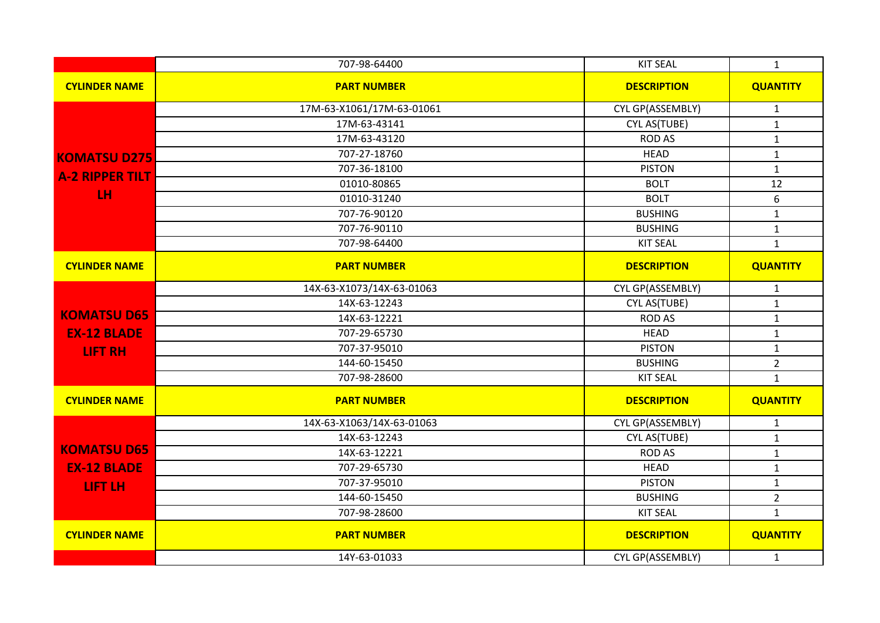| | 707-98-64400 | KIT SEAL | 1 |
|---|---|---|---|

| CYLINDER NAME | PART NUMBER | DESCRIPTION | QUANTITY |
|---|---|---|---|
| KOMATSU D275 A-2 RIPPER TILT LH | 17M-63-X1061/17M-63-01061 | CYL GP(ASSEMBLY) | 1 |
| | 17M-63-43141 | CYL AS(TUBE) | 1 |
| | 17M-63-43120 | ROD AS | 1 |
| | 707-27-18760 | HEAD | 1 |
| | 707-36-18100 | PISTON | 1 |
| | 01010-80865 | BOLT | 12 |
| | 01010-31240 | BOLT | 6 |
| | 707-76-90120 | BUSHING | 1 |
| | 707-76-90110 | BUSHING | 1 |
| | 707-98-64400 | KIT SEAL | 1 |

| CYLINDER NAME | PART NUMBER | DESCRIPTION | QUANTITY |
|---|---|---|---|
| KOMATSU D65 EX-12 BLADE LIFT RH | 14X-63-X1073/14X-63-01063 | CYL GP(ASSEMBLY) | 1 |
| | 14X-63-12243 | CYL AS(TUBE) | 1 |
| | 14X-63-12221 | ROD AS | 1 |
| | 707-29-65730 | HEAD | 1 |
| | 707-37-95010 | PISTON | 1 |
| | 144-60-15450 | BUSHING | 2 |
| | 707-98-28600 | KIT SEAL | 1 |

| CYLINDER NAME | PART NUMBER | DESCRIPTION | QUANTITY |
|---|---|---|---|
| KOMATSU D65 EX-12 BLADE LIFT LH | 14X-63-X1063/14X-63-01063 | CYL GP(ASSEMBLY) | 1 |
| | 14X-63-12243 | CYL AS(TUBE) | 1 |
| | 14X-63-12221 | ROD AS | 1 |
| | 707-29-65730 | HEAD | 1 |
| | 707-37-95010 | PISTON | 1 |
| | 144-60-15450 | BUSHING | 2 |
| | 707-98-28600 | KIT SEAL | 1 |

| CYLINDER NAME | PART NUMBER | DESCRIPTION | QUANTITY |
|---|---|---|---|
| | 14Y-63-01033 | CYL GP(ASSEMBLY) | 1 |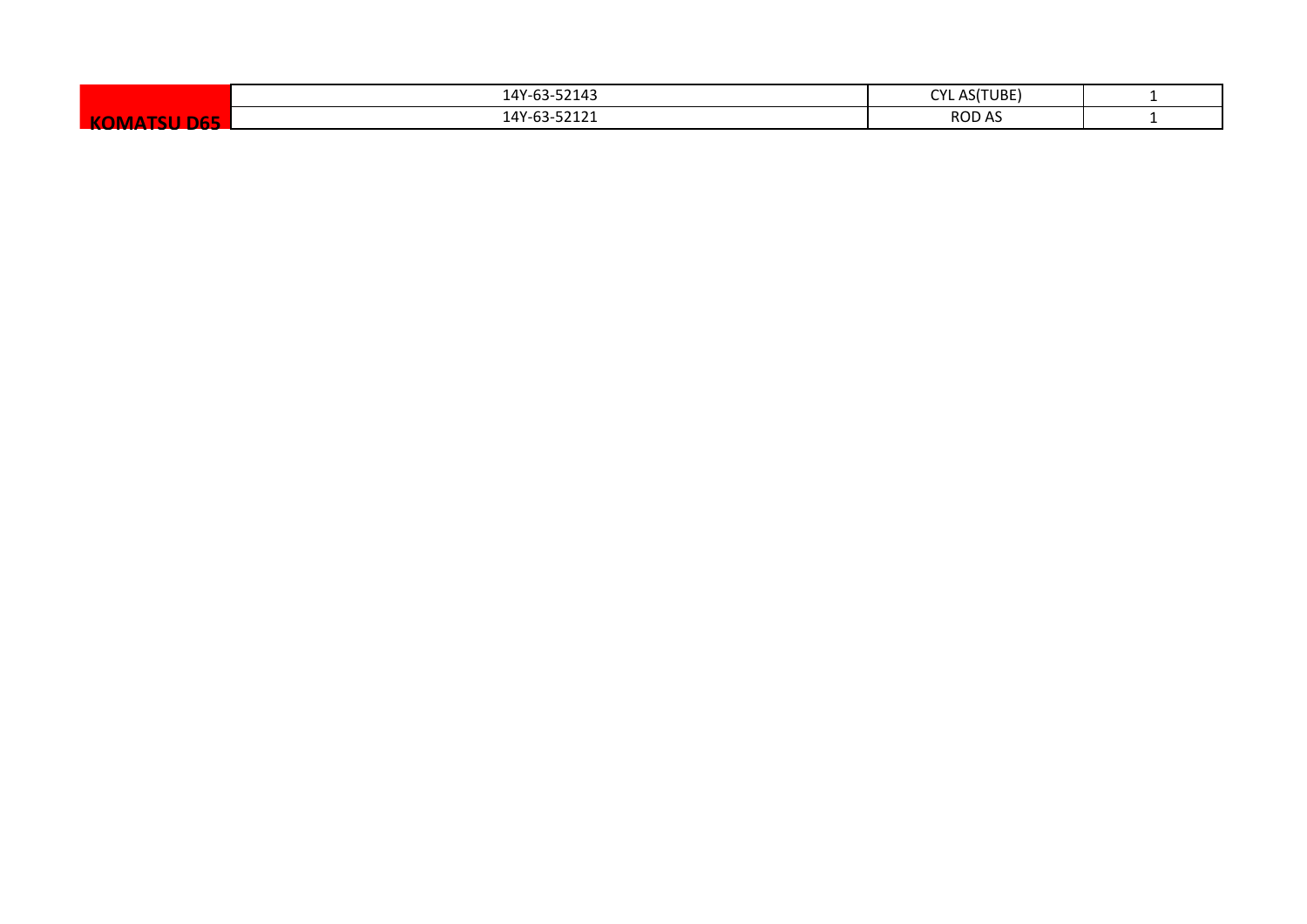| | | | |
|---|---|---|---|
| **KOMATSU D65** | 14Y-63-52143 | CYL AS(TUBE) | 1 |
| | 14Y-63-52121 | ROD AS | 1 |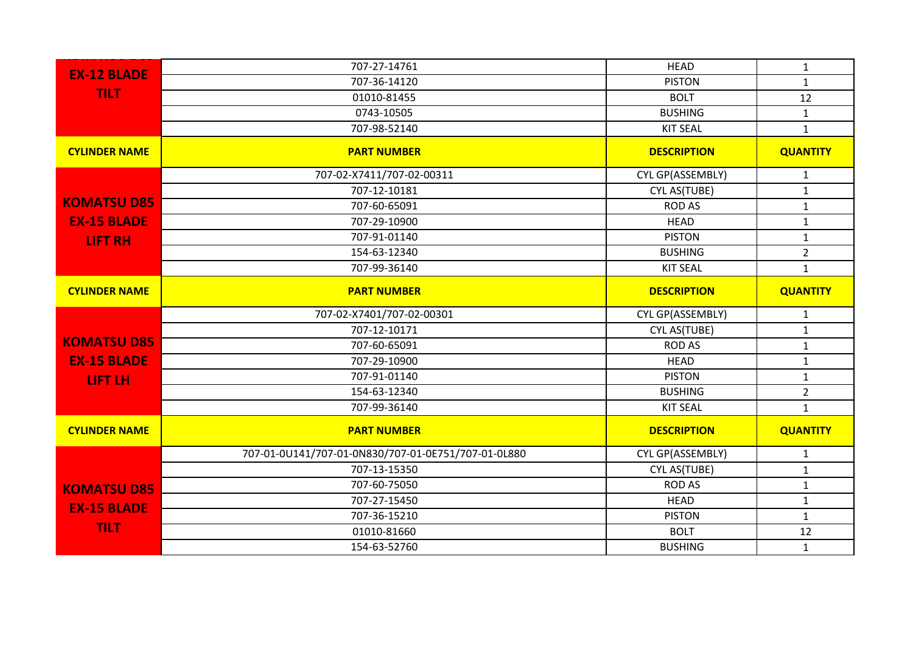| | | | |
|---|---|---|---|
| **EX-12 BLADE TILT** | 707-27-14761 | HEAD | 1 |
| | 707-36-14120 | PISTON | 1 |
| | 01010-81455 | BOLT | 12 |
| | 0743-10505 | BUSHING | 1 |
| | 707-98-52140 | KIT SEAL | 1 |

| CYLINDER NAME | PART NUMBER | DESCRIPTION | QUANTITY |
|---|---|---|---|
| **KOMATSU D85 EX-15 BLADE LIFT RH** | 707-02-X7411/707-02-00311 | CYL GP(ASSEMBLY) | 1 |
| | 707-12-10181 | CYL AS(TUBE) | 1 |
| | 707-60-65091 | ROD AS | 1 |
| | 707-29-10900 | HEAD | 1 |
| | 707-91-01140 | PISTON | 1 |
| | 154-63-12340 | BUSHING | 2 |
| | 707-99-36140 | KIT SEAL | 1 |

| CYLINDER NAME | PART NUMBER | DESCRIPTION | QUANTITY |
|---|---|---|---|
| **KOMATSU D85 EX-15 BLADE LIFT LH** | 707-02-X7401/707-02-00301 | CYL GP(ASSEMBLY) | 1 |
| | 707-12-10171 | CYL AS(TUBE) | 1 |
| | 707-60-65091 | ROD AS | 1 |
| | 707-29-10900 | HEAD | 1 |
| | 707-91-01140 | PISTON | 1 |
| | 154-63-12340 | BUSHING | 2 |
| | 707-99-36140 | KIT SEAL | 1 |

| CYLINDER NAME | PART NUMBER | DESCRIPTION | QUANTITY |
|---|---|---|---|
| **KOMATSU D85 EX-15 BLADE TILT** | 707-01-0U141/707-01-0N830/707-01-0E751/707-01-0L880 | CYL GP(ASSEMBLY) | 1 |
| | 707-13-15350 | CYL AS(TUBE) | 1 |
| | 707-60-75050 | ROD AS | 1 |
| | 707-27-15450 | HEAD | 1 |
| | 707-36-15210 | PISTON | 1 |
| | 01010-81660 | BOLT | 12 |
| | 154-63-52760 | BUSHING | 1 |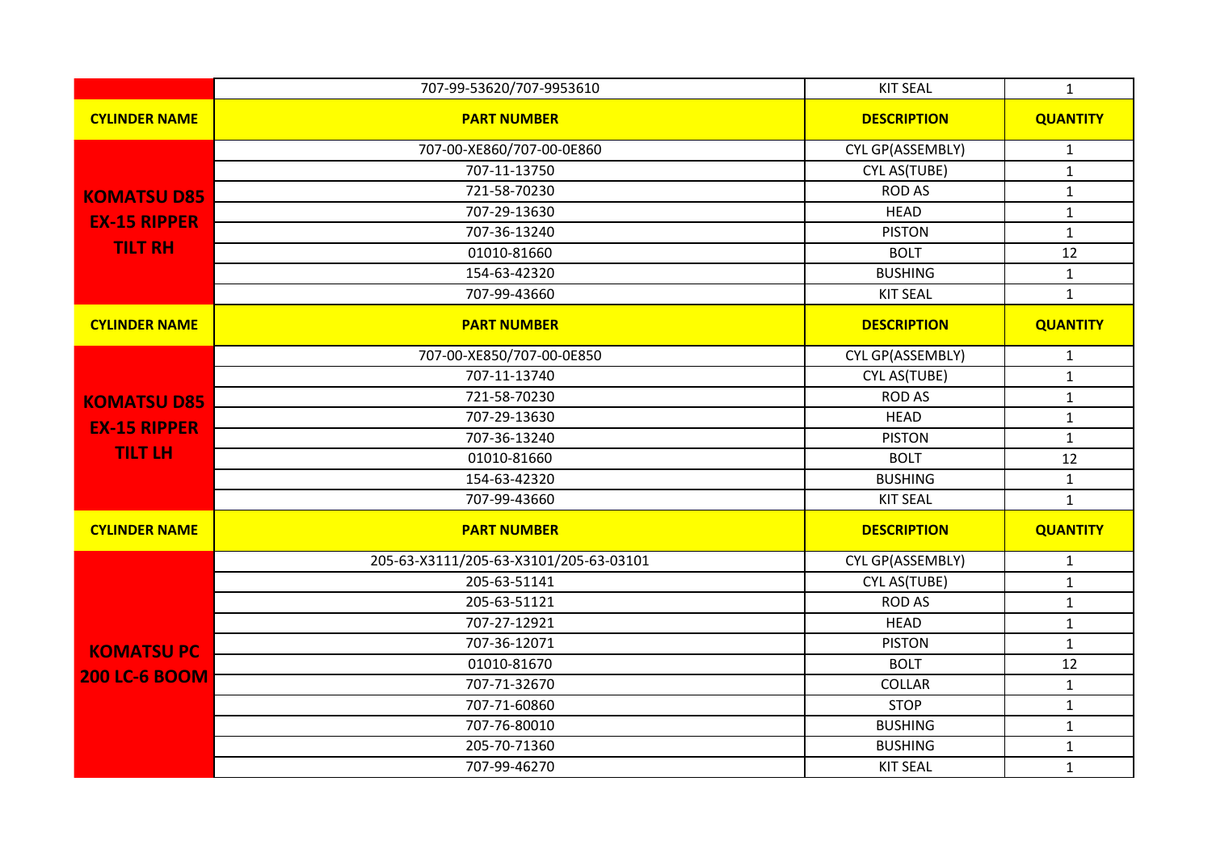| | 707-99-53620/707-9953610 | KIT SEAL | 1 |
|---|---|---|---|
| **CYLINDER NAME** | **PART NUMBER** | **DESCRIPTION** | **QUANTITY** |
| **KOMATSU D85 EX-15 RIPPER TILT RH** | 707-00-XE860/707-00-0E860 | CYL GP(ASSEMBLY) | 1 |
| | 707-11-13750 | CYL AS(TUBE) | 1 |
| | 721-58-70230 | ROD AS | 1 |
| | 707-29-13630 | HEAD | 1 |
| | 707-36-13240 | PISTON | 1 |
| | 01010-81660 | BOLT | 12 |
| | 154-63-42320 | BUSHING | 1 |
| | 707-99-43660 | KIT SEAL | 1 |
| **CYLINDER NAME** | **PART NUMBER** | **DESCRIPTION** | **QUANTITY** |
| **KOMATSU D85 EX-15 RIPPER TILT LH** | 707-00-XE850/707-00-0E850 | CYL GP(ASSEMBLY) | 1 |
| | 707-11-13740 | CYL AS(TUBE) | 1 |
| | 721-58-70230 | ROD AS | 1 |
| | 707-29-13630 | HEAD | 1 |
| | 707-36-13240 | PISTON | 1 |
| | 01010-81660 | BOLT | 12 |
| | 154-63-42320 | BUSHING | 1 |
| | 707-99-43660 | KIT SEAL | 1 |
| **CYLINDER NAME** | **PART NUMBER** | **DESCRIPTION** | **QUANTITY** |
| **KOMATSU PC 200 LC-6 BOOM** | 205-63-X3111/205-63-X3101/205-63-03101 | CYL GP(ASSEMBLY) | 1 |
| | 205-63-51141 | CYL AS(TUBE) | 1 |
| | 205-63-51121 | ROD AS | 1 |
| | 707-27-12921 | HEAD | 1 |
| | 707-36-12071 | PISTON | 1 |
| | 01010-81670 | BOLT | 12 |
| | 707-71-32670 | COLLAR | 1 |
| | 707-71-60860 | STOP | 1 |
| | 707-76-80010 | BUSHING | 1 |
| | 205-70-71360 | BUSHING | 1 |
| | 707-99-46270 | KIT SEAL | 1 |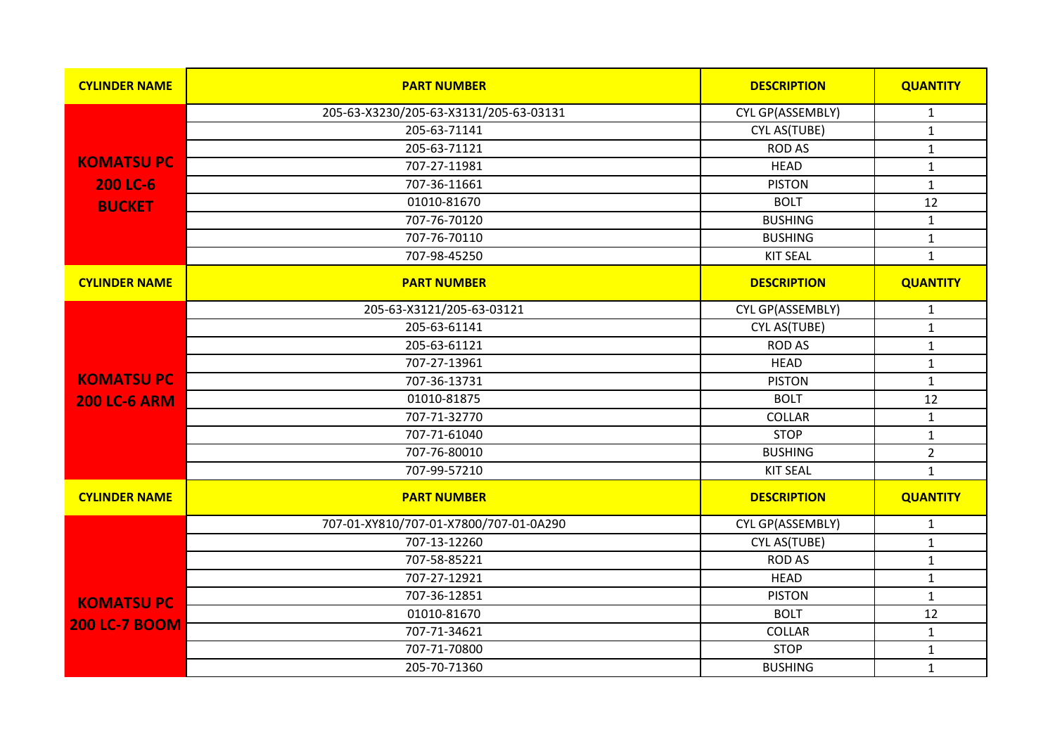| CYLINDER NAME | PART NUMBER | DESCRIPTION | QUANTITY |
|---|---|---|---|
| KOMATSU PC 200 LC-6 BUCKET | 205-63-X3230/205-63-X3131/205-63-03131 | CYL GP(ASSEMBLY) | 1 |
| | 205-63-71141 | CYL AS(TUBE) | 1 |
| | 205-63-71121 | ROD AS | 1 |
| | 707-27-11981 | HEAD | 1 |
| | 707-36-11661 | PISTON | 1 |
| | 01010-81670 | BOLT | 12 |
| | 707-76-70120 | BUSHING | 1 |
| | 707-76-70110 | BUSHING | 1 |
| | 707-98-45250 | KIT SEAL | 1 |

| CYLINDER NAME | PART NUMBER | DESCRIPTION | QUANTITY |
|---|---|---|---|
| KOMATSU PC 200 LC-6 ARM | 205-63-X3121/205-63-03121 | CYL GP(ASSEMBLY) | 1 |
| | 205-63-61141 | CYL AS(TUBE) | 1 |
| | 205-63-61121 | ROD AS | 1 |
| | 707-27-13961 | HEAD | 1 |
| | 707-36-13731 | PISTON | 1 |
| | 01010-81875 | BOLT | 12 |
| | 707-71-32770 | COLLAR | 1 |
| | 707-71-61040 | STOP | 1 |
| | 707-76-80010 | BUSHING | 2 |
| | 707-99-57210 | KIT SEAL | 1 |

| CYLINDER NAME | PART NUMBER | DESCRIPTION | QUANTITY |
|---|---|---|---|
| KOMATSU PC 200 LC-7 BOOM | 707-01-XY810/707-01-X7800/707-01-0A290 | CYL GP(ASSEMBLY) | 1 |
| | 707-13-12260 | CYL AS(TUBE) | 1 |
| | 707-58-85221 | ROD AS | 1 |
| | 707-27-12921 | HEAD | 1 |
| | 707-36-12851 | PISTON | 1 |
| | 01010-81670 | BOLT | 12 |
| | 707-71-34621 | COLLAR | 1 |
| | 707-71-70800 | STOP | 1 |
| | 205-70-71360 | BUSHING | 1 |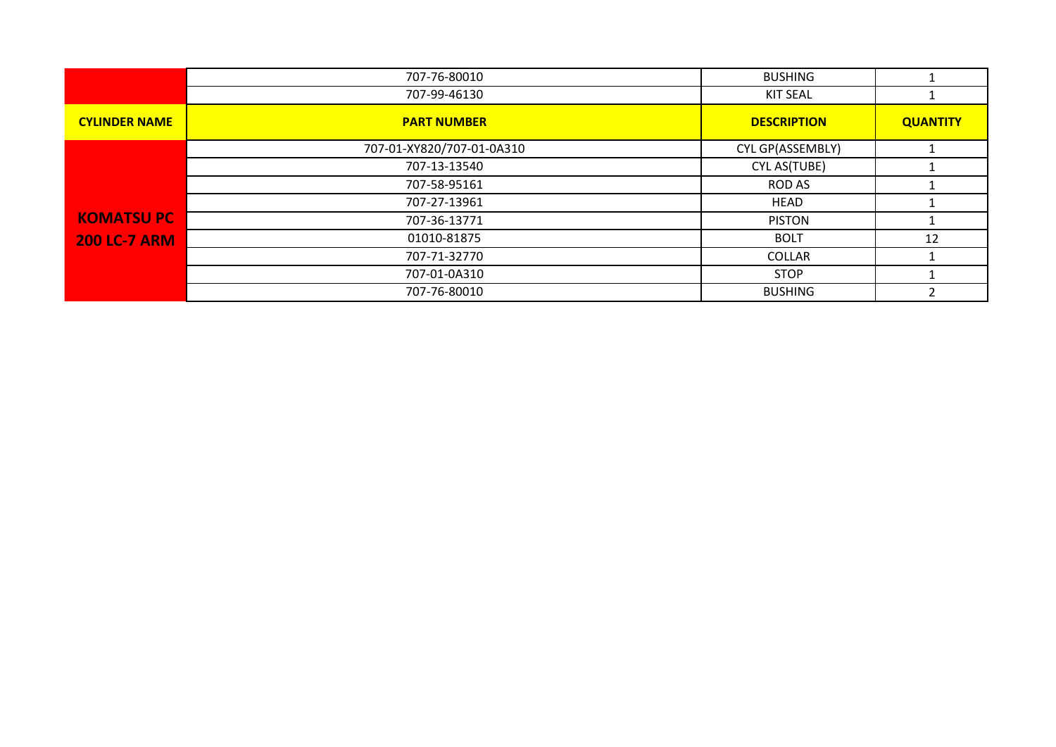| | | | |
|---|---|---|---|
| | 707-76-80010 | BUSHING | 1 |
| | 707-99-46130 | KIT SEAL | 1 |

| CYLINDER NAME | PART NUMBER | DESCRIPTION | QUANTITY |
|---|---|---|---|
| KOMATSU PC 200 LC-7 ARM | 707-01-XY820/707-01-0A310 | CYL GP(ASSEMBLY) | 1 |
| | 707-13-13540 | CYL AS(TUBE) | 1 |
| | 707-58-95161 | ROD AS | 1 |
| | 707-27-13961 | HEAD | 1 |
| | 707-36-13771 | PISTON | 1 |
| | 01010-81875 | BOLT | 12 |
| | 707-71-32770 | COLLAR | 1 |
| | 707-01-0A310 | STOP | 1 |
| | 707-76-80010 | BUSHING | 2 |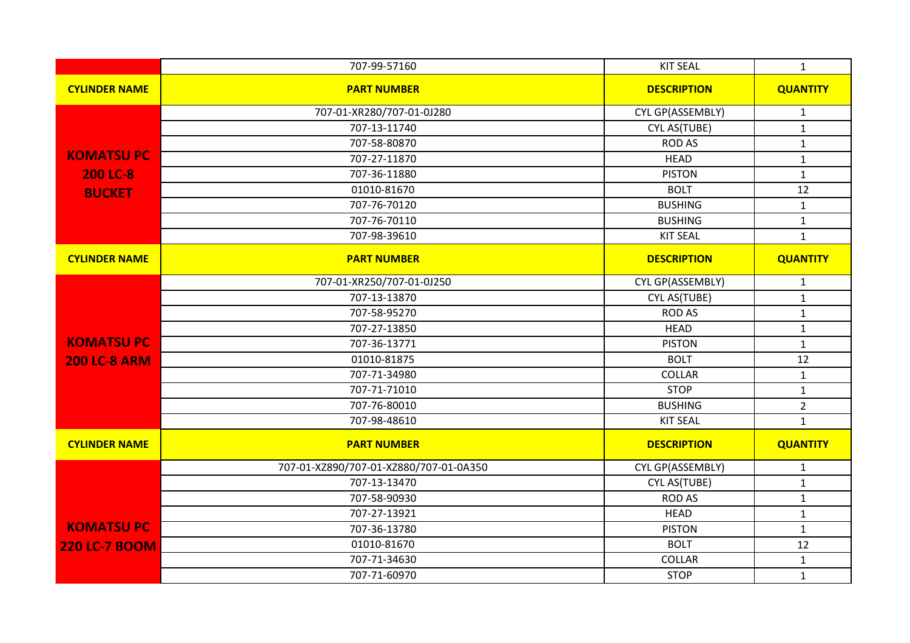| | 707-99-57160 | KIT SEAL | 1 |
|---|---|---|---|
| **CYLINDER NAME** | **PART NUMBER** | **DESCRIPTION** | **QUANTITY** |
| **KOMATSU PC 200 LC-8 BUCKET** | 707-01-XR280/707-01-0J280 | CYL GP(ASSEMBLY) | 1 |
| | 707-13-11740 | CYL AS(TUBE) | 1 |
| | 707-58-80870 | ROD AS | 1 |
| | 707-27-11870 | HEAD | 1 |
| | 707-36-11880 | PISTON | 1 |
| | 01010-81670 | BOLT | 12 |
| | 707-76-70120 | BUSHING | 1 |
| | 707-76-70110 | BUSHING | 1 |
| | 707-98-39610 | KIT SEAL | 1 |
| **CYLINDER NAME** | **PART NUMBER** | **DESCRIPTION** | **QUANTITY** |
| **KOMATSU PC 200 LC-8 ARM** | 707-01-XR250/707-01-0J250 | CYL GP(ASSEMBLY) | 1 |
| | 707-13-13870 | CYL AS(TUBE) | 1 |
| | 707-58-95270 | ROD AS | 1 |
| | 707-27-13850 | HEAD | 1 |
| | 707-36-13771 | PISTON | 1 |
| | 01010-81875 | BOLT | 12 |
| | 707-71-34980 | COLLAR | 1 |
| | 707-71-71010 | STOP | 1 |
| | 707-76-80010 | BUSHING | 2 |
| | 707-98-48610 | KIT SEAL | 1 |
| **CYLINDER NAME** | **PART NUMBER** | **DESCRIPTION** | **QUANTITY** |
| **KOMATSU PC 220 LC-7 BOOM** | 707-01-XZ890/707-01-XZ880/707-01-0A350 | CYL GP(ASSEMBLY) | 1 |
| | 707-13-13470 | CYL AS(TUBE) | 1 |
| | 707-58-90930 | ROD AS | 1 |
| | 707-27-13921 | HEAD | 1 |
| | 707-36-13780 | PISTON | 1 |
| | 01010-81670 | BOLT | 12 |
| | 707-71-34630 | COLLAR | 1 |
| | 707-71-60970 | STOP | 1 |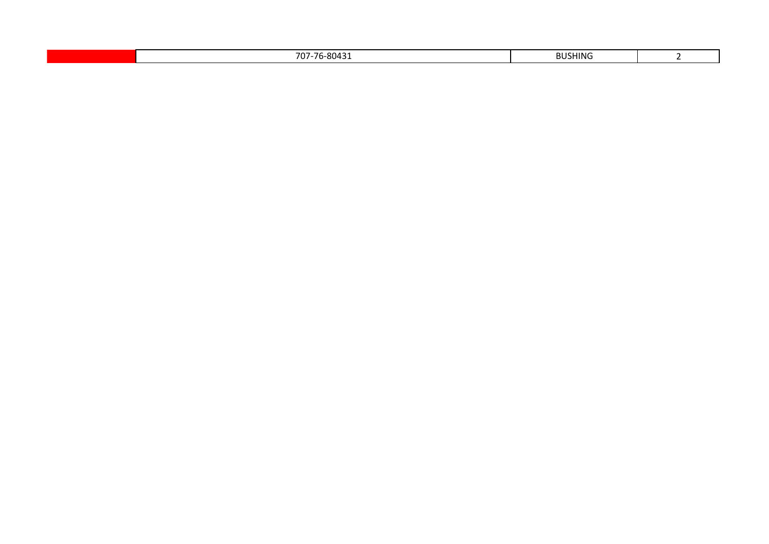|  | 707-76-80431 | BUSHING | 2 |
|---|---|---|---|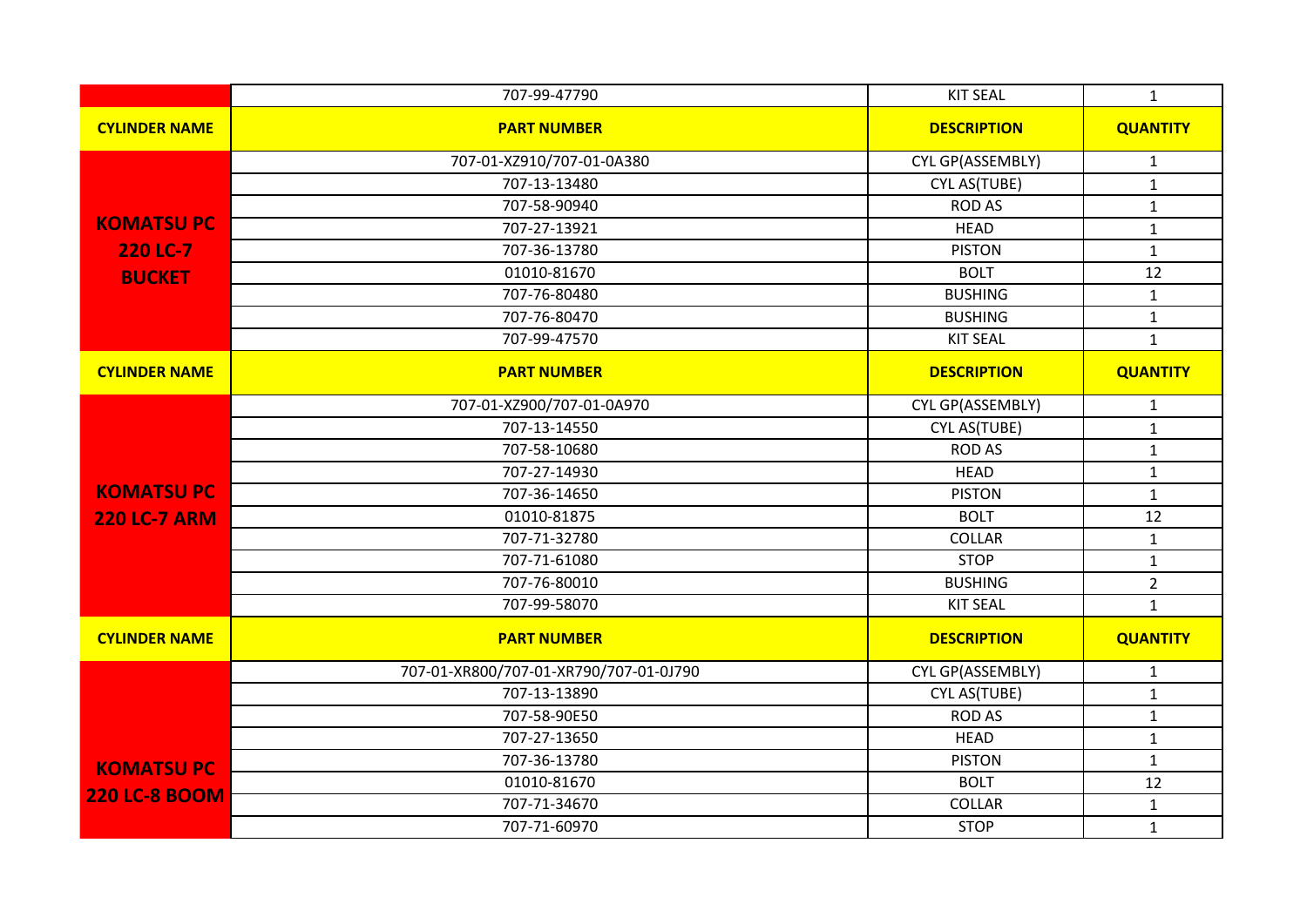| | 707-99-47790 | KIT SEAL | 1 |
|---|---|---|---|
| **CYLINDER NAME** | **PART NUMBER** | **DESCRIPTION** | **QUANTITY** |
| **KOMATSU PC 220 LC-7 BUCKET** | 707-01-XZ910/707-01-0A380 | CYL GP(ASSEMBLY) | 1 |
| | 707-13-13480 | CYL AS(TUBE) | 1 |
| | 707-58-90940 | ROD AS | 1 |
| | 707-27-13921 | HEAD | 1 |
| | 707-36-13780 | PISTON | 1 |
| | 01010-81670 | BOLT | 12 |
| | 707-76-80480 | BUSHING | 1 |
| | 707-76-80470 | BUSHING | 1 |
| | 707-99-47570 | KIT SEAL | 1 |
| **CYLINDER NAME** | **PART NUMBER** | **DESCRIPTION** | **QUANTITY** |
| **KOMATSU PC 220 LC-7 ARM** | 707-01-XZ900/707-01-0A970 | CYL GP(ASSEMBLY) | 1 |
| | 707-13-14550 | CYL AS(TUBE) | 1 |
| | 707-58-10680 | ROD AS | 1 |
| | 707-27-14930 | HEAD | 1 |
| | 707-36-14650 | PISTON | 1 |
| | 01010-81875 | BOLT | 12 |
| | 707-71-32780 | COLLAR | 1 |
| | 707-71-61080 | STOP | 1 |
| | 707-76-80010 | BUSHING | 2 |
| | 707-99-58070 | KIT SEAL | 1 |
| **CYLINDER NAME** | **PART NUMBER** | **DESCRIPTION** | **QUANTITY** |
| **KOMATSU PC 220 LC-8 BOOM** | 707-01-XR800/707-01-XR790/707-01-0J790 | CYL GP(ASSEMBLY) | 1 |
| | 707-13-13890 | CYL AS(TUBE) | 1 |
| | 707-58-90E50 | ROD AS | 1 |
| | 707-27-13650 | HEAD | 1 |
| | 707-36-13780 | PISTON | 1 |
| | 01010-81670 | BOLT | 12 |
| | 707-71-34670 | COLLAR | 1 |
| | 707-71-60970 | STOP | 1 |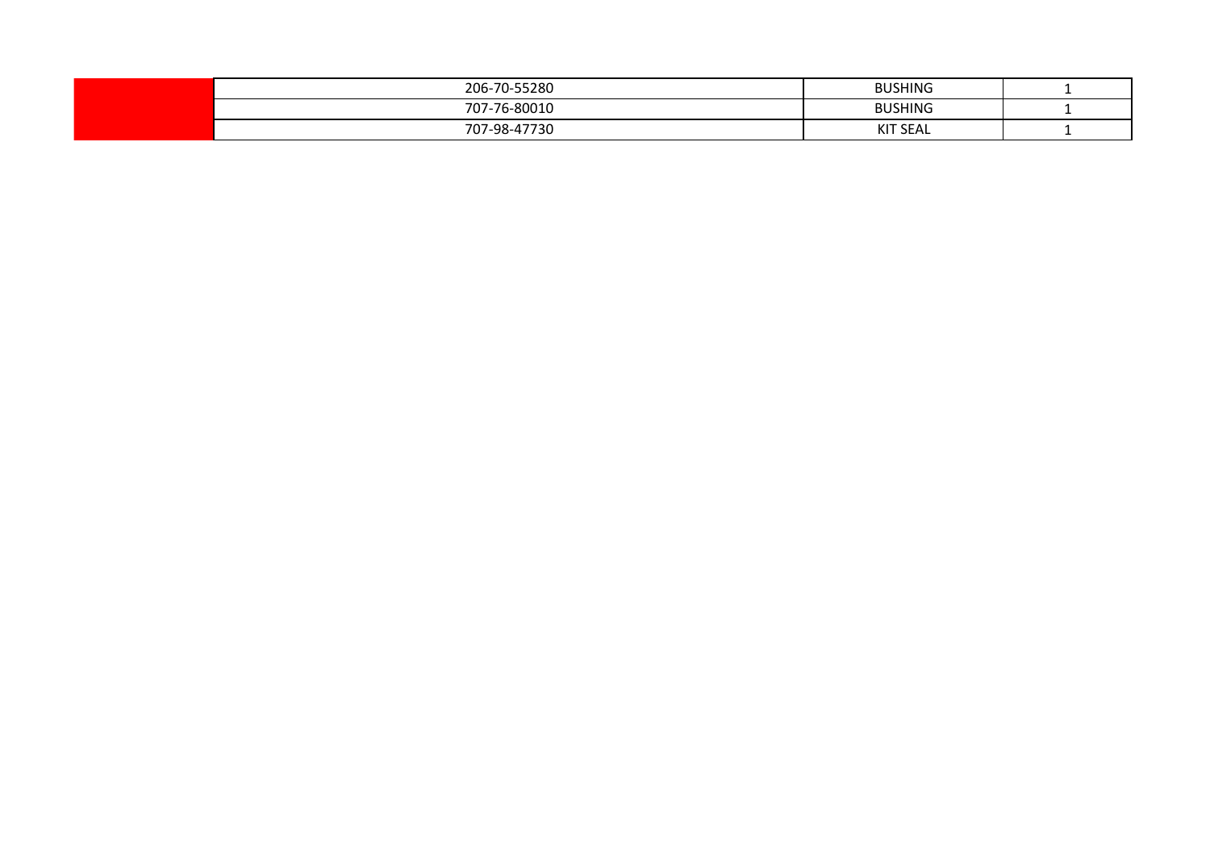| | | | |
|---|---|---|---|
| | 206-70-55280 | BUSHING | 1 |
| | 707-76-80010 | BUSHING | 1 |
| | 707-98-47730 | KIT SEAL | 1 |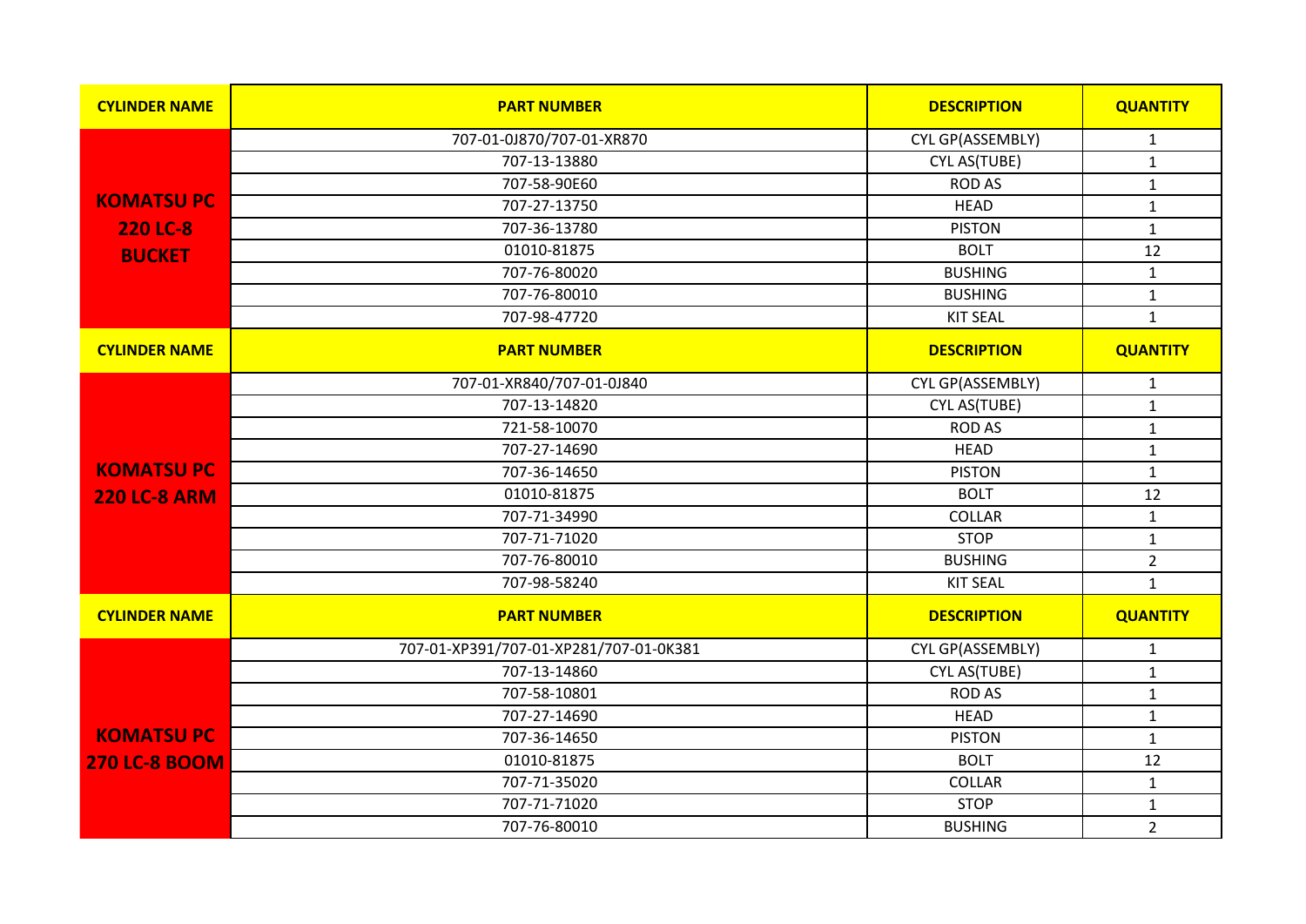| CYLINDER NAME | PART NUMBER | DESCRIPTION | QUANTITY |
|---|---|---|---|
| KOMATSU PC 220 LC-8 BUCKET | 707-01-0J870/707-01-XR870 | CYL GP(ASSEMBLY) | 1 |
| | 707-13-13880 | CYL AS(TUBE) | 1 |
| | 707-58-90E60 | ROD AS | 1 |
| | 707-27-13750 | HEAD | 1 |
| | 707-36-13780 | PISTON | 1 |
| | 01010-81875 | BOLT | 12 |
| | 707-76-80020 | BUSHING | 1 |
| | 707-76-80010 | BUSHING | 1 |
| | 707-98-47720 | KIT SEAL | 1 |

| CYLINDER NAME | PART NUMBER | DESCRIPTION | QUANTITY |
|---|---|---|---|
| KOMATSU PC 220 LC-8 ARM | 707-01-XR840/707-01-0J840 | CYL GP(ASSEMBLY) | 1 |
| | 707-13-14820 | CYL AS(TUBE) | 1 |
| | 721-58-10070 | ROD AS | 1 |
| | 707-27-14690 | HEAD | 1 |
| | 707-36-14650 | PISTON | 1 |
| | 01010-81875 | BOLT | 12 |
| | 707-71-34990 | COLLAR | 1 |
| | 707-71-71020 | STOP | 1 |
| | 707-76-80010 | BUSHING | 2 |
| | 707-98-58240 | KIT SEAL | 1 |

| CYLINDER NAME | PART NUMBER | DESCRIPTION | QUANTITY |
|---|---|---|---|
| KOMATSU PC 270 LC-8 BOOM | 707-01-XP391/707-01-XP281/707-01-0K381 | CYL GP(ASSEMBLY) | 1 |
| | 707-13-14860 | CYL AS(TUBE) | 1 |
| | 707-58-10801 | ROD AS | 1 |
| | 707-27-14690 | HEAD | 1 |
| | 707-36-14650 | PISTON | 1 |
| | 01010-81875 | BOLT | 12 |
| | 707-71-35020 | COLLAR | 1 |
| | 707-71-71020 | STOP | 1 |
| | 707-76-80010 | BUSHING | 2 |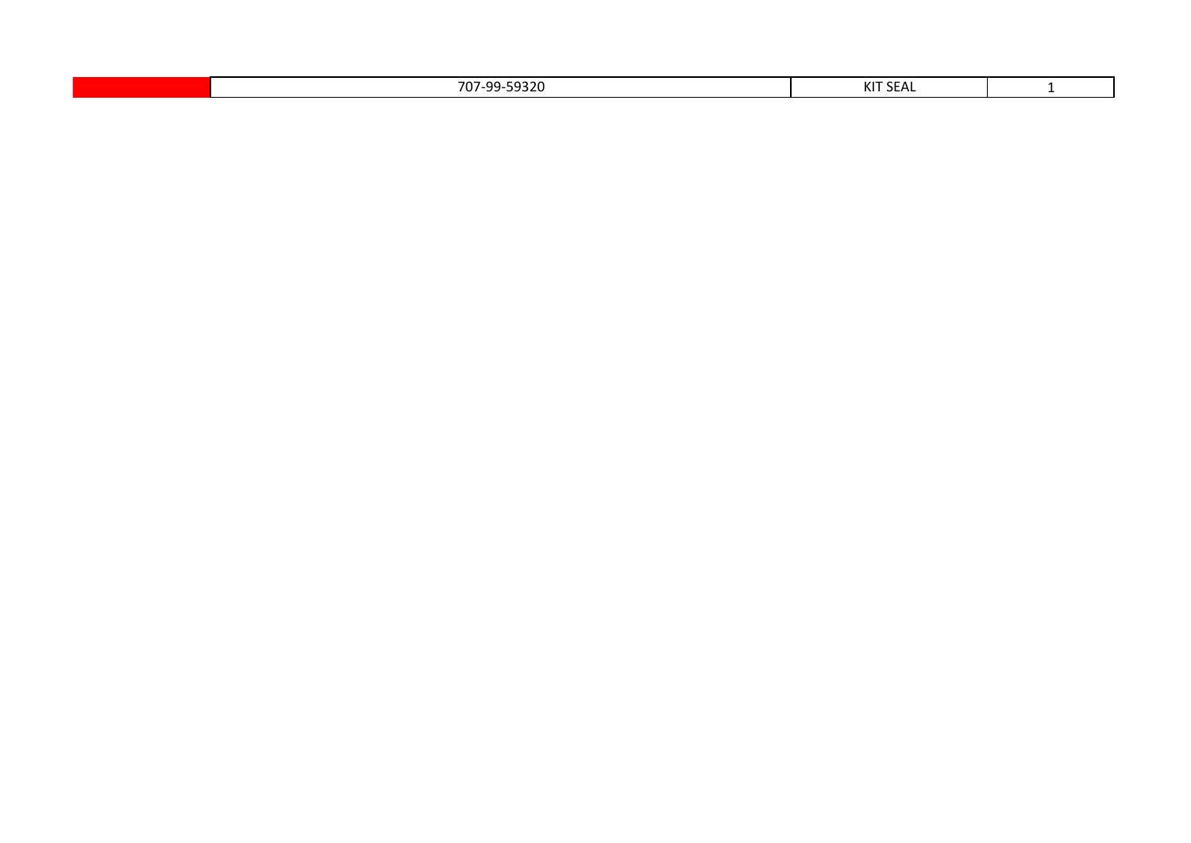|  | 707-99-59320 | KIT SEAL | 1 |
|---|---|---|---|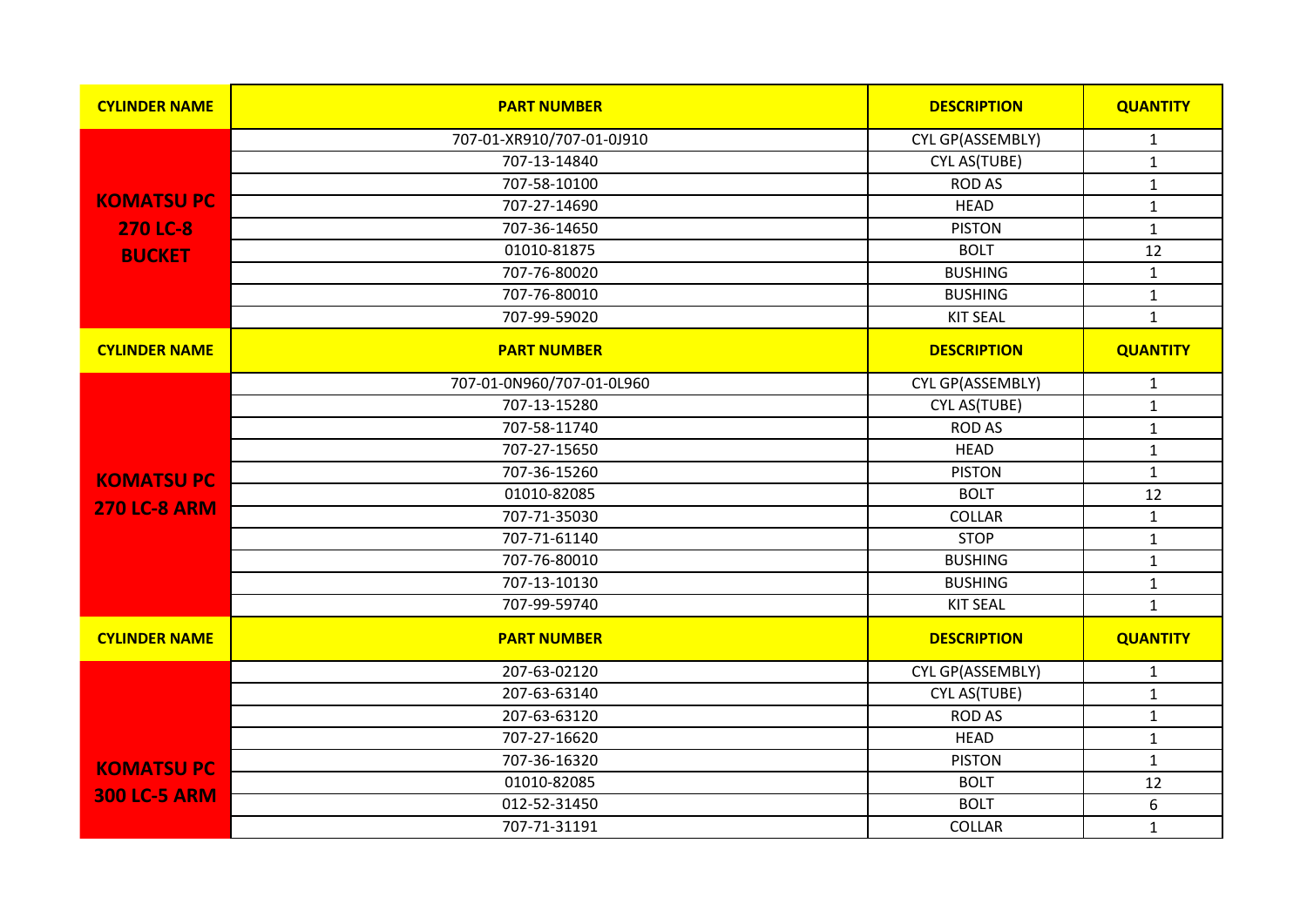| CYLINDER NAME | PART NUMBER | DESCRIPTION | QUANTITY |
|---|---|---|---|
| **KOMATSU PC 270 LC-8 BUCKET** | 707-01-XR910/707-01-0J910 | CYL GP(ASSEMBLY) | 1 |
| | 707-13-14840 | CYL AS(TUBE) | 1 |
| | 707-58-10100 | ROD AS | 1 |
| | 707-27-14690 | HEAD | 1 |
| | 707-36-14650 | PISTON | 1 |
| | 01010-81875 | BOLT | 12 |
| | 707-76-80020 | BUSHING | 1 |
| | 707-76-80010 | BUSHING | 1 |
| | 707-99-59020 | KIT SEAL | 1 |

| CYLINDER NAME | PART NUMBER | DESCRIPTION | QUANTITY |
|---|---|---|---|
| **KOMATSU PC 270 LC-8 ARM** | 707-01-0N960/707-01-0L960 | CYL GP(ASSEMBLY) | 1 |
| | 707-13-15280 | CYL AS(TUBE) | 1 |
| | 707-58-11740 | ROD AS | 1 |
| | 707-27-15650 | HEAD | 1 |
| | 707-36-15260 | PISTON | 1 |
| | 01010-82085 | BOLT | 12 |
| | 707-71-35030 | COLLAR | 1 |
| | 707-71-61140 | STOP | 1 |
| | 707-76-80010 | BUSHING | 1 |
| | 707-13-10130 | BUSHING | 1 |
| | 707-99-59740 | KIT SEAL | 1 |

| CYLINDER NAME | PART NUMBER | DESCRIPTION | QUANTITY |
|---|---|---|---|
| **KOMATSU PC 300 LC-5 ARM** | 207-63-02120 | CYL GP(ASSEMBLY) | 1 |
| | 207-63-63140 | CYL AS(TUBE) | 1 |
| | 207-63-63120 | ROD AS | 1 |
| | 707-27-16620 | HEAD | 1 |
| | 707-36-16320 | PISTON | 1 |
| | 01010-82085 | BOLT | 12 |
| | 012-52-31450 | BOLT | 6 |
| | 707-71-31191 | COLLAR | 1 |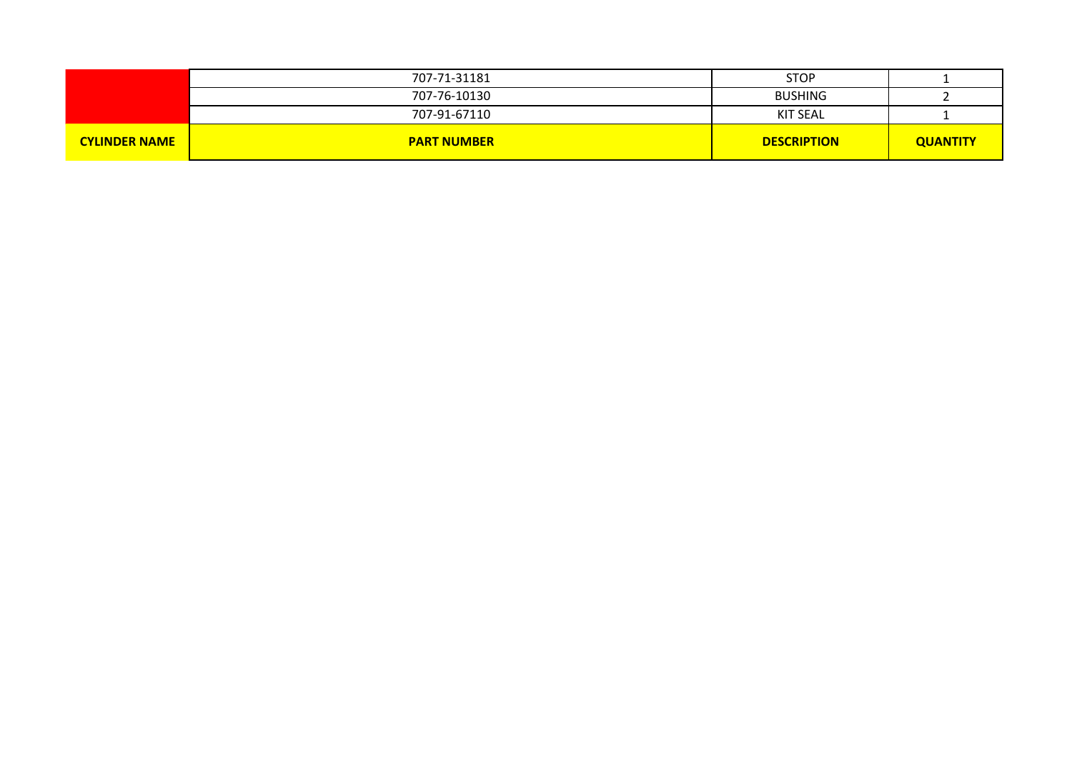|  | 707-71-31181 | STOP | 1 |
|---|---|---|---|
|  | 707-76-10130 | BUSHING | 2 |
|  | 707-91-67110 | KIT SEAL | 1 |
| **CYLINDER NAME** | **PART NUMBER** | **DESCRIPTION** | **QUANTITY** |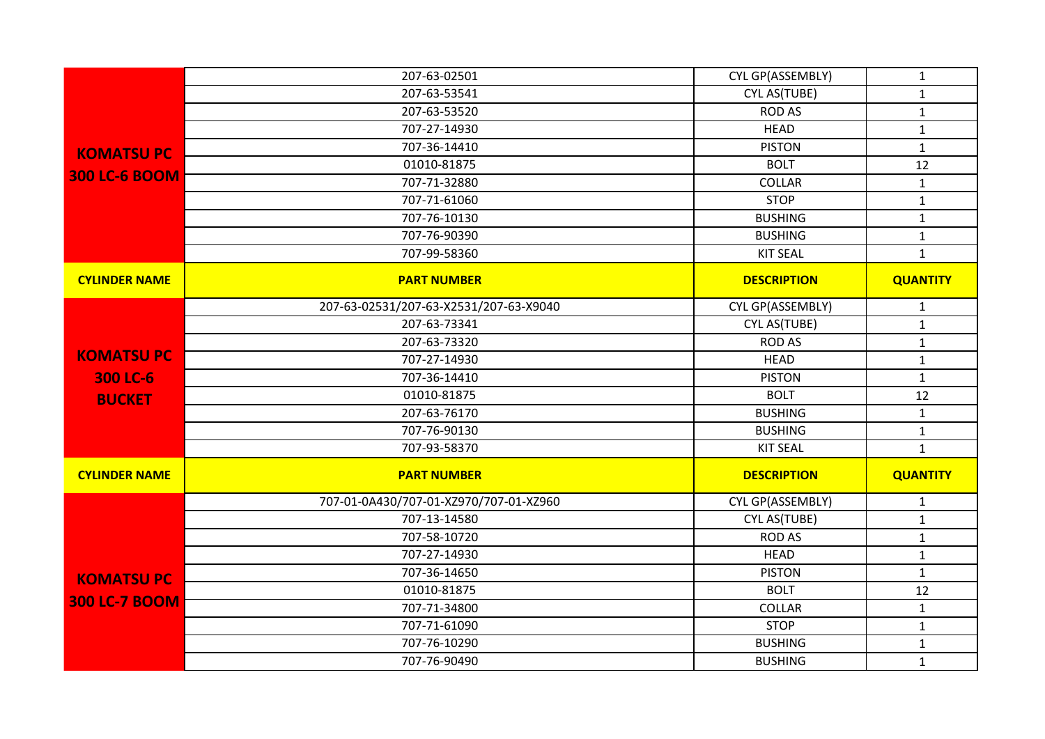| CYLINDER NAME | PART NUMBER | DESCRIPTION | QUANTITY |
|---|---|---|---|
| **KOMATSU PC 300 LC-6 BOOM** | 207-63-02501 | CYL GP(ASSEMBLY) | 1 |
| | 207-63-53541 | CYL AS(TUBE) | 1 |
| | 207-63-53520 | ROD AS | 1 |
| | 707-27-14930 | HEAD | 1 |
| | 707-36-14410 | PISTON | 1 |
| | 01010-81875 | BOLT | 12 |
| | 707-71-32880 | COLLAR | 1 |
| | 707-71-61060 | STOP | 1 |
| | 707-76-10130 | BUSHING | 1 |
| | 707-76-90390 | BUSHING | 1 |
| | 707-99-58360 | KIT SEAL | 1 |

| CYLINDER NAME | PART NUMBER | DESCRIPTION | QUANTITY |
|---|---|---|---|
| **KOMATSU PC 300 LC-6 BUCKET** | 207-63-02531/207-63-X2531/207-63-X9040 | CYL GP(ASSEMBLY) | 1 |
| | 207-63-73341 | CYL AS(TUBE) | 1 |
| | 207-63-73320 | ROD AS | 1 |
| | 707-27-14930 | HEAD | 1 |
| | 707-36-14410 | PISTON | 1 |
| | 01010-81875 | BOLT | 12 |
| | 207-63-76170 | BUSHING | 1 |
| | 707-76-90130 | BUSHING | 1 |
| | 707-93-58370 | KIT SEAL | 1 |

| CYLINDER NAME | PART NUMBER | DESCRIPTION | QUANTITY |
|---|---|---|---|
| **KOMATSU PC 300 LC-7 BOOM** | 707-01-0A430/707-01-XZ970/707-01-XZ960 | CYL GP(ASSEMBLY) | 1 |
| | 707-13-14580 | CYL AS(TUBE) | 1 |
| | 707-58-10720 | ROD AS | 1 |
| | 707-27-14930 | HEAD | 1 |
| | 707-36-14650 | PISTON | 1 |
| | 01010-81875 | BOLT | 12 |
| | 707-71-34800 | COLLAR | 1 |
| | 707-71-61090 | STOP | 1 |
| | 707-76-10290 | BUSHING | 1 |
| | 707-76-90490 | BUSHING | 1 |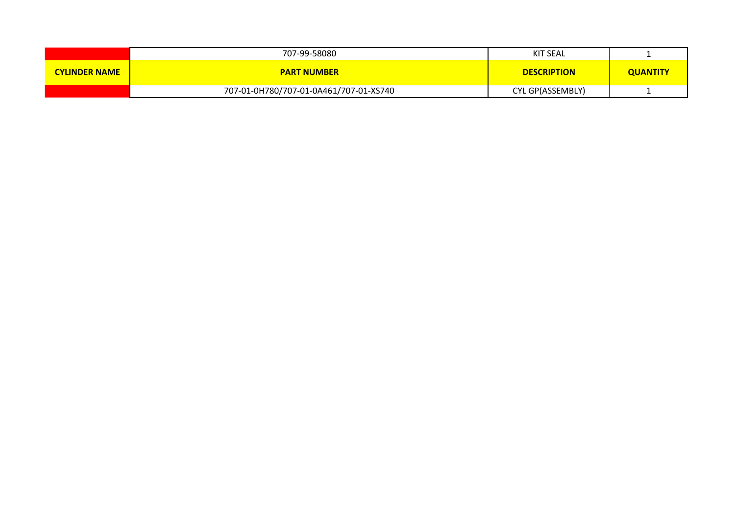| | 707-99-58080 | KIT SEAL | 1 |
|---|---|---|---|
| **CYLINDER NAME** | **PART NUMBER** | **DESCRIPTION** | **QUANTITY** |
| | 707-01-0H780/707-01-0A461/707-01-XS740 | CYL GP(ASSEMBLY) | 1 |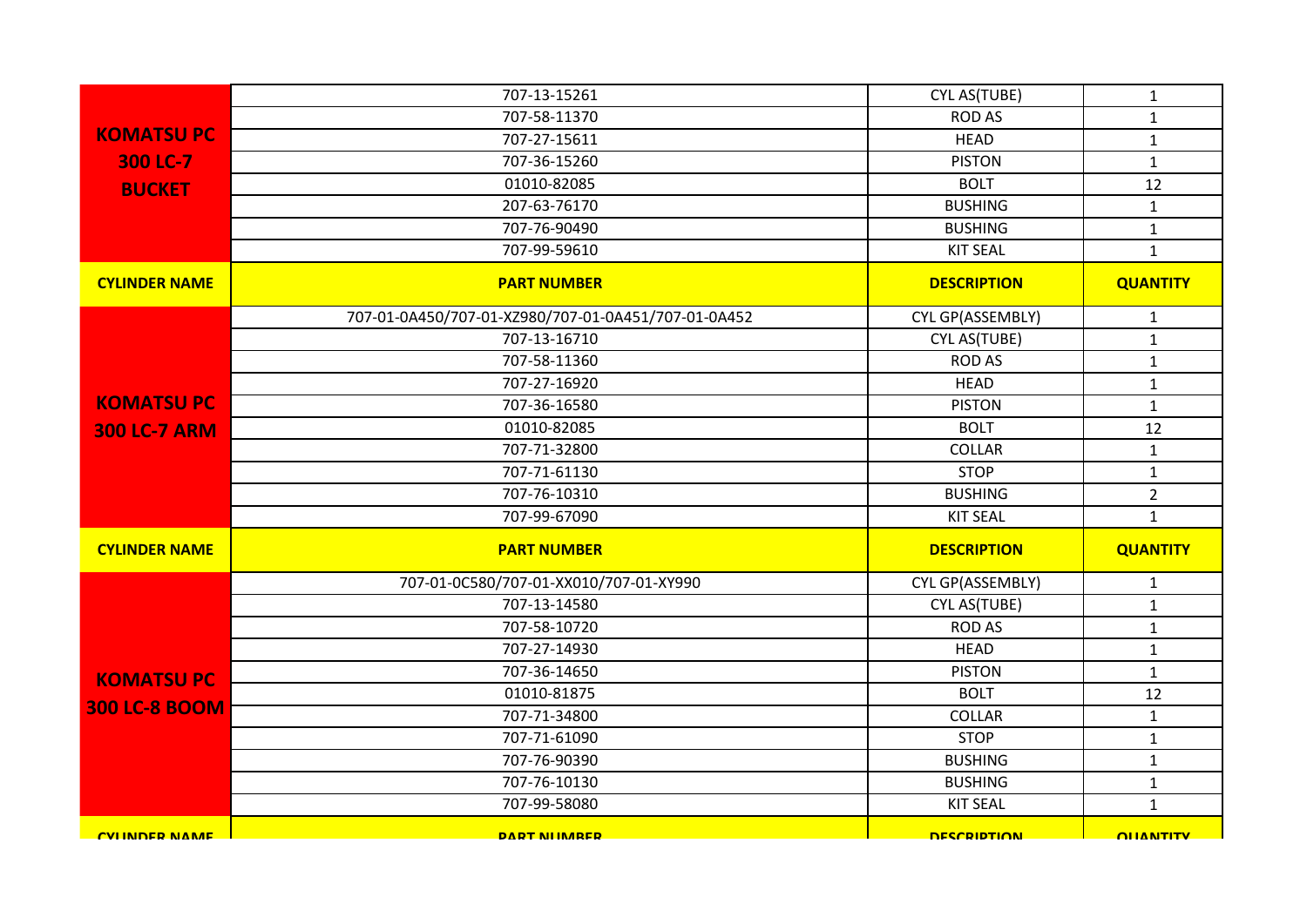| | | | |
|---|---|---|---|
| KOMATSU PC 300 LC-7 BUCKET | 707-13-15261 | CYL AS(TUBE) | 1 |
| | 707-58-11370 | ROD AS | 1 |
| | 707-27-15611 | HEAD | 1 |
| | 707-36-15260 | PISTON | 1 |
| | 01010-82085 | BOLT | 12 |
| | 207-63-76170 | BUSHING | 1 |
| | 707-76-90490 | BUSHING | 1 |
| | 707-99-59610 | KIT SEAL | 1 |

| CYLINDER NAME | PART NUMBER | DESCRIPTION | QUANTITY |
|---|---|---|---|
| KOMATSU PC 300 LC-7 ARM | 707-01-0A450/707-01-XZ980/707-01-0A451/707-01-0A452 | CYL GP(ASSEMBLY) | 1 |
| | 707-13-16710 | CYL AS(TUBE) | 1 |
| | 707-58-11360 | ROD AS | 1 |
| | 707-27-16920 | HEAD | 1 |
| | 707-36-16580 | PISTON | 1 |
| | 01010-82085 | BOLT | 12 |
| | 707-71-32800 | COLLAR | 1 |
| | 707-71-61130 | STOP | 1 |
| | 707-76-10310 | BUSHING | 2 |
| | 707-99-67090 | KIT SEAL | 1 |

| CYLINDER NAME | PART NUMBER | DESCRIPTION | QUANTITY |
|---|---|---|---|
| KOMATSU PC 300 LC-8 BOOM | 707-01-0C580/707-01-XX010/707-01-XY990 | CYL GP(ASSEMBLY) | 1 |
| | 707-13-14580 | CYL AS(TUBE) | 1 |
| | 707-58-10720 | ROD AS | 1 |
| | 707-27-14930 | HEAD | 1 |
| | 707-36-14650 | PISTON | 1 |
| | 01010-81875 | BOLT | 12 |
| | 707-71-34800 | COLLAR | 1 |
| | 707-71-61090 | STOP | 1 |
| | 707-76-90390 | BUSHING | 1 |
| | 707-76-10130 | BUSHING | 1 |
| | 707-99-58080 | KIT SEAL | 1 |

| CYLINDER NAME | PART NUMBER | DESCRIPTION | QUANTITY |
|---|---|---|---|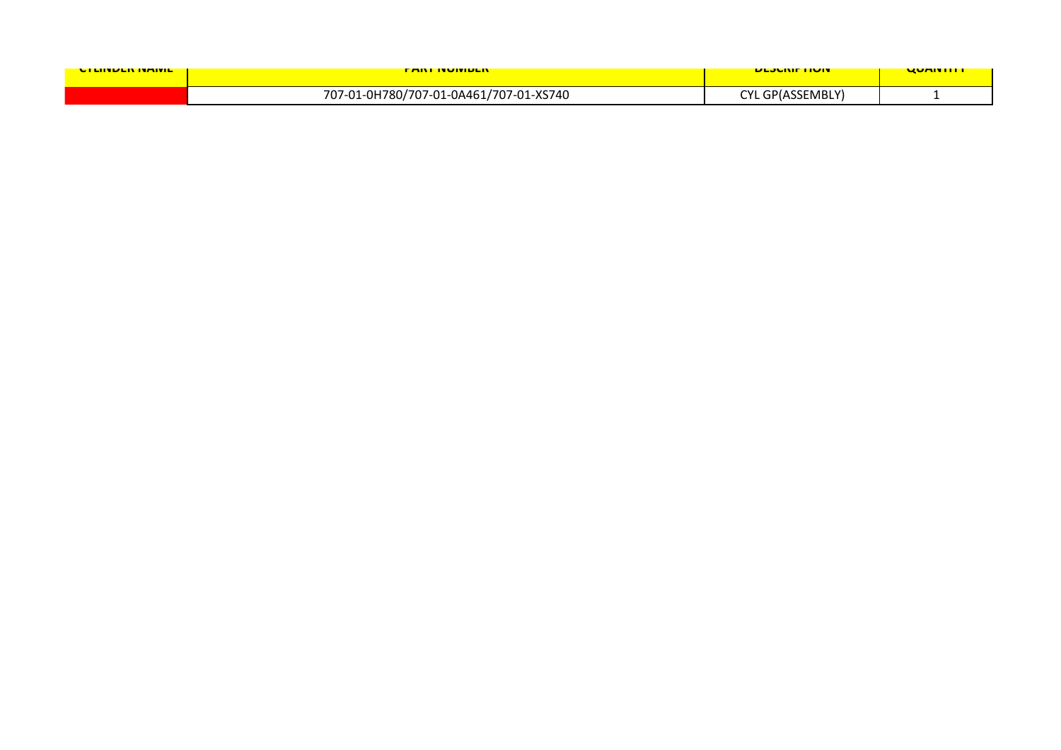| CYLINDER NAME | PART NUMBER | DESCRIPTION | QUANTITY |
| --- | --- | --- | --- |
| | 707-01-0H780/707-01-0A461/707-01-XS740 | CYL GP(ASSEMBLY) | 1 |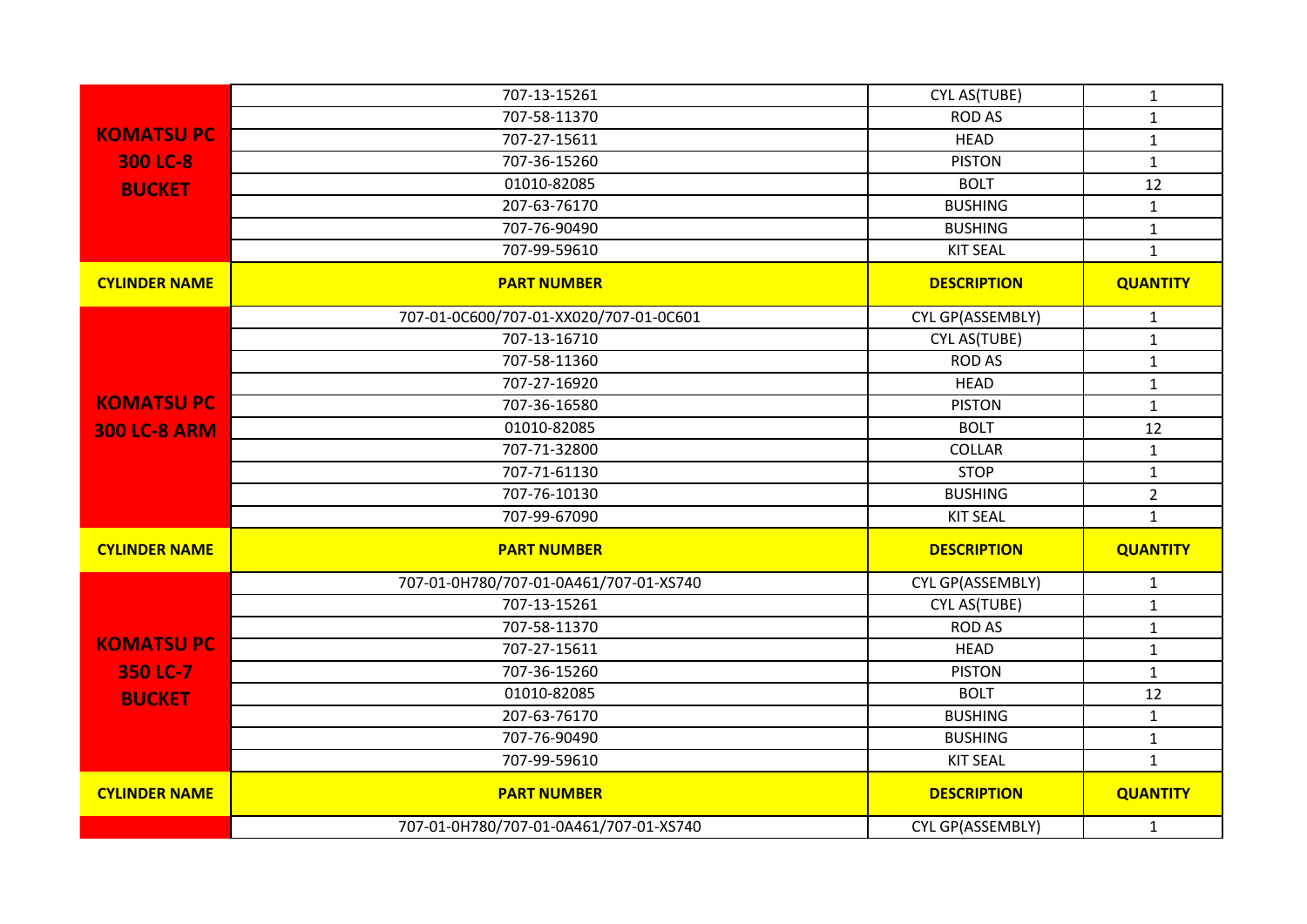| | | | |
|---|---|---|---|
| KOMATSU PC 300 LC-8 BUCKET | 707-13-15261 | CYL AS(TUBE) | 1 |
| | 707-58-11370 | ROD AS | 1 |
| | 707-27-15611 | HEAD | 1 |
| | 707-36-15260 | PISTON | 1 |
| | 01010-82085 | BOLT | 12 |
| | 207-63-76170 | BUSHING | 1 |
| | 707-76-90490 | BUSHING | 1 |
| | 707-99-59610 | KIT SEAL | 1 |
| **CYLINDER NAME** | **PART NUMBER** | **DESCRIPTION** | **QUANTITY** |
| KOMATSU PC 300 LC-8 ARM | 707-01-0C600/707-01-XX020/707-01-0C601 | CYL GP(ASSEMBLY) | 1 |
| | 707-13-16710 | CYL AS(TUBE) | 1 |
| | 707-58-11360 | ROD AS | 1 |
| | 707-27-16920 | HEAD | 1 |
| | 707-36-16580 | PISTON | 1 |
| | 01010-82085 | BOLT | 12 |
| | 707-71-32800 | COLLAR | 1 |
| | 707-71-61130 | STOP | 1 |
| | 707-76-10130 | BUSHING | 2 |
| | 707-99-67090 | KIT SEAL | 1 |
| **CYLINDER NAME** | **PART NUMBER** | **DESCRIPTION** | **QUANTITY** |
| KOMATSU PC 350 LC-7 BUCKET | 707-01-0H780/707-01-0A461/707-01-XS740 | CYL GP(ASSEMBLY) | 1 |
| | 707-13-15261 | CYL AS(TUBE) | 1 |
| | 707-58-11370 | ROD AS | 1 |
| | 707-27-15611 | HEAD | 1 |
| | 707-36-15260 | PISTON | 1 |
| | 01010-82085 | BOLT | 12 |
| | 207-63-76170 | BUSHING | 1 |
| | 707-76-90490 | BUSHING | 1 |
| | 707-99-59610 | KIT SEAL | 1 |
| **CYLINDER NAME** | **PART NUMBER** | **DESCRIPTION** | **QUANTITY** |
| | 707-01-0H780/707-01-0A461/707-01-XS740 | CYL GP(ASSEMBLY) | 1 |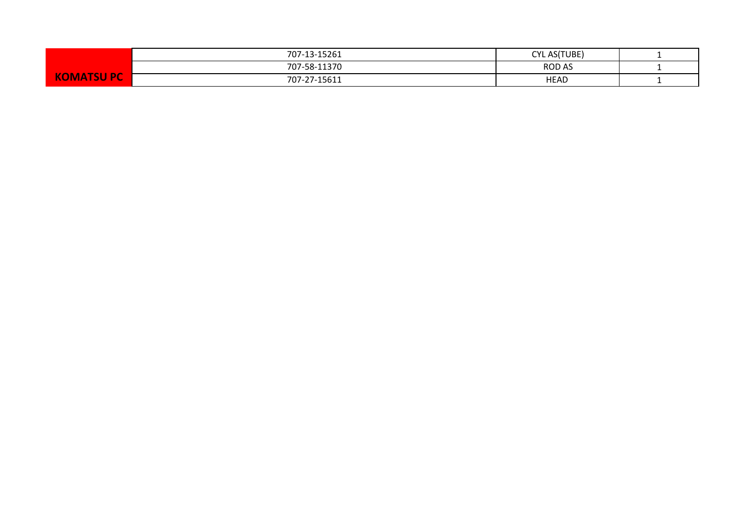| KOMATSU PC | 707-13-15261 | CYL AS(TUBE) | 1 |
| --- | --- | --- | --- |
| | 707-58-11370 | ROD AS | 1 |
| | 707-27-15611 | HEAD | 1 |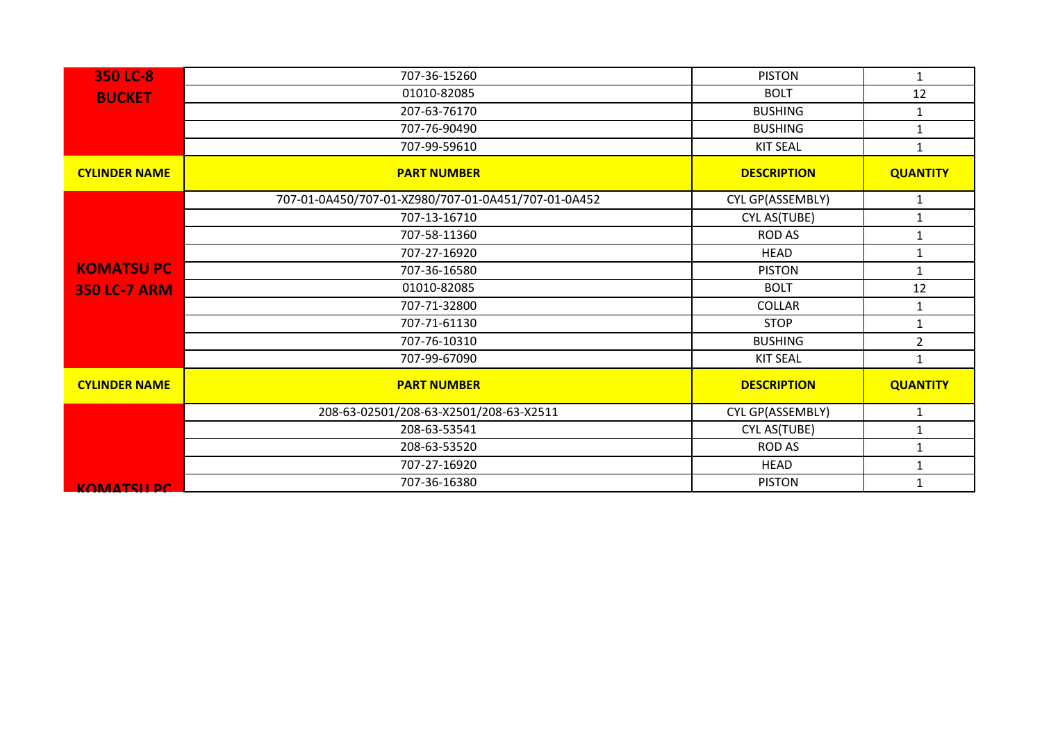| 350 LC-8 BUCKET | 707-36-15260 | PISTON | 1 |
|---|---|---|---|
| | 01010-82085 | BOLT | 12 |
| | 207-63-76170 | BUSHING | 1 |
| | 707-76-90490 | BUSHING | 1 |
| | 707-99-59610 | KIT SEAL | 1 |
| **CYLINDER NAME** | **PART NUMBER** | **DESCRIPTION** | **QUANTITY** |
| KOMATSU PC 350 LC-7 ARM | 707-01-0A450/707-01-XZ980/707-01-0A451/707-01-0A452 | CYL GP(ASSEMBLY) | 1 |
| | 707-13-16710 | CYL AS(TUBE) | 1 |
| | 707-58-11360 | ROD AS | 1 |
| | 707-27-16920 | HEAD | 1 |
| | 707-36-16580 | PISTON | 1 |
| | 01010-82085 | BOLT | 12 |
| | 707-71-32800 | COLLAR | 1 |
| | 707-71-61130 | STOP | 1 |
| | 707-76-10310 | BUSHING | 2 |
| | 707-99-67090 | KIT SEAL | 1 |
| **CYLINDER NAME** | **PART NUMBER** | **DESCRIPTION** | **QUANTITY** |
| KOMATSU PC | 208-63-02501/208-63-X2501/208-63-X2511 | CYL GP(ASSEMBLY) | 1 |
| | 208-63-53541 | CYL AS(TUBE) | 1 |
| | 208-63-53520 | ROD AS | 1 |
| | 707-27-16920 | HEAD | 1 |
| | 707-36-16380 | PISTON | 1 |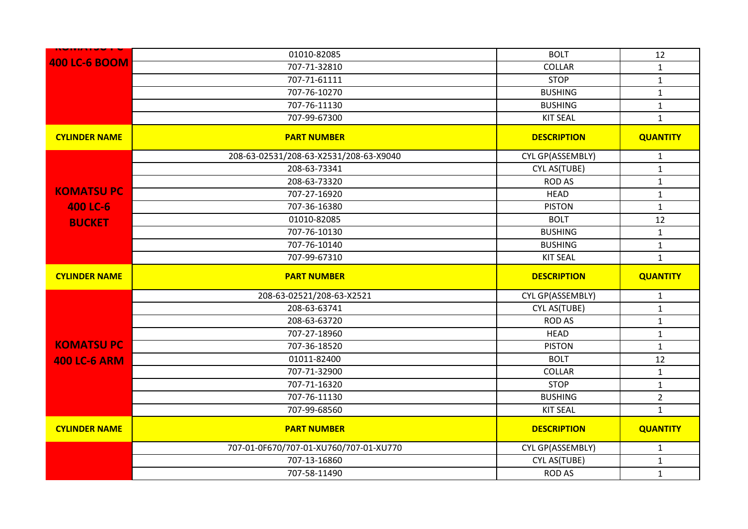| KOMATSU PC 400 LC-6 BOOM | 01010-82085 | BOLT | 12 |
|---|---|---|---|
| | 707-71-32810 | COLLAR | 1 |
| | 707-71-61111 | STOP | 1 |
| | 707-76-10270 | BUSHING | 1 |
| | 707-76-11130 | BUSHING | 1 |
| | 707-99-67300 | KIT SEAL | 1 |
| **CYLINDER NAME** | **PART NUMBER** | **DESCRIPTION** | **QUANTITY** |
| **KOMATSU PC 400 LC-6 BUCKET** | 208-63-02531/208-63-X2531/208-63-X9040 | CYL GP(ASSEMBLY) | 1 |
| | 208-63-73341 | CYL AS(TUBE) | 1 |
| | 208-63-73320 | ROD AS | 1 |
| | 707-27-16920 | HEAD | 1 |
| | 707-36-16380 | PISTON | 1 |
| | 01010-82085 | BOLT | 12 |
| | 707-76-10130 | BUSHING | 1 |
| | 707-76-10140 | BUSHING | 1 |
| | 707-99-67310 | KIT SEAL | 1 |
| **CYLINDER NAME** | **PART NUMBER** | **DESCRIPTION** | **QUANTITY** |
| **KOMATSU PC 400 LC-6 ARM** | 208-63-02521/208-63-X2521 | CYL GP(ASSEMBLY) | 1 |
| | 208-63-63741 | CYL AS(TUBE) | 1 |
| | 208-63-63720 | ROD AS | 1 |
| | 707-27-18960 | HEAD | 1 |
| | 707-36-18520 | PISTON | 1 |
| | 01011-82400 | BOLT | 12 |
| | 707-71-32900 | COLLAR | 1 |
| | 707-71-16320 | STOP | 1 |
| | 707-76-11130 | BUSHING | 2 |
| | 707-99-68560 | KIT SEAL | 1 |
| **CYLINDER NAME** | **PART NUMBER** | **DESCRIPTION** | **QUANTITY** |
| | 707-01-0F670/707-01-XU760/707-01-XU770 | CYL GP(ASSEMBLY) | 1 |
| | 707-13-16860 | CYL AS(TUBE) | 1 |
| | 707-58-11490 | ROD AS | 1 |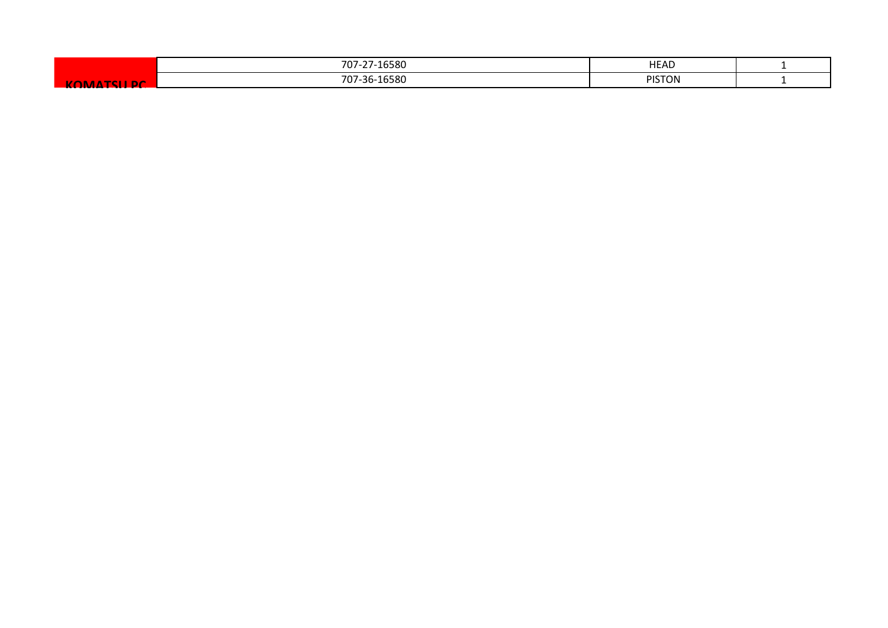| KOMATSU PC | 707-27-16580 | HEAD | 1 |
| --- | --- | --- | --- |
| | 707-36-16580 | PISTON | 1 |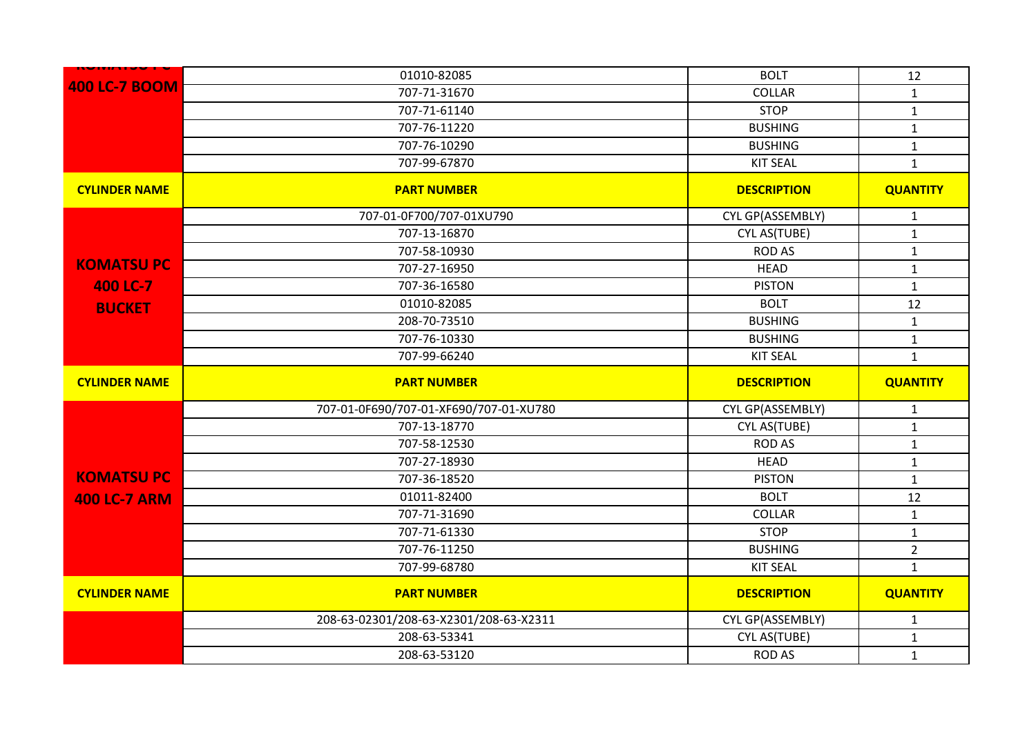| CYLINDER NAME | PART NUMBER | DESCRIPTION | QUANTITY |
|---|---|---|---|
| KOMATSU PC 400 LC-7 BOOM | 01010-82085 | BOLT | 12 |
| | 707-71-31670 | COLLAR | 1 |
| | 707-71-61140 | STOP | 1 |
| | 707-76-11220 | BUSHING | 1 |
| | 707-76-10290 | BUSHING | 1 |
| | 707-99-67870 | KIT SEAL | 1 |

| CYLINDER NAME | PART NUMBER | DESCRIPTION | QUANTITY |
|---|---|---|---|
| KOMATSU PC 400 LC-7 BUCKET | 707-01-0F700/707-01XU790 | CYL GP(ASSEMBLY) | 1 |
| | 707-13-16870 | CYL AS(TUBE) | 1 |
| | 707-58-10930 | ROD AS | 1 |
| | 707-27-16950 | HEAD | 1 |
| | 707-36-16580 | PISTON | 1 |
| | 01010-82085 | BOLT | 12 |
| | 208-70-73510 | BUSHING | 1 |
| | 707-76-10330 | BUSHING | 1 |
| | 707-99-66240 | KIT SEAL | 1 |

| CYLINDER NAME | PART NUMBER | DESCRIPTION | QUANTITY |
|---|---|---|---|
| KOMATSU PC 400 LC-7 ARM | 707-01-0F690/707-01-XF690/707-01-XU780 | CYL GP(ASSEMBLY) | 1 |
| | 707-13-18770 | CYL AS(TUBE) | 1 |
| | 707-58-12530 | ROD AS | 1 |
| | 707-27-18930 | HEAD | 1 |
| | 707-36-18520 | PISTON | 1 |
| | 01011-82400 | BOLT | 12 |
| | 707-71-31690 | COLLAR | 1 |
| | 707-71-61330 | STOP | 1 |
| | 707-76-11250 | BUSHING | 2 |
| | 707-99-68780 | KIT SEAL | 1 |

| CYLINDER NAME | PART NUMBER | DESCRIPTION | QUANTITY |
|---|---|---|---|
| | 208-63-02301/208-63-X2301/208-63-X2311 | CYL GP(ASSEMBLY) | 1 |
| | 208-63-53341 | CYL AS(TUBE) | 1 |
| | 208-63-53120 | ROD AS | 1 |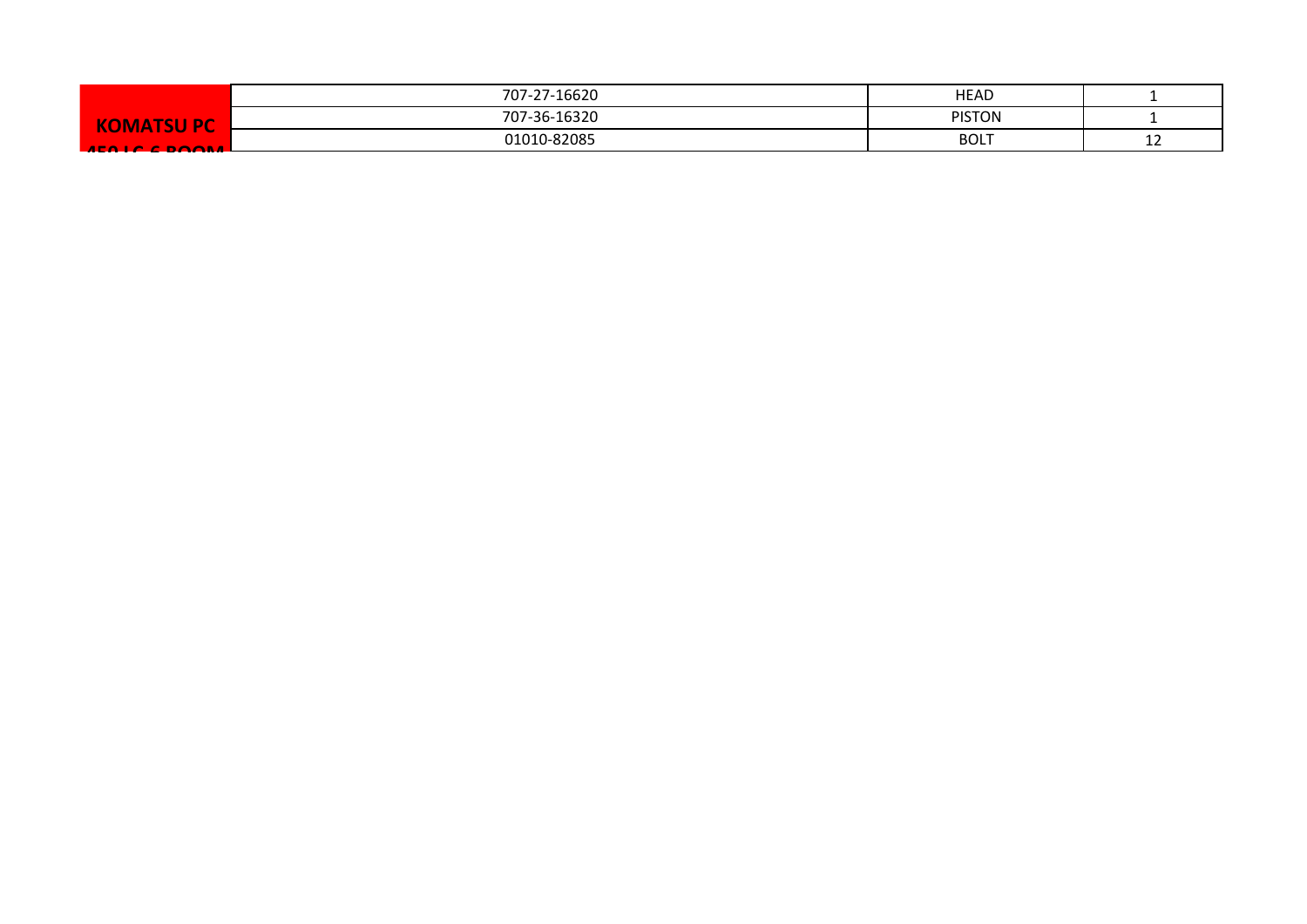| KOMATSU PC 450 LC-6 BOOM | 707-27-16620 | HEAD | 1 |
| --- | --- | --- | --- |
| | 707-36-16320 | PISTON | 1 |
| | 01010-82085 | BOLT | 12 |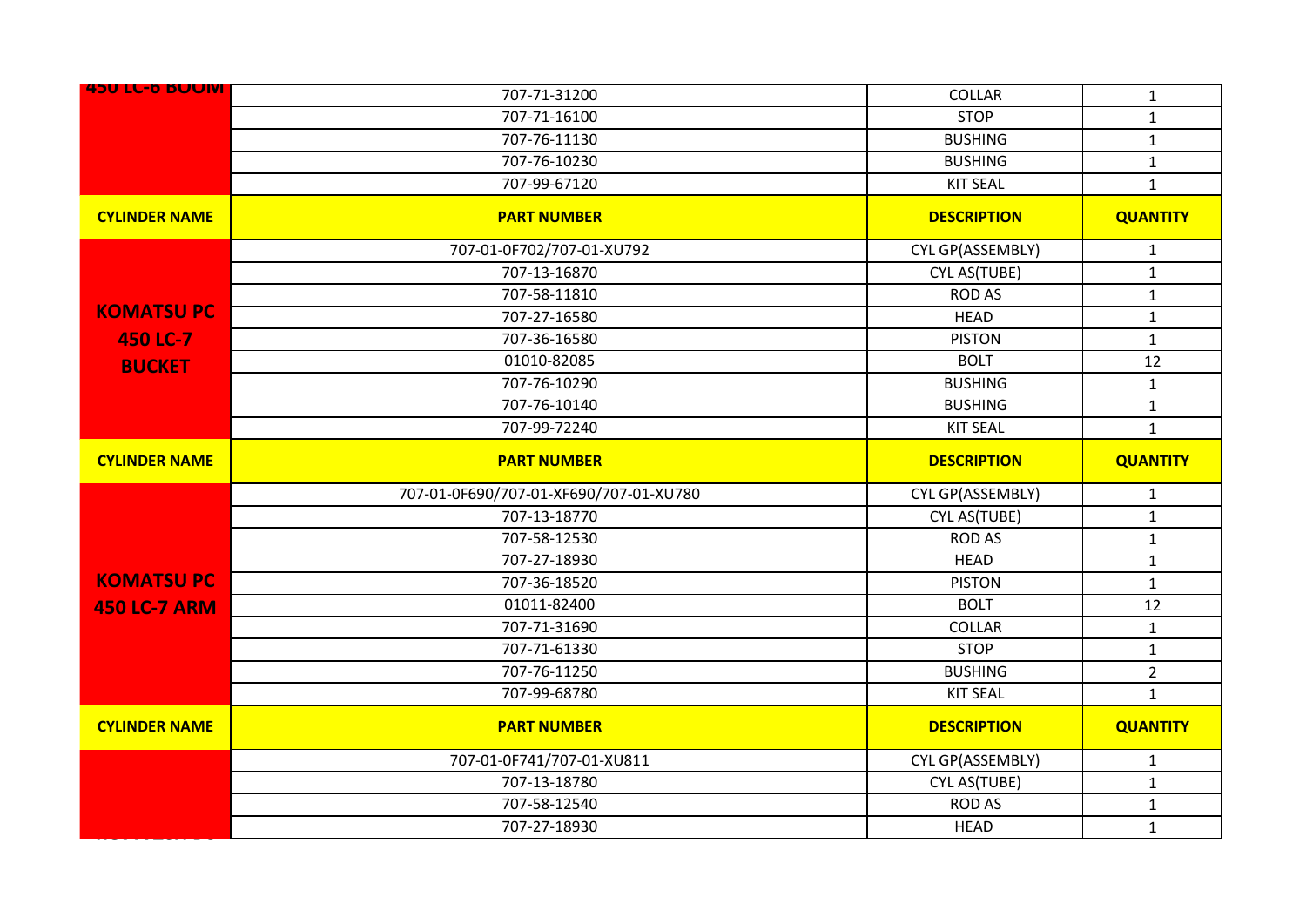| 450 LC-6 BOOM | 707-71-31200 | COLLAR | 1 |
|---|---|---|---|
| | 707-71-16100 | STOP | 1 |
| | 707-76-11130 | BUSHING | 1 |
| | 707-76-10230 | BUSHING | 1 |
| | 707-99-67120 | KIT SEAL | 1 |

| CYLINDER NAME | PART NUMBER | DESCRIPTION | QUANTITY |
|---|---|---|---|
| KOMATSU PC 450 LC-7 BUCKET | 707-01-0F702/707-01-XU792 | CYL GP(ASSEMBLY) | 1 |
| | 707-13-16870 | CYL AS(TUBE) | 1 |
| | 707-58-11810 | ROD AS | 1 |
| | 707-27-16580 | HEAD | 1 |
| | 707-36-16580 | PISTON | 1 |
| | 01010-82085 | BOLT | 12 |
| | 707-76-10290 | BUSHING | 1 |
| | 707-76-10140 | BUSHING | 1 |
| | 707-99-72240 | KIT SEAL | 1 |

| CYLINDER NAME | PART NUMBER | DESCRIPTION | QUANTITY |
|---|---|---|---|
| KOMATSU PC 450 LC-7 ARM | 707-01-0F690/707-01-XF690/707-01-XU780 | CYL GP(ASSEMBLY) | 1 |
| | 707-13-18770 | CYL AS(TUBE) | 1 |
| | 707-58-12530 | ROD AS | 1 |
| | 707-27-18930 | HEAD | 1 |
| | 707-36-18520 | PISTON | 1 |
| | 01011-82400 | BOLT | 12 |
| | 707-71-31690 | COLLAR | 1 |
| | 707-71-61330 | STOP | 1 |
| | 707-76-11250 | BUSHING | 2 |
| | 707-99-68780 | KIT SEAL | 1 |

| CYLINDER NAME | PART NUMBER | DESCRIPTION | QUANTITY |
|---|---|---|---|
| | 707-01-0F741/707-01-XU811 | CYL GP(ASSEMBLY) | 1 |
| | 707-13-18780 | CYL AS(TUBE) | 1 |
| | 707-58-12540 | ROD AS | 1 |
| | 707-27-18930 | HEAD | 1 |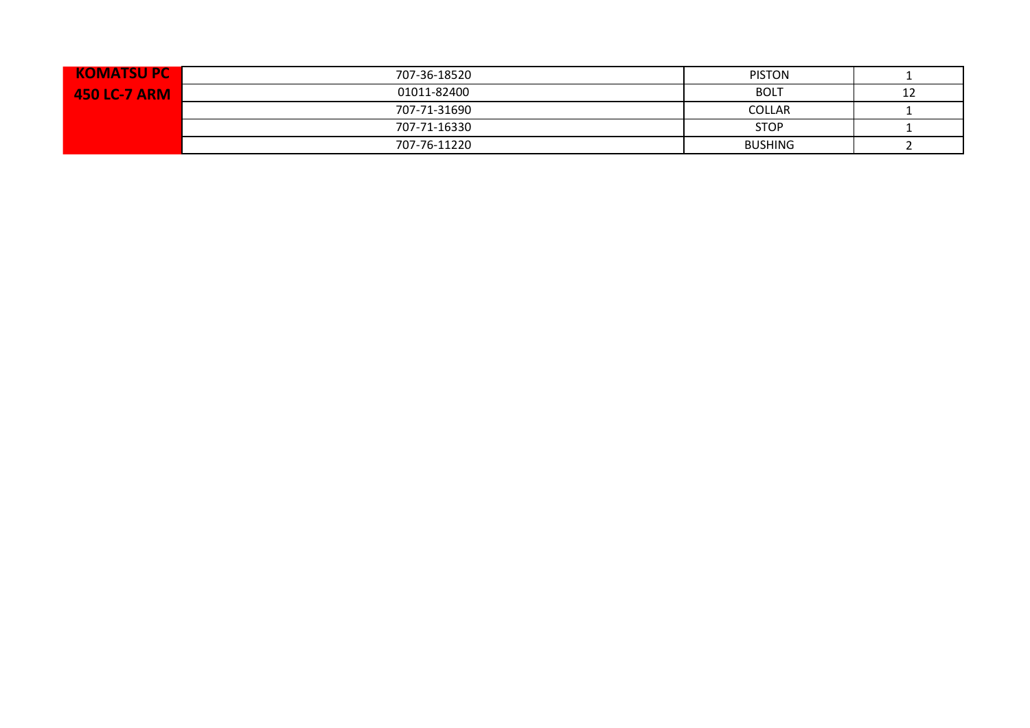| KOMATSU PC 450 LC-7 ARM | 707-36-18520 | PISTON | 1 |
|---|---|---|---|
| | 01011-82400 | BOLT | 12 |
| | 707-71-31690 | COLLAR | 1 |
| | 707-71-16330 | STOP | 1 |
| | 707-76-11220 | BUSHING | 2 |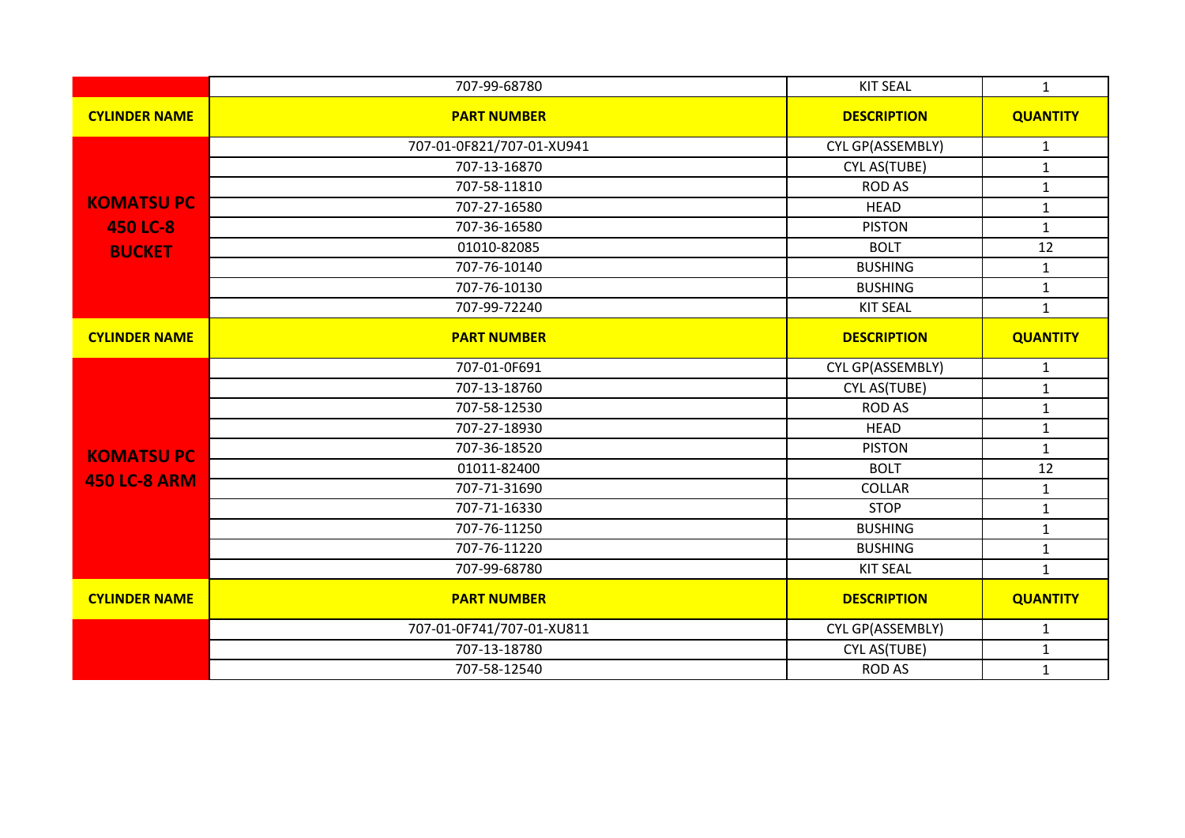| | 707-99-68780 | KIT SEAL | 1 |
|---|---|---|---|
| **CYLINDER NAME** | **PART NUMBER** | **DESCRIPTION** | **QUANTITY** |
| **KOMATSU PC 450 LC-8 BUCKET** | 707-01-0F821/707-01-XU941 | CYL GP(ASSEMBLY) | 1 |
| | 707-13-16870 | CYL AS(TUBE) | 1 |
| | 707-58-11810 | ROD AS | 1 |
| | 707-27-16580 | HEAD | 1 |
| | 707-36-16580 | PISTON | 1 |
| | 01010-82085 | BOLT | 12 |
| | 707-76-10140 | BUSHING | 1 |
| | 707-76-10130 | BUSHING | 1 |
| | 707-99-72240 | KIT SEAL | 1 |
| **CYLINDER NAME** | **PART NUMBER** | **DESCRIPTION** | **QUANTITY** |
| **KOMATSU PC 450 LC-8 ARM** | 707-01-0F691 | CYL GP(ASSEMBLY) | 1 |
| | 707-13-18760 | CYL AS(TUBE) | 1 |
| | 707-58-12530 | ROD AS | 1 |
| | 707-27-18930 | HEAD | 1 |
| | 707-36-18520 | PISTON | 1 |
| | 01011-82400 | BOLT | 12 |
| | 707-71-31690 | COLLAR | 1 |
| | 707-71-16330 | STOP | 1 |
| | 707-76-11250 | BUSHING | 1 |
| | 707-76-11220 | BUSHING | 1 |
| | 707-99-68780 | KIT SEAL | 1 |
| **CYLINDER NAME** | **PART NUMBER** | **DESCRIPTION** | **QUANTITY** |
| | 707-01-0F741/707-01-XU811 | CYL GP(ASSEMBLY) | 1 |
| | 707-13-18780 | CYL AS(TUBE) | 1 |
| | 707-58-12540 | ROD AS | 1 |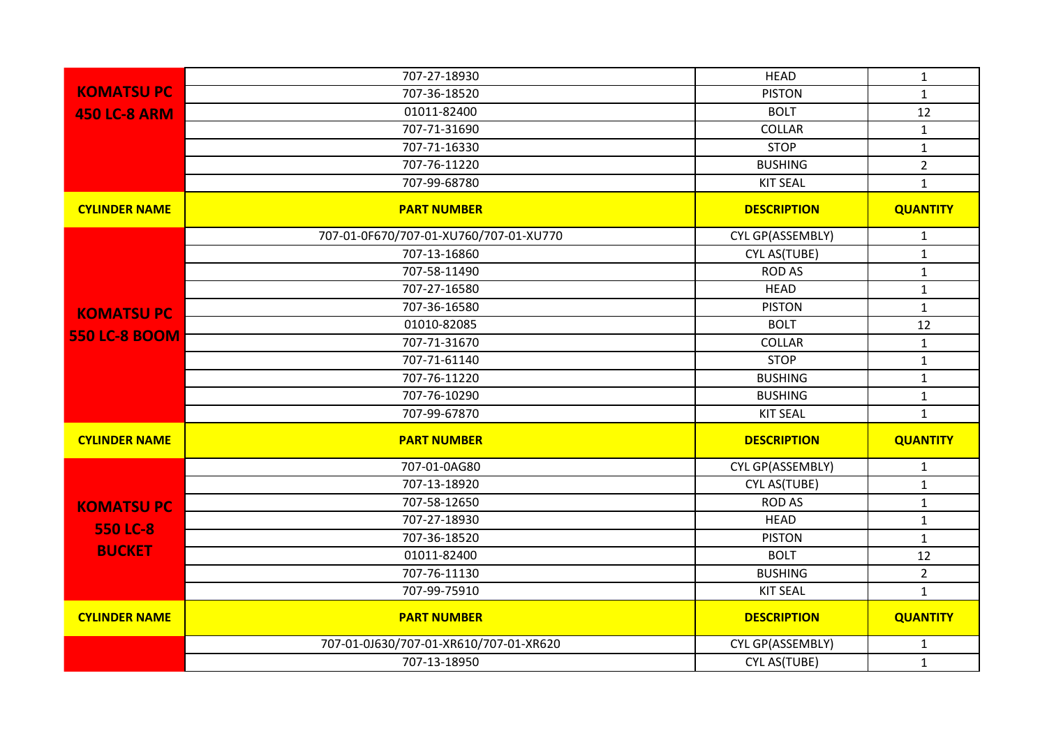| | | | |
|---|---|---|---|
| **KOMATSU PC 450 LC-8 ARM** | 707-27-18930 | HEAD | 1 |
| | 707-36-18520 | PISTON | 1 |
| | 01011-82400 | BOLT | 12 |
| | 707-71-31690 | COLLAR | 1 |
| | 707-71-16330 | STOP | 1 |
| | 707-76-11220 | BUSHING | 2 |
| | 707-99-68780 | KIT SEAL | 1 |

| CYLINDER NAME | PART NUMBER | DESCRIPTION | QUANTITY |
|---|---|---|---|
| **KOMATSU PC 550 LC-8 BOOM** | 707-01-0F670/707-01-XU760/707-01-XU770 | CYL GP(ASSEMBLY) | 1 |
| | 707-13-16860 | CYL AS(TUBE) | 1 |
| | 707-58-11490 | ROD AS | 1 |
| | 707-27-16580 | HEAD | 1 |
| | 707-36-16580 | PISTON | 1 |
| | 01010-82085 | BOLT | 12 |
| | 707-71-31670 | COLLAR | 1 |
| | 707-71-61140 | STOP | 1 |
| | 707-76-11220 | BUSHING | 1 |
| | 707-76-10290 | BUSHING | 1 |
| | 707-99-67870 | KIT SEAL | 1 |

| CYLINDER NAME | PART NUMBER | DESCRIPTION | QUANTITY |
|---|---|---|---|
| **KOMATSU PC 550 LC-8 BUCKET** | 707-01-0AG80 | CYL GP(ASSEMBLY) | 1 |
| | 707-13-18920 | CYL AS(TUBE) | 1 |
| | 707-58-12650 | ROD AS | 1 |
| | 707-27-18930 | HEAD | 1 |
| | 707-36-18520 | PISTON | 1 |
| | 01011-82400 | BOLT | 12 |
| | 707-76-11130 | BUSHING | 2 |
| | 707-99-75910 | KIT SEAL | 1 |

| CYLINDER NAME | PART NUMBER | DESCRIPTION | QUANTITY |
|---|---|---|---|
| | 707-01-0J630/707-01-XR610/707-01-XR620 | CYL GP(ASSEMBLY) | 1 |
| | 707-13-18950 | CYL AS(TUBE) | 1 |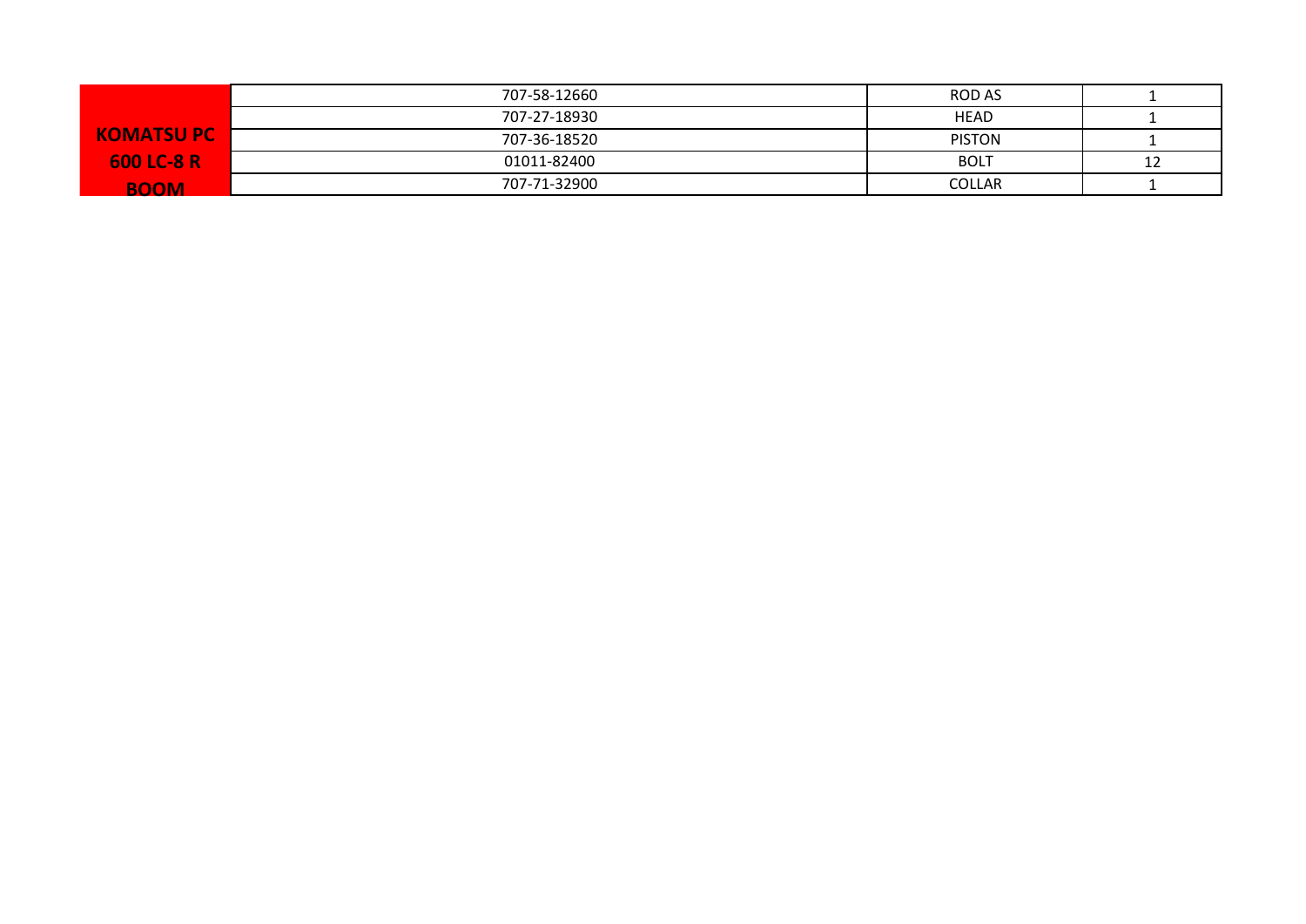| KOMATSU PC 600 LC-8 R BOOM | Part No. | Description | Qty |
|---|---|---|---|
| | 707-58-12660 | ROD AS | 1 |
| | 707-27-18930 | HEAD | 1 |
| | 707-36-18520 | PISTON | 1 |
| | 01011-82400 | BOLT | 12 |
| | 707-71-32900 | COLLAR | 1 |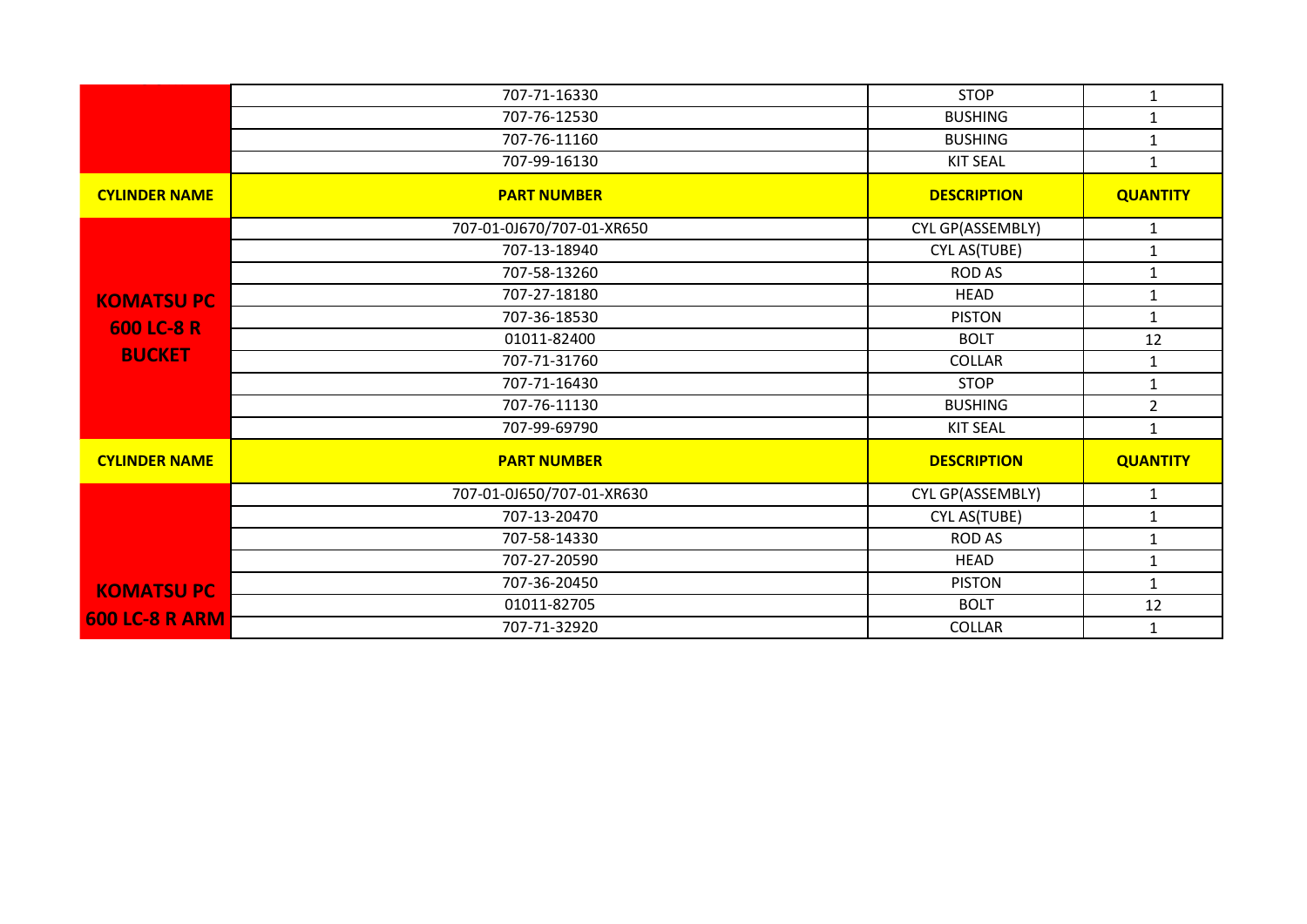| | | | |
|---|---|---|---|
| | 707-71-16330 | STOP | 1 |
| | 707-76-12530 | BUSHING | 1 |
| | 707-76-11160 | BUSHING | 1 |
| | 707-99-16130 | KIT SEAL | 1 |

| CYLINDER NAME | PART NUMBER | DESCRIPTION | QUANTITY |
|---|---|---|---|
| **KOMATSU PC 600 LC-8 R BUCKET** | 707-01-0J670/707-01-XR650 | CYL GP(ASSEMBLY) | 1 |
| | 707-13-18940 | CYL AS(TUBE) | 1 |
| | 707-58-13260 | ROD AS | 1 |
| | 707-27-18180 | HEAD | 1 |
| | 707-36-18530 | PISTON | 1 |
| | 01011-82400 | BOLT | 12 |
| | 707-71-31760 | COLLAR | 1 |
| | 707-71-16430 | STOP | 1 |
| | 707-76-11130 | BUSHING | 2 |
| | 707-99-69790 | KIT SEAL | 1 |

| CYLINDER NAME | PART NUMBER | DESCRIPTION | QUANTITY |
|---|---|---|---|
| **KOMATSU PC 600 LC-8 R ARM** | 707-01-0J650/707-01-XR630 | CYL GP(ASSEMBLY) | 1 |
| | 707-13-20470 | CYL AS(TUBE) | 1 |
| | 707-58-14330 | ROD AS | 1 |
| | 707-27-20590 | HEAD | 1 |
| | 707-36-20450 | PISTON | 1 |
| | 01011-82705 | BOLT | 12 |
| | 707-71-32920 | COLLAR | 1 |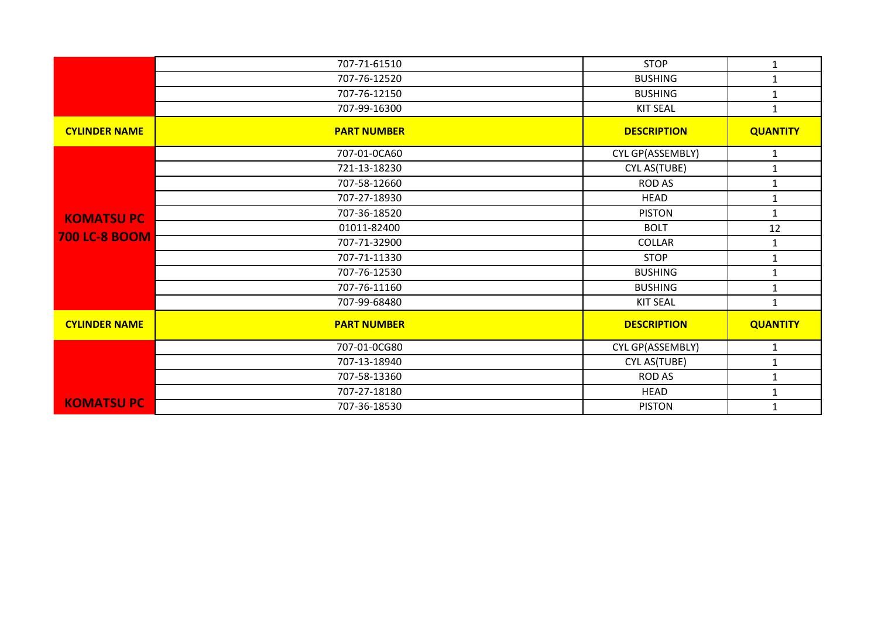| | | | |
|---|---|---|---|
| | 707-71-61510 | STOP | 1 |
| | 707-76-12520 | BUSHING | 1 |
| | 707-76-12150 | BUSHING | 1 |
| | 707-99-16300 | KIT SEAL | 1 |

| CYLINDER NAME | PART NUMBER | DESCRIPTION | QUANTITY |
|---|---|---|---|
| KOMATSU PC 700 LC-8 BOOM | 707-01-0CA60 | CYL GP(ASSEMBLY) | 1 |
| | 721-13-18230 | CYL AS(TUBE) | 1 |
| | 707-58-12660 | ROD AS | 1 |
| | 707-27-18930 | HEAD | 1 |
| | 707-36-18520 | PISTON | 1 |
| | 01011-82400 | BOLT | 12 |
| | 707-71-32900 | COLLAR | 1 |
| | 707-71-11330 | STOP | 1 |
| | 707-76-12530 | BUSHING | 1 |
| | 707-76-11160 | BUSHING | 1 |
| | 707-99-68480 | KIT SEAL | 1 |

| CYLINDER NAME | PART NUMBER | DESCRIPTION | QUANTITY |
|---|---|---|---|
| KOMATSU PC | 707-01-0CG80 | CYL GP(ASSEMBLY) | 1 |
| | 707-13-18940 | CYL AS(TUBE) | 1 |
| | 707-58-13360 | ROD AS | 1 |
| | 707-27-18180 | HEAD | 1 |
| | 707-36-18530 | PISTON | 1 |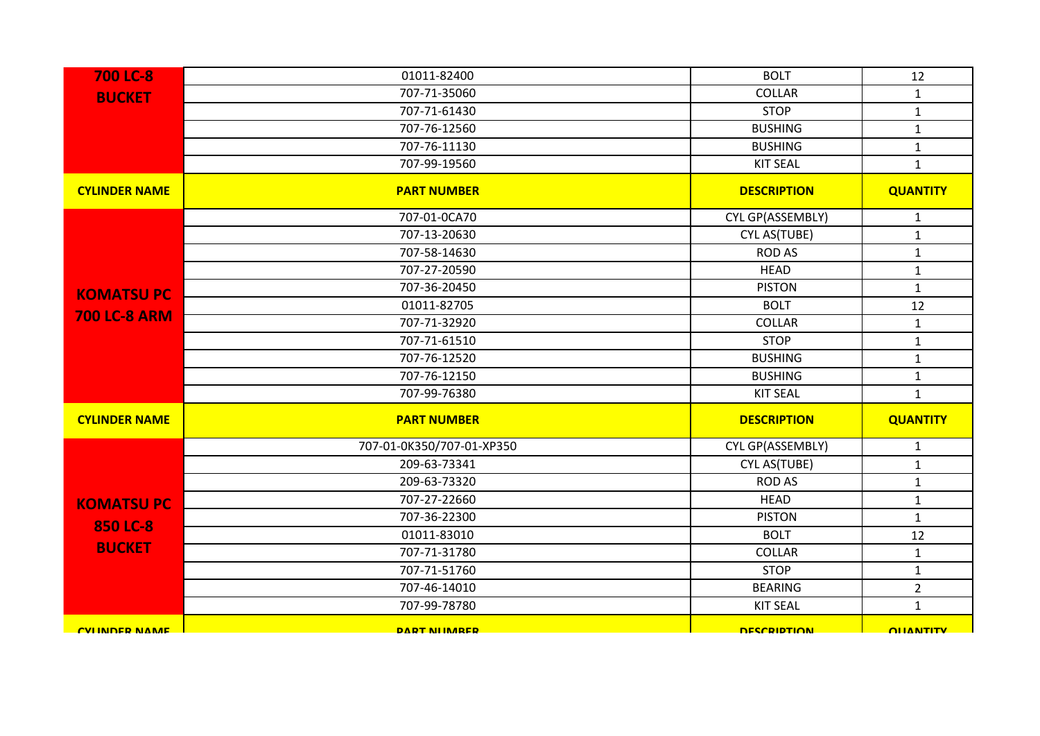| CYLINDER NAME | PART NUMBER | DESCRIPTION | QUANTITY |
|---|---|---|---|
| 700 LC-8 BUCKET | 01011-82400 | BOLT | 12 |
| | 707-71-35060 | COLLAR | 1 |
| | 707-71-61430 | STOP | 1 |
| | 707-76-12560 | BUSHING | 1 |
| | 707-76-11130 | BUSHING | 1 |
| | 707-99-19560 | KIT SEAL | 1 |

| CYLINDER NAME | PART NUMBER | DESCRIPTION | QUANTITY |
|---|---|---|---|
| KOMATSU PC 700 LC-8 ARM | 707-01-0CA70 | CYL GP(ASSEMBLY) | 1 |
| | 707-13-20630 | CYL AS(TUBE) | 1 |
| | 707-58-14630 | ROD AS | 1 |
| | 707-27-20590 | HEAD | 1 |
| | 707-36-20450 | PISTON | 1 |
| | 01011-82705 | BOLT | 12 |
| | 707-71-32920 | COLLAR | 1 |
| | 707-71-61510 | STOP | 1 |
| | 707-76-12520 | BUSHING | 1 |
| | 707-76-12150 | BUSHING | 1 |
| | 707-99-76380 | KIT SEAL | 1 |

| CYLINDER NAME | PART NUMBER | DESCRIPTION | QUANTITY |
|---|---|---|---|
| KOMATSU PC 850 LC-8 BUCKET | 707-01-0K350/707-01-XP350 | CYL GP(ASSEMBLY) | 1 |
| | 209-63-73341 | CYL AS(TUBE) | 1 |
| | 209-63-73320 | ROD AS | 1 |
| | 707-27-22660 | HEAD | 1 |
| | 707-36-22300 | PISTON | 1 |
| | 01011-83010 | BOLT | 12 |
| | 707-71-31780 | COLLAR | 1 |
| | 707-71-51760 | STOP | 1 |
| | 707-46-14010 | BEARING | 2 |
| | 707-99-78780 | KIT SEAL | 1 |

| CYLINDER NAME | PART NUMBER | DESCRIPTION | QUANTITY |
|---|---|---|---|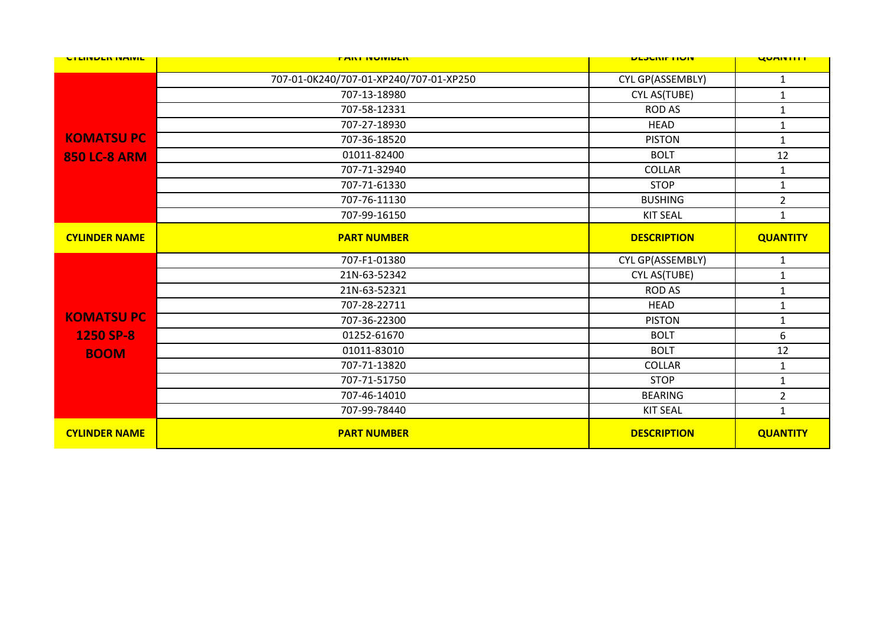| CYLINDER NAME | PART NUMBER | DESCRIPTION | QUANTITY |
|---|---|---|---|
| KOMATSU PC 850 LC-8 ARM | 707-01-0K240/707-01-XP240/707-01-XP250 | CYL GP(ASSEMBLY) | 1 |
| | 707-13-18980 | CYL AS(TUBE) | 1 |
| | 707-58-12331 | ROD AS | 1 |
| | 707-27-18930 | HEAD | 1 |
| | 707-36-18520 | PISTON | 1 |
| | 01011-82400 | BOLT | 12 |
| | 707-71-32940 | COLLAR | 1 |
| | 707-71-61330 | STOP | 1 |
| | 707-76-11130 | BUSHING | 2 |
| | 707-99-16150 | KIT SEAL | 1 |
| **CYLINDER NAME** | **PART NUMBER** | **DESCRIPTION** | **QUANTITY** |
| KOMATSU PC 1250 SP-8 BOOM | 707-F1-01380 | CYL GP(ASSEMBLY) | 1 |
| | 21N-63-52342 | CYL AS(TUBE) | 1 |
| | 21N-63-52321 | ROD AS | 1 |
| | 707-28-22711 | HEAD | 1 |
| | 707-36-22300 | PISTON | 1 |
| | 01252-61670 | BOLT | 6 |
| | 01011-83010 | BOLT | 12 |
| | 707-71-13820 | COLLAR | 1 |
| | 707-71-51750 | STOP | 1 |
| | 707-46-14010 | BEARING | 2 |
| | 707-99-78440 | KIT SEAL | 1 |
| **CYLINDER NAME** | **PART NUMBER** | **DESCRIPTION** | **QUANTITY** |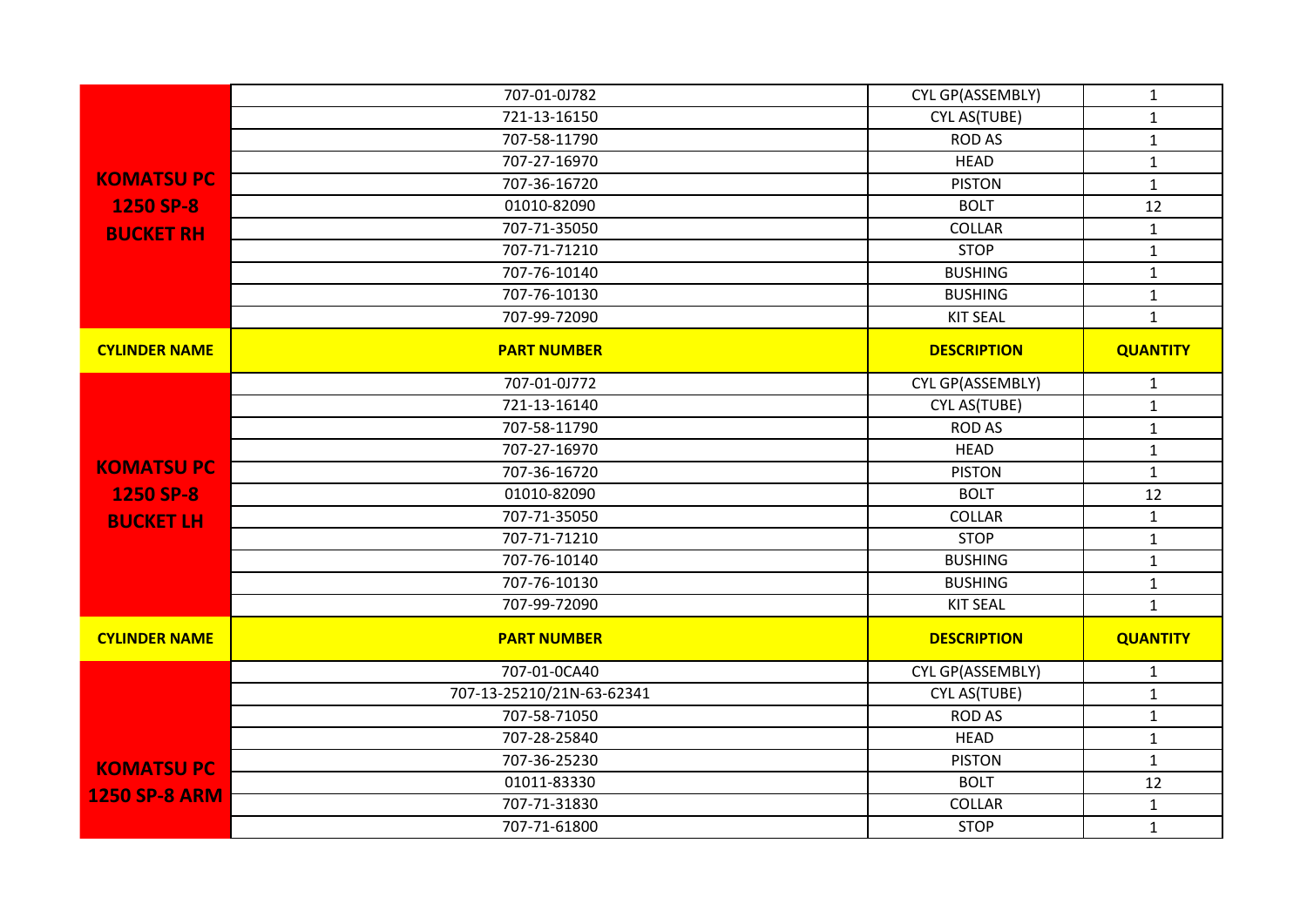| | | | |
|---|---|---|---|
| **KOMATSU PC 1250 SP-8 BUCKET RH** | 707-01-0J782 | CYL GP(ASSEMBLY) | 1 |
| | 721-13-16150 | CYL AS(TUBE) | 1 |
| | 707-58-11790 | ROD AS | 1 |
| | 707-27-16970 | HEAD | 1 |
| | 707-36-16720 | PISTON | 1 |
| | 01010-82090 | BOLT | 12 |
| | 707-71-35050 | COLLAR | 1 |
| | 707-71-71210 | STOP | 1 |
| | 707-76-10140 | BUSHING | 1 |
| | 707-76-10130 | BUSHING | 1 |
| | 707-99-72090 | KIT SEAL | 1 |
| **CYLINDER NAME** | **PART NUMBER** | **DESCRIPTION** | **QUANTITY** |
| **KOMATSU PC 1250 SP-8 BUCKET LH** | 707-01-0J772 | CYL GP(ASSEMBLY) | 1 |
| | 721-13-16140 | CYL AS(TUBE) | 1 |
| | 707-58-11790 | ROD AS | 1 |
| | 707-27-16970 | HEAD | 1 |
| | 707-36-16720 | PISTON | 1 |
| | 01010-82090 | BOLT | 12 |
| | 707-71-35050 | COLLAR | 1 |
| | 707-71-71210 | STOP | 1 |
| | 707-76-10140 | BUSHING | 1 |
| | 707-76-10130 | BUSHING | 1 |
| | 707-99-72090 | KIT SEAL | 1 |
| **CYLINDER NAME** | **PART NUMBER** | **DESCRIPTION** | **QUANTITY** |
| **KOMATSU PC 1250 SP-8 ARM** | 707-01-0CA40 | CYL GP(ASSEMBLY) | 1 |
| | 707-13-25210/21N-63-62341 | CYL AS(TUBE) | 1 |
| | 707-58-71050 | ROD AS | 1 |
| | 707-28-25840 | HEAD | 1 |
| | 707-36-25230 | PISTON | 1 |
| | 01011-83330 | BOLT | 12 |
| | 707-71-31830 | COLLAR | 1 |
| | 707-71-61800 | STOP | 1 |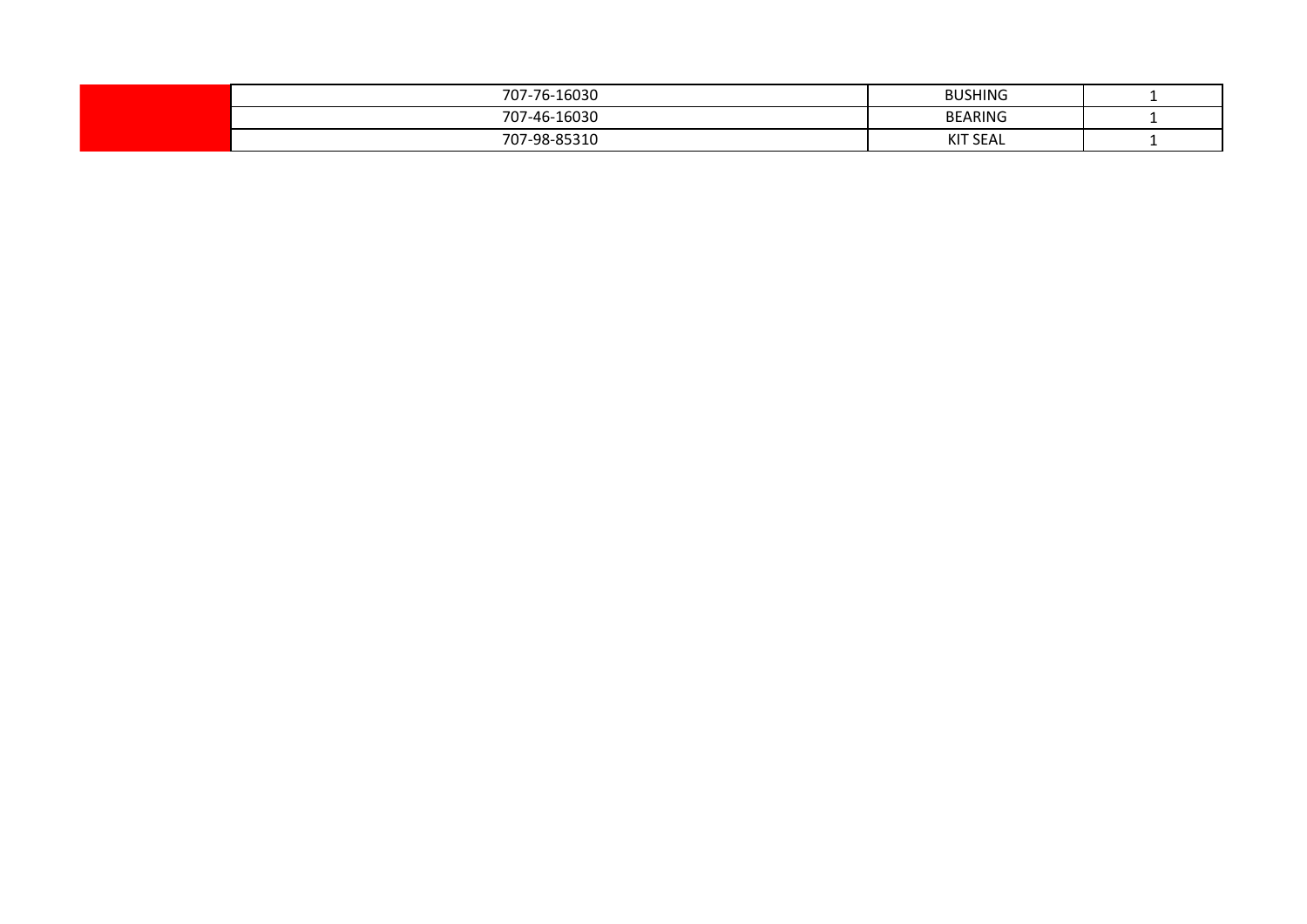| | 707-76-16030 | BUSHING | 1 |
|---|---|---|---|
| | 707-46-16030 | BEARING | 1 |
| | 707-98-85310 | KIT SEAL | 1 |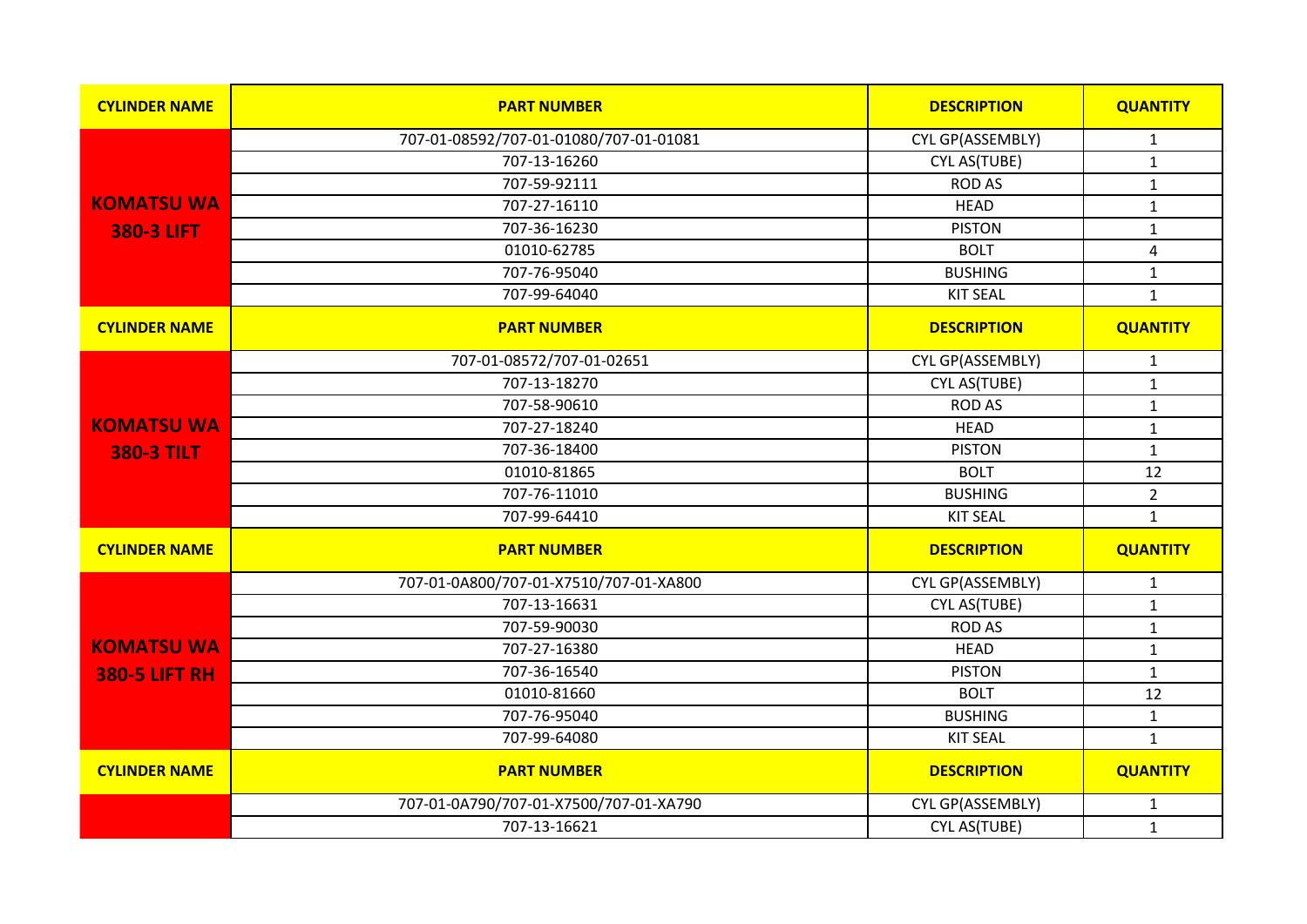| CYLINDER NAME | PART NUMBER | DESCRIPTION | QUANTITY |
|---|---|---|---|
| KOMATSU WA 380-3 LIFT | 707-01-08592/707-01-01080/707-01-01081 | CYL GP(ASSEMBLY) | 1 |
| | 707-13-16260 | CYL AS(TUBE) | 1 |
| | 707-59-92111 | ROD AS | 1 |
| | 707-27-16110 | HEAD | 1 |
| | 707-36-16230 | PISTON | 1 |
| | 01010-62785 | BOLT | 4 |
| | 707-76-95040 | BUSHING | 1 |
| | 707-99-64040 | KIT SEAL | 1 |
| **CYLINDER NAME** | **PART NUMBER** | **DESCRIPTION** | **QUANTITY** |
| KOMATSU WA 380-3 TILT | 707-01-08572/707-01-02651 | CYL GP(ASSEMBLY) | 1 |
| | 707-13-18270 | CYL AS(TUBE) | 1 |
| | 707-58-90610 | ROD AS | 1 |
| | 707-27-18240 | HEAD | 1 |
| | 707-36-18400 | PISTON | 1 |
| | 01010-81865 | BOLT | 12 |
| | 707-76-11010 | BUSHING | 2 |
| | 707-99-64410 | KIT SEAL | 1 |
| **CYLINDER NAME** | **PART NUMBER** | **DESCRIPTION** | **QUANTITY** |
| KOMATSU WA 380-5 LIFT RH | 707-01-0A800/707-01-X7510/707-01-XA800 | CYL GP(ASSEMBLY) | 1 |
| | 707-13-16631 | CYL AS(TUBE) | 1 |
| | 707-59-90030 | ROD AS | 1 |
| | 707-27-16380 | HEAD | 1 |
| | 707-36-16540 | PISTON | 1 |
| | 01010-81660 | BOLT | 12 |
| | 707-76-95040 | BUSHING | 1 |
| | 707-99-64080 | KIT SEAL | 1 |
| **CYLINDER NAME** | **PART NUMBER** | **DESCRIPTION** | **QUANTITY** |
| | 707-01-0A790/707-01-X7500/707-01-XA790 | CYL GP(ASSEMBLY) | 1 |
| | 707-13-16621 | CYL AS(TUBE) | 1 |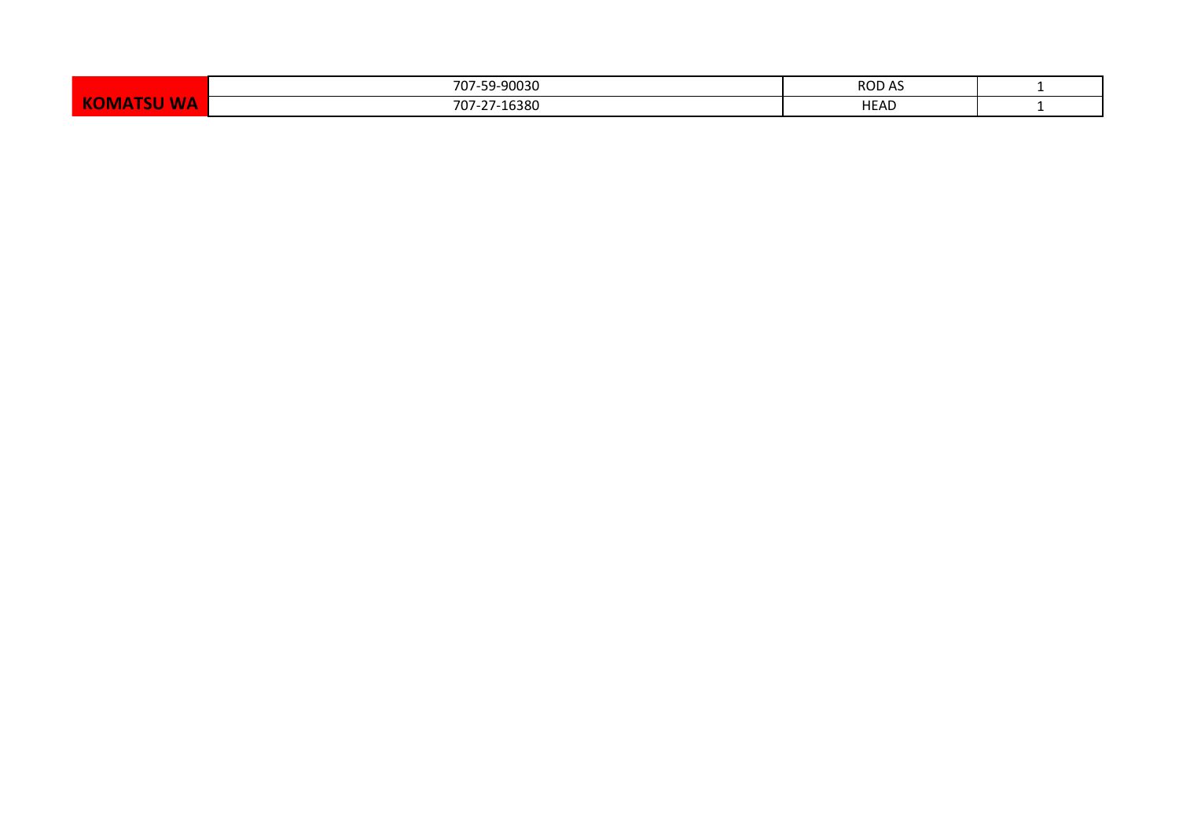| KOMATSU WA | 707-59-90030 | ROD AS | 1 |
|---|---|---|---|
| | 707-27-16380 | HEAD | 1 |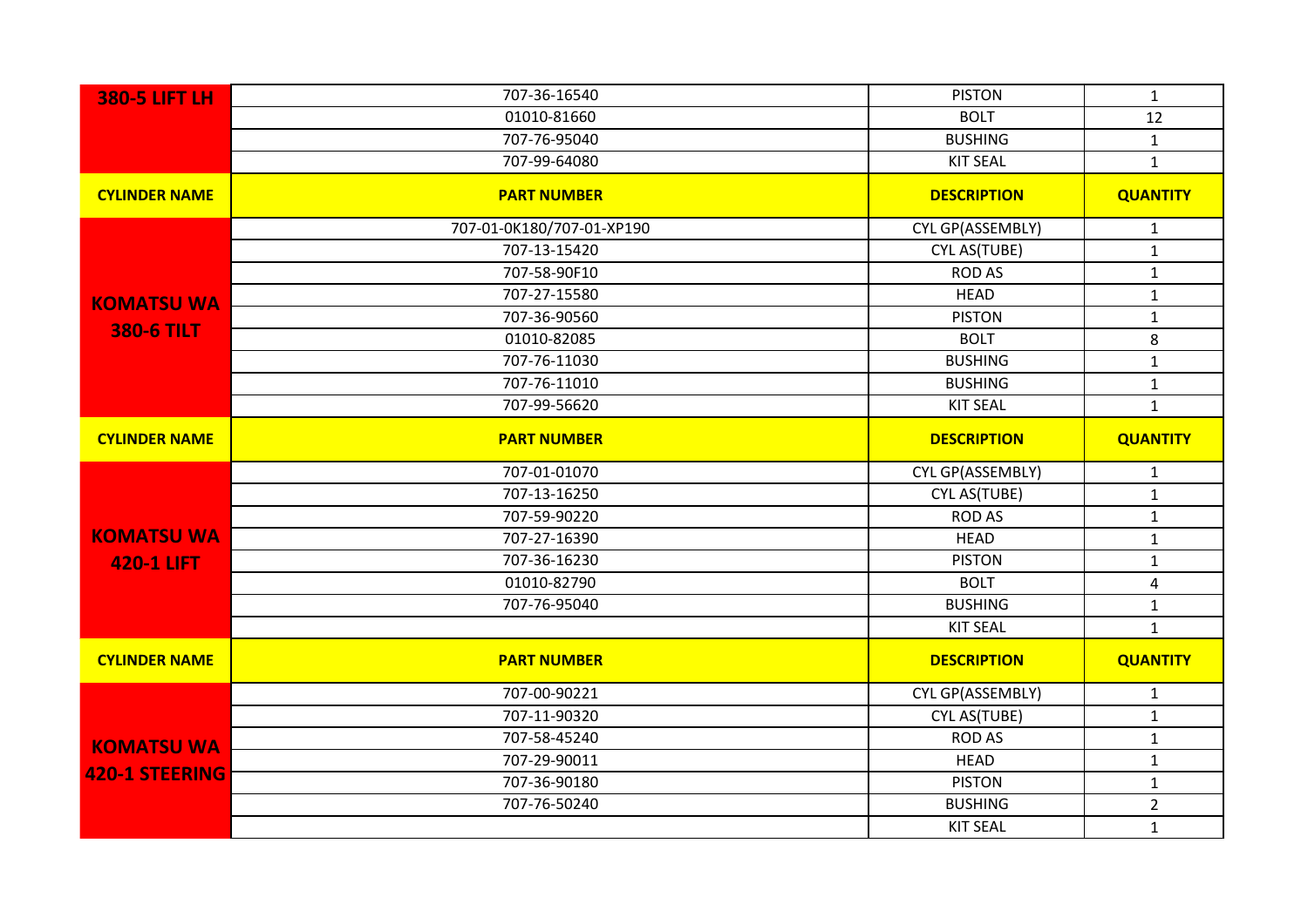| CYLINDER NAME | PART NUMBER | DESCRIPTION | QUANTITY |
|---|---|---|---|
| 380-5 LIFT LH | 707-36-16540 | PISTON | 1 |
| | 01010-81660 | BOLT | 12 |
| | 707-76-95040 | BUSHING | 1 |
| | 707-99-64080 | KIT SEAL | 1 |

| CYLINDER NAME | PART NUMBER | DESCRIPTION | QUANTITY |
|---|---|---|---|
| KOMATSU WA 380-6 TILT | 707-01-0K180/707-01-XP190 | CYL GP(ASSEMBLY) | 1 |
| | 707-13-15420 | CYL AS(TUBE) | 1 |
| | 707-58-90F10 | ROD AS | 1 |
| | 707-27-15580 | HEAD | 1 |
| | 707-36-90560 | PISTON | 1 |
| | 01010-82085 | BOLT | 8 |
| | 707-76-11030 | BUSHING | 1 |
| | 707-76-11010 | BUSHING | 1 |
| | 707-99-56620 | KIT SEAL | 1 |

| CYLINDER NAME | PART NUMBER | DESCRIPTION | QUANTITY |
|---|---|---|---|
| KOMATSU WA 420-1 LIFT | 707-01-01070 | CYL GP(ASSEMBLY) | 1 |
| | 707-13-16250 | CYL AS(TUBE) | 1 |
| | 707-59-90220 | ROD AS | 1 |
| | 707-27-16390 | HEAD | 1 |
| | 707-36-16230 | PISTON | 1 |
| | 01010-82790 | BOLT | 4 |
| | 707-76-95040 | BUSHING | 1 |
| | | KIT SEAL | 1 |

| CYLINDER NAME | PART NUMBER | DESCRIPTION | QUANTITY |
|---|---|---|---|
| KOMATSU WA 420-1 STEERING | 707-00-90221 | CYL GP(ASSEMBLY) | 1 |
| | 707-11-90320 | CYL AS(TUBE) | 1 |
| | 707-58-45240 | ROD AS | 1 |
| | 707-29-90011 | HEAD | 1 |
| | 707-36-90180 | PISTON | 1 |
| | 707-76-50240 | BUSHING | 2 |
| | | KIT SEAL | 1 |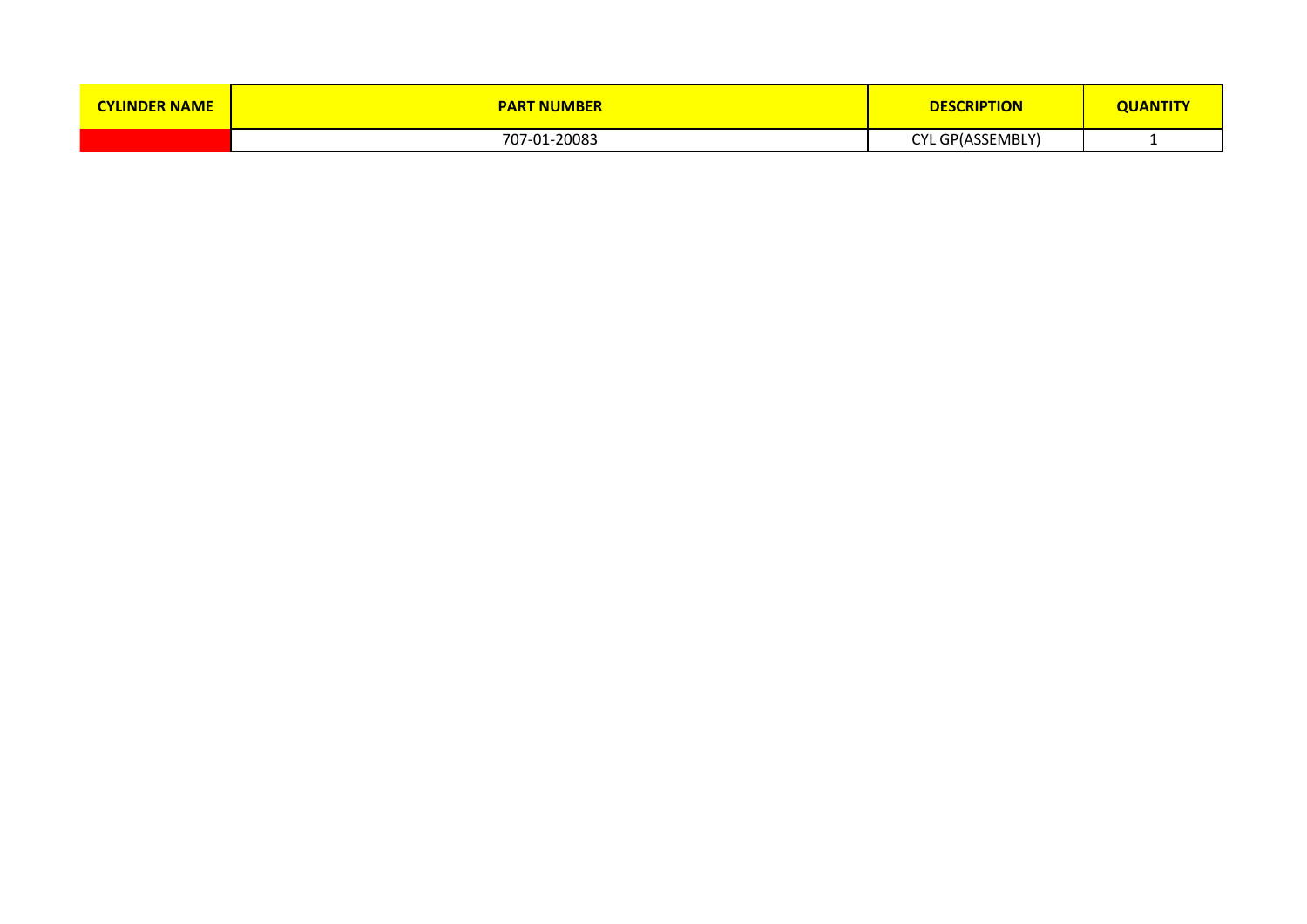| CYLINDER NAME | PART NUMBER | DESCRIPTION | QUANTITY |
|---|---|---|---|
| | 707-01-20083 | CYL GP(ASSEMBLY) | 1 |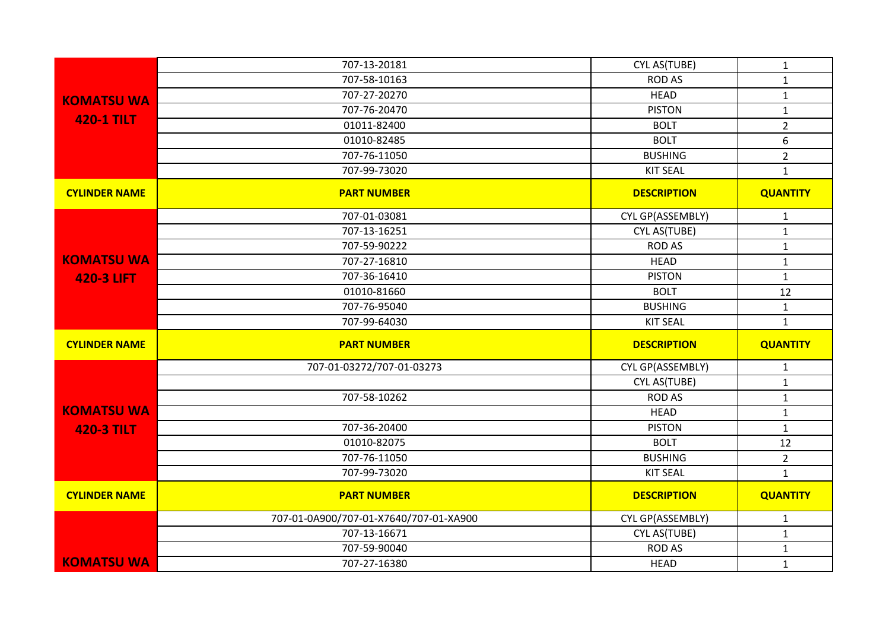| CYLINDER NAME | PART NUMBER | DESCRIPTION | QUANTITY |
|---|---|---|---|
| **KOMATSU WA 420-1 TILT** | 707-13-20181 | CYL AS(TUBE) | 1 |
| | 707-58-10163 | ROD AS | 1 |
| | 707-27-20270 | HEAD | 1 |
| | 707-76-20470 | PISTON | 1 |
| | 01011-82400 | BOLT | 2 |
| | 01010-82485 | BOLT | 6 |
| | 707-76-11050 | BUSHING | 2 |
| | 707-99-73020 | KIT SEAL | 1 |

| CYLINDER NAME | PART NUMBER | DESCRIPTION | QUANTITY |
|---|---|---|---|
| **KOMATSU WA 420-3 LIFT** | 707-01-03081 | CYL GP(ASSEMBLY) | 1 |
| | 707-13-16251 | CYL AS(TUBE) | 1 |
| | 707-59-90222 | ROD AS | 1 |
| | 707-27-16810 | HEAD | 1 |
| | 707-36-16410 | PISTON | 1 |
| | 01010-81660 | BOLT | 12 |
| | 707-76-95040 | BUSHING | 1 |
| | 707-99-64030 | KIT SEAL | 1 |

| CYLINDER NAME | PART NUMBER | DESCRIPTION | QUANTITY |
|---|---|---|---|
| **KOMATSU WA 420-3 TILT** | 707-01-03272/707-01-03273 | CYL GP(ASSEMBLY) | 1 |
| | | CYL AS(TUBE) | 1 |
| | 707-58-10262 | ROD AS | 1 |
| | | HEAD | 1 |
| | 707-36-20400 | PISTON | 1 |
| | 01010-82075 | BOLT | 12 |
| | 707-76-11050 | BUSHING | 2 |
| | 707-99-73020 | KIT SEAL | 1 |

| CYLINDER NAME | PART NUMBER | DESCRIPTION | QUANTITY |
|---|---|---|---|
| **KOMATSU WA** | 707-01-0A900/707-01-X7640/707-01-XA900 | CYL GP(ASSEMBLY) | 1 |
| | 707-13-16671 | CYL AS(TUBE) | 1 |
| | 707-59-90040 | ROD AS | 1 |
| | 707-27-16380 | HEAD | 1 |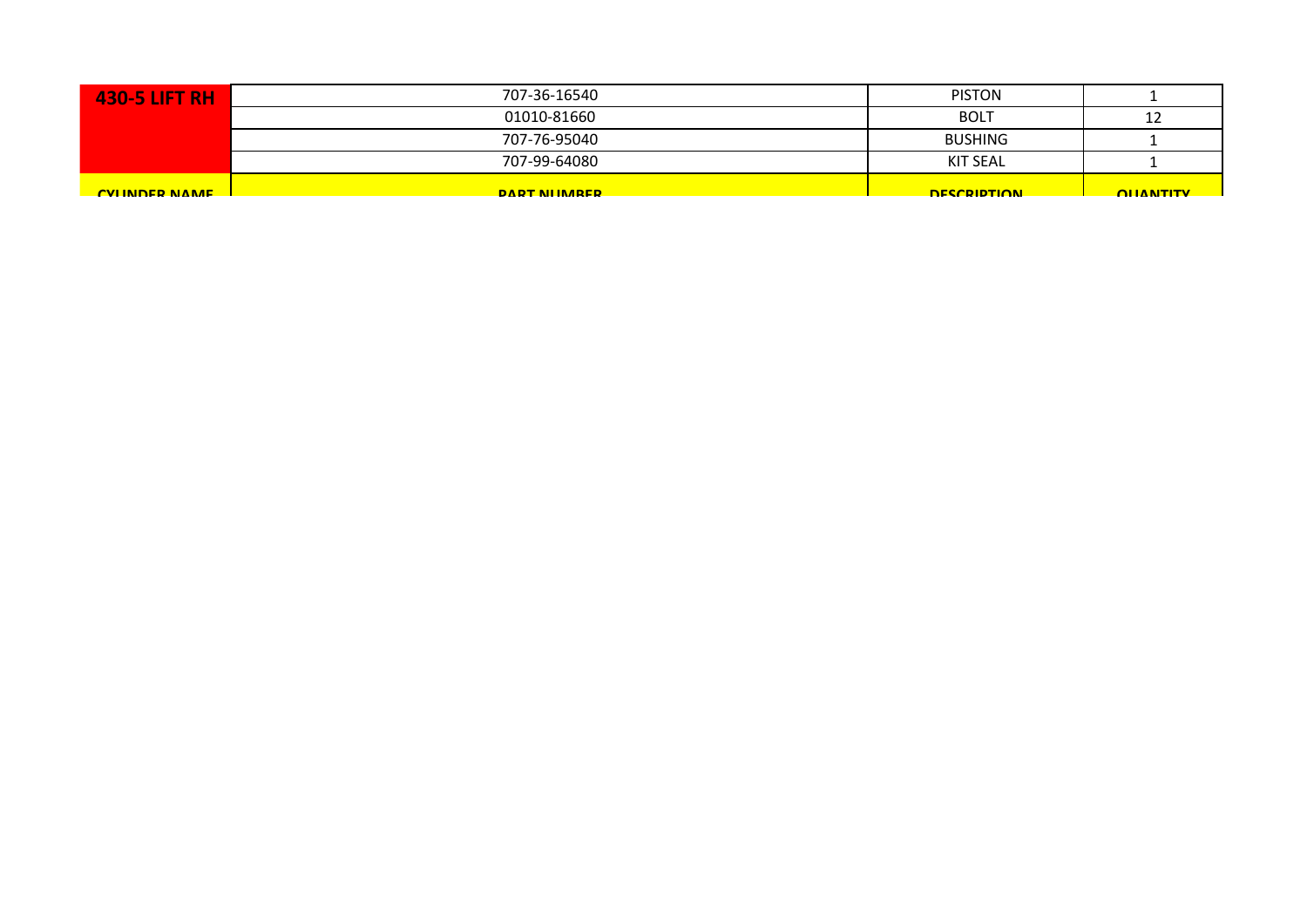| 430-5 LIFT RH | 707-36-16540 | PISTON | 1 |
|---|---|---|---|
| | 01010-81660 | BOLT | 12 |
| | 707-76-95040 | BUSHING | 1 |
| | 707-99-64080 | KIT SEAL | 1 |
| CYLINDER NAME | PART NUMBER | DESCRIPTION | QUANTITY |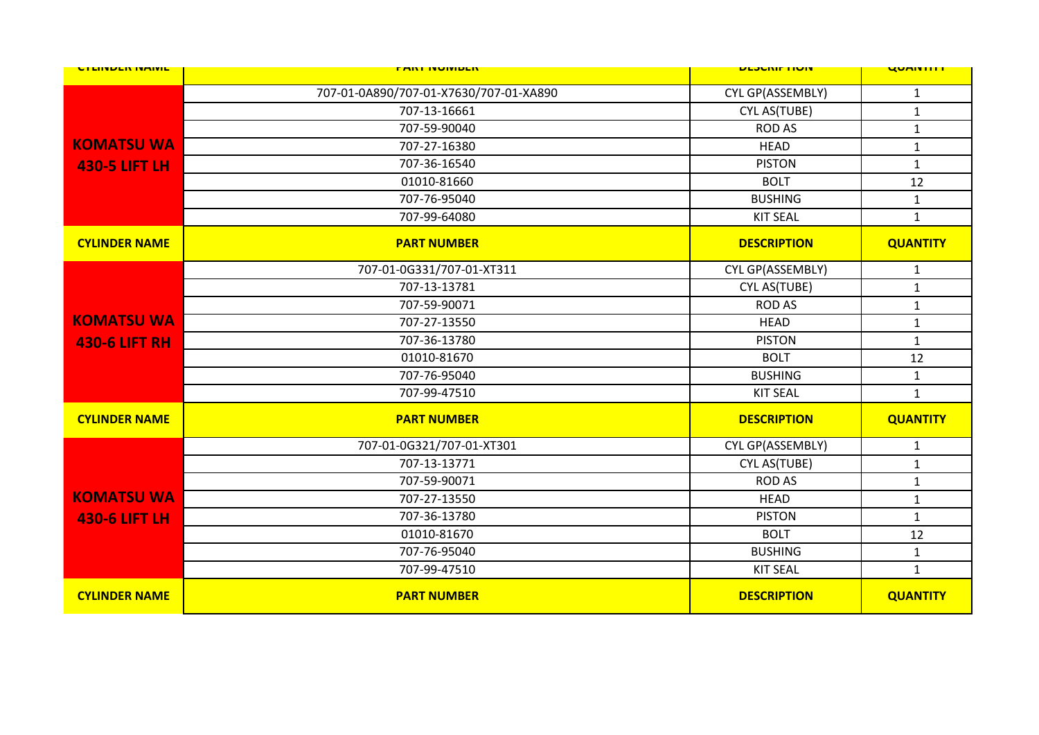| CYLINDER NAME | PART NUMBER | DESCRIPTION | QUANTITY |
|---|---|---|---|
| KOMATSU WA 430-5 LIFT LH | 707-01-0A890/707-01-X7630/707-01-XA890 | CYL GP(ASSEMBLY) | 1 |
| | 707-13-16661 | CYL AS(TUBE) | 1 |
| | 707-59-90040 | ROD AS | 1 |
| | 707-27-16380 | HEAD | 1 |
| | 707-36-16540 | PISTON | 1 |
| | 01010-81660 | BOLT | 12 |
| | 707-76-95040 | BUSHING | 1 |
| | 707-99-64080 | KIT SEAL | 1 |

| CYLINDER NAME | PART NUMBER | DESCRIPTION | QUANTITY |
|---|---|---|---|
| KOMATSU WA 430-6 LIFT RH | 707-01-0G331/707-01-XT311 | CYL GP(ASSEMBLY) | 1 |
| | 707-13-13781 | CYL AS(TUBE) | 1 |
| | 707-59-90071 | ROD AS | 1 |
| | 707-27-13550 | HEAD | 1 |
| | 707-36-13780 | PISTON | 1 |
| | 01010-81670 | BOLT | 12 |
| | 707-76-95040 | BUSHING | 1 |
| | 707-99-47510 | KIT SEAL | 1 |

| CYLINDER NAME | PART NUMBER | DESCRIPTION | QUANTITY |
|---|---|---|---|
| KOMATSU WA 430-6 LIFT LH | 707-01-0G321/707-01-XT301 | CYL GP(ASSEMBLY) | 1 |
| | 707-13-13771 | CYL AS(TUBE) | 1 |
| | 707-59-90071 | ROD AS | 1 |
| | 707-27-13550 | HEAD | 1 |
| | 707-36-13780 | PISTON | 1 |
| | 01010-81670 | BOLT | 12 |
| | 707-76-95040 | BUSHING | 1 |
| | 707-99-47510 | KIT SEAL | 1 |

| CYLINDER NAME | PART NUMBER | DESCRIPTION | QUANTITY |
|---|---|---|---|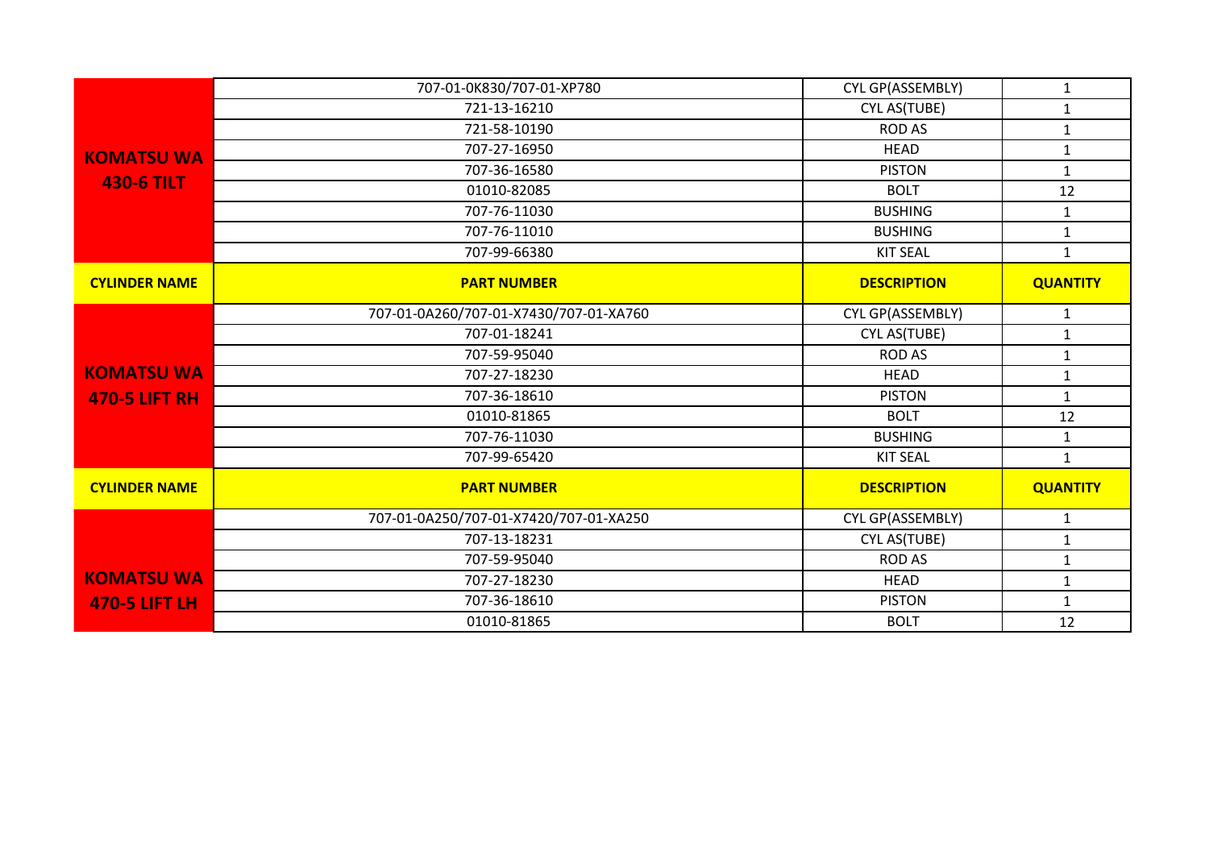| CYLINDER NAME | PART NUMBER | DESCRIPTION | QUANTITY |
|---|---|---|---|
| **KOMATSU WA 430-6 TILT** | 707-01-0K830/707-01-XP780 | CYL GP(ASSEMBLY) | 1 |
| | 721-13-16210 | CYL AS(TUBE) | 1 |
| | 721-58-10190 | ROD AS | 1 |
| | 707-27-16950 | HEAD | 1 |
| | 707-36-16580 | PISTON | 1 |
| | 01010-82085 | BOLT | 12 |
| | 707-76-11030 | BUSHING | 1 |
| | 707-76-11010 | BUSHING | 1 |
| | 707-99-66380 | KIT SEAL | 1 |

| CYLINDER NAME | PART NUMBER | DESCRIPTION | QUANTITY |
|---|---|---|---|
| **KOMATSU WA 470-5 LIFT RH** | 707-01-0A260/707-01-X7430/707-01-XA760 | CYL GP(ASSEMBLY) | 1 |
| | 707-01-18241 | CYL AS(TUBE) | 1 |
| | 707-59-95040 | ROD AS | 1 |
| | 707-27-18230 | HEAD | 1 |
| | 707-36-18610 | PISTON | 1 |
| | 01010-81865 | BOLT | 12 |
| | 707-76-11030 | BUSHING | 1 |
| | 707-99-65420 | KIT SEAL | 1 |

| CYLINDER NAME | PART NUMBER | DESCRIPTION | QUANTITY |
|---|---|---|---|
| **KOMATSU WA 470-5 LIFT LH** | 707-01-0A250/707-01-X7420/707-01-XA250 | CYL GP(ASSEMBLY) | 1 |
| | 707-13-18231 | CYL AS(TUBE) | 1 |
| | 707-59-95040 | ROD AS | 1 |
| | 707-27-18230 | HEAD | 1 |
| | 707-36-18610 | PISTON | 1 |
| | 01010-81865 | BOLT | 12 |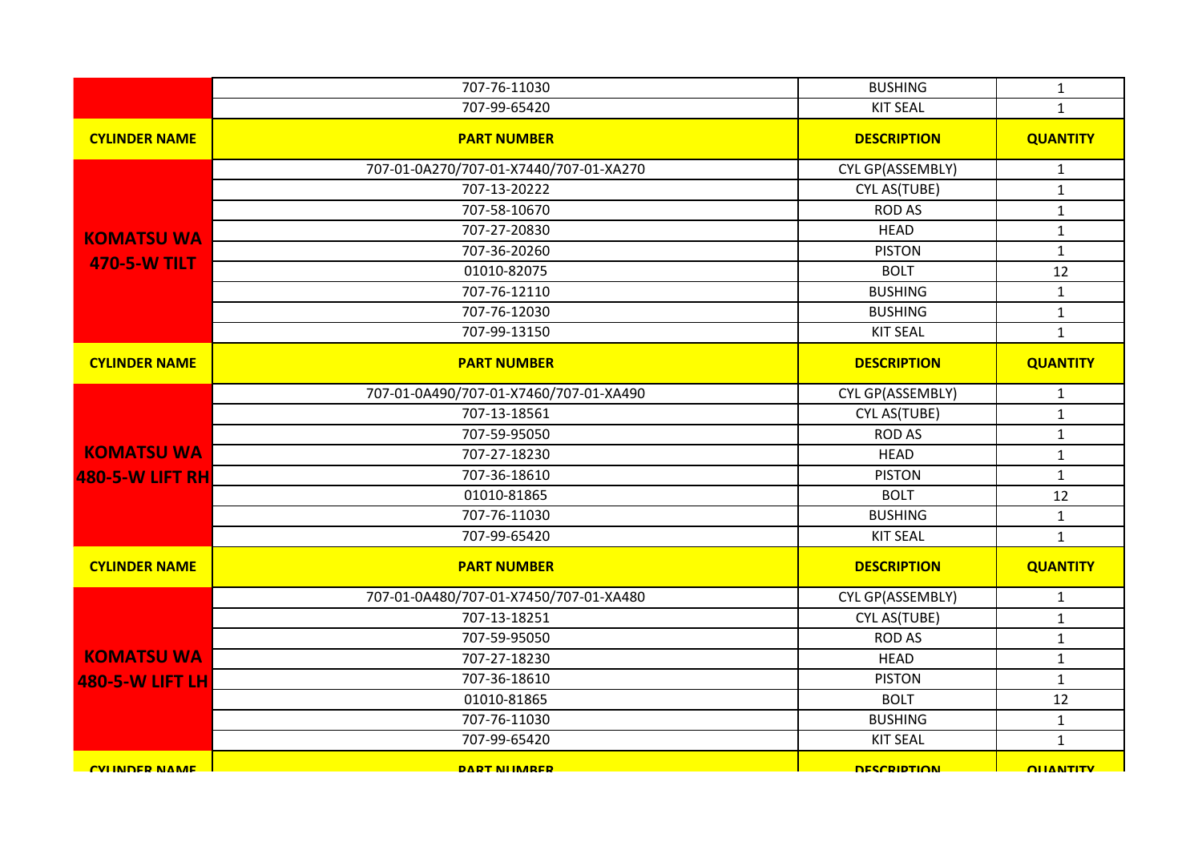| | 707-76-11030 | BUSHING | 1 |
|---|---|---|---|
| | 707-99-65420 | KIT SEAL | 1 |

| CYLINDER NAME | PART NUMBER | DESCRIPTION | QUANTITY |
|---|---|---|---|
| KOMATSU WA 470-5-W TILT | 707-01-0A270/707-01-X7440/707-01-XA270 | CYL GP(ASSEMBLY) | 1 |
| | 707-13-20222 | CYL AS(TUBE) | 1 |
| | 707-58-10670 | ROD AS | 1 |
| | 707-27-20830 | HEAD | 1 |
| | 707-36-20260 | PISTON | 1 |
| | 01010-82075 | BOLT | 12 |
| | 707-76-12110 | BUSHING | 1 |
| | 707-76-12030 | BUSHING | 1 |
| | 707-99-13150 | KIT SEAL | 1 |

| CYLINDER NAME | PART NUMBER | DESCRIPTION | QUANTITY |
|---|---|---|---|
| KOMATSU WA 480-5-W LIFT RH | 707-01-0A490/707-01-X7460/707-01-XA490 | CYL GP(ASSEMBLY) | 1 |
| | 707-13-18561 | CYL AS(TUBE) | 1 |
| | 707-59-95050 | ROD AS | 1 |
| | 707-27-18230 | HEAD | 1 |
| | 707-36-18610 | PISTON | 1 |
| | 01010-81865 | BOLT | 12 |
| | 707-76-11030 | BUSHING | 1 |
| | 707-99-65420 | KIT SEAL | 1 |

| CYLINDER NAME | PART NUMBER | DESCRIPTION | QUANTITY |
|---|---|---|---|
| KOMATSU WA 480-5-W LIFT LH | 707-01-0A480/707-01-X7450/707-01-XA480 | CYL GP(ASSEMBLY) | 1 |
| | 707-13-18251 | CYL AS(TUBE) | 1 |
| | 707-59-95050 | ROD AS | 1 |
| | 707-27-18230 | HEAD | 1 |
| | 707-36-18610 | PISTON | 1 |
| | 01010-81865 | BOLT | 12 |
| | 707-76-11030 | BUSHING | 1 |
| | 707-99-65420 | KIT SEAL | 1 |

| CYLINDER NAME | PART NUMBER | DESCRIPTION | QUANTITY |
|---|---|---|---|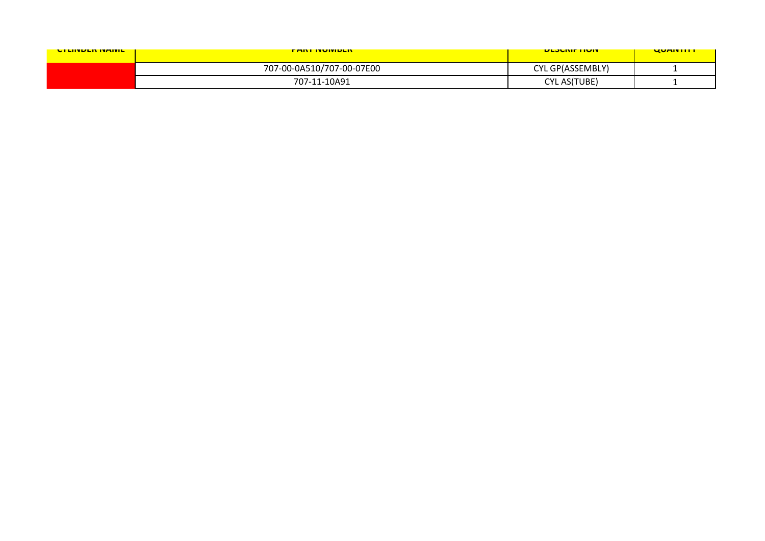| CYLINDER NAME | PART NUMBER | DESCRIPTION | QUANTITY |
|---|---|---|---|
| | 707-00-0A510/707-00-07E00 | CYL GP(ASSEMBLY) | 1 |
| | 707-11-10A91 | CYL AS(TUBE) | 1 |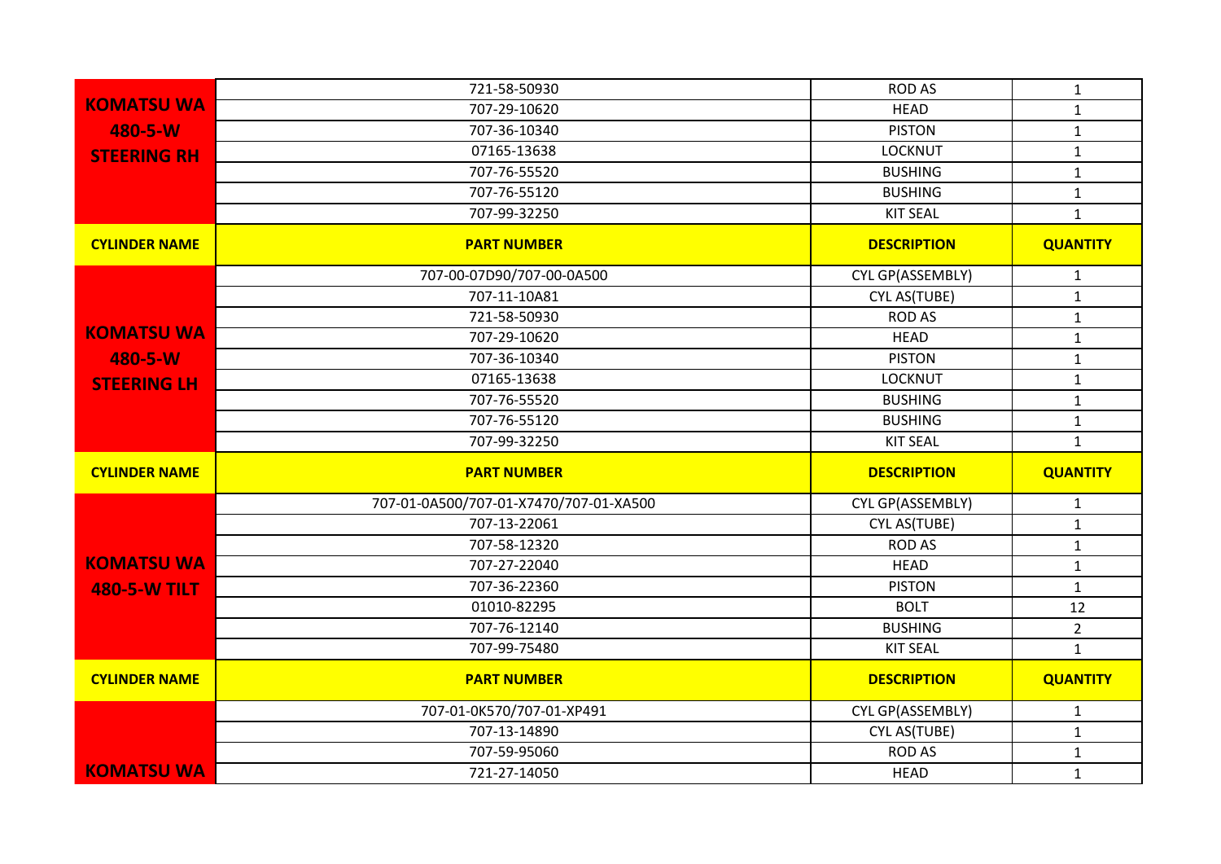| | | | |
|---|---|---|---|
| **KOMATSU WA 480-5-W STEERING RH** | 721-58-50930 | ROD AS | 1 |
| | 707-29-10620 | HEAD | 1 |
| | 707-36-10340 | PISTON | 1 |
| | 07165-13638 | LOCKNUT | 1 |
| | 707-76-55520 | BUSHING | 1 |
| | 707-76-55120 | BUSHING | 1 |
| | 707-99-32250 | KIT SEAL | 1 |

| **CYLINDER NAME** | **PART NUMBER** | **DESCRIPTION** | **QUANTITY** |
|---|---|---|---|
| **KOMATSU WA 480-5-W STEERING LH** | 707-00-07D90/707-00-0A500 | CYL GP(ASSEMBLY) | 1 |
| | 707-11-10A81 | CYL AS(TUBE) | 1 |
| | 721-58-50930 | ROD AS | 1 |
| | 707-29-10620 | HEAD | 1 |
| | 707-36-10340 | PISTON | 1 |
| | 07165-13638 | LOCKNUT | 1 |
| | 707-76-55520 | BUSHING | 1 |
| | 707-76-55120 | BUSHING | 1 |
| | 707-99-32250 | KIT SEAL | 1 |

| **CYLINDER NAME** | **PART NUMBER** | **DESCRIPTION** | **QUANTITY** |
|---|---|---|---|
| **KOMATSU WA 480-5-W TILT** | 707-01-0A500/707-01-X7470/707-01-XA500 | CYL GP(ASSEMBLY) | 1 |
| | 707-13-22061 | CYL AS(TUBE) | 1 |
| | 707-58-12320 | ROD AS | 1 |
| | 707-27-22040 | HEAD | 1 |
| | 707-36-22360 | PISTON | 1 |
| | 01010-82295 | BOLT | 12 |
| | 707-76-12140 | BUSHING | 2 |
| | 707-99-75480 | KIT SEAL | 1 |

| **CYLINDER NAME** | **PART NUMBER** | **DESCRIPTION** | **QUANTITY** |
|---|---|---|---|
| **KOMATSU WA** | 707-01-0K570/707-01-XP491 | CYL GP(ASSEMBLY) | 1 |
| | 707-13-14890 | CYL AS(TUBE) | 1 |
| | 707-59-95060 | ROD AS | 1 |
| | 721-27-14050 | HEAD | 1 |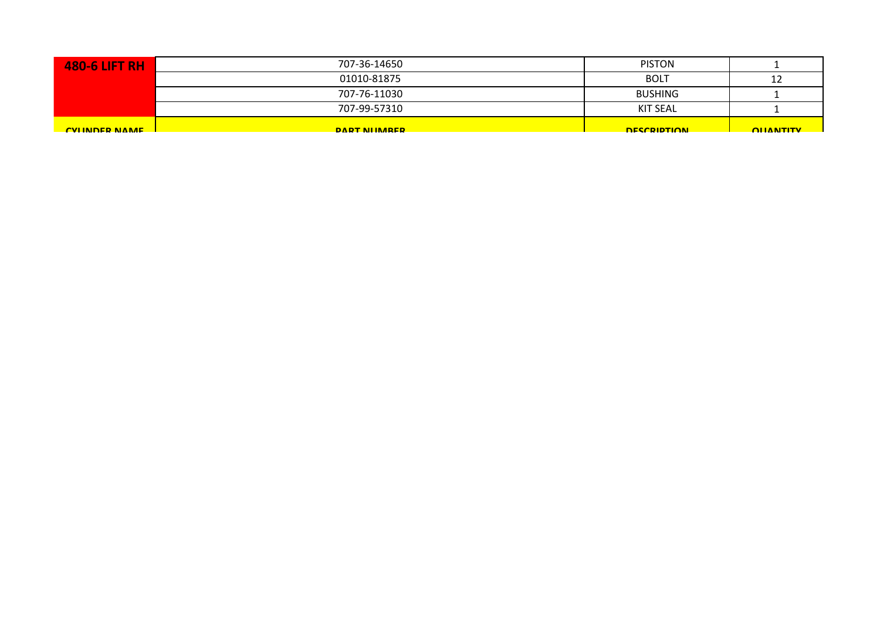| 480-6 LIFT RH | 707-36-14650 | PISTON | 1 |
|---|---|---|---|
| | 01010-81875 | BOLT | 12 |
| | 707-76-11030 | BUSHING | 1 |
| | 707-99-57310 | KIT SEAL | 1 |
| CYLINDER NAME | PART NUMBER | DESCRIPTION | QUANTITY |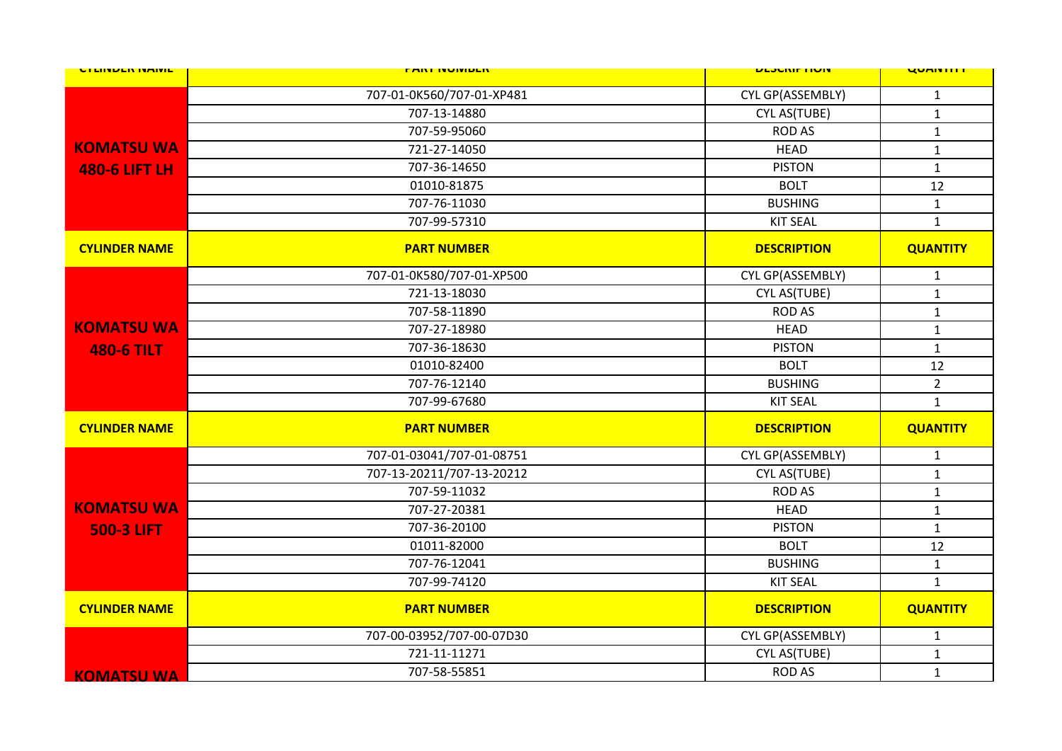| CYLINDER NAME | PART NUMBER | DESCRIPTION | QUANTITY |
|---|---|---|---|
| KOMATSU WA 480-6 LIFT LH | 707-01-0K560/707-01-XP481 | CYL GP(ASSEMBLY) | 1 |
| | 707-13-14880 | CYL AS(TUBE) | 1 |
| | 707-59-95060 | ROD AS | 1 |
| | 721-27-14050 | HEAD | 1 |
| | 707-36-14650 | PISTON | 1 |
| | 01010-81875 | BOLT | 12 |
| | 707-76-11030 | BUSHING | 1 |
| | 707-99-57310 | KIT SEAL | 1 |

| CYLINDER NAME | PART NUMBER | DESCRIPTION | QUANTITY |
|---|---|---|---|
| KOMATSU WA 480-6 TILT | 707-01-0K580/707-01-XP500 | CYL GP(ASSEMBLY) | 1 |
| | 721-13-18030 | CYL AS(TUBE) | 1 |
| | 707-58-11890 | ROD AS | 1 |
| | 707-27-18980 | HEAD | 1 |
| | 707-36-18630 | PISTON | 1 |
| | 01010-82400 | BOLT | 12 |
| | 707-76-12140 | BUSHING | 2 |
| | 707-99-67680 | KIT SEAL | 1 |

| CYLINDER NAME | PART NUMBER | DESCRIPTION | QUANTITY |
|---|---|---|---|
| KOMATSU WA 500-3 LIFT | 707-01-03041/707-01-08751 | CYL GP(ASSEMBLY) | 1 |
| | 707-13-20211/707-13-20212 | CYL AS(TUBE) | 1 |
| | 707-59-11032 | ROD AS | 1 |
| | 707-27-20381 | HEAD | 1 |
| | 707-36-20100 | PISTON | 1 |
| | 01011-82000 | BOLT | 12 |
| | 707-76-12041 | BUSHING | 1 |
| | 707-99-74120 | KIT SEAL | 1 |

| CYLINDER NAME | PART NUMBER | DESCRIPTION | QUANTITY |
|---|---|---|---|
| KOMATSU WA | 707-00-03952/707-00-07D30 | CYL GP(ASSEMBLY) | 1 |
| | 721-11-11271 | CYL AS(TUBE) | 1 |
| | 707-58-55851 | ROD AS | 1 |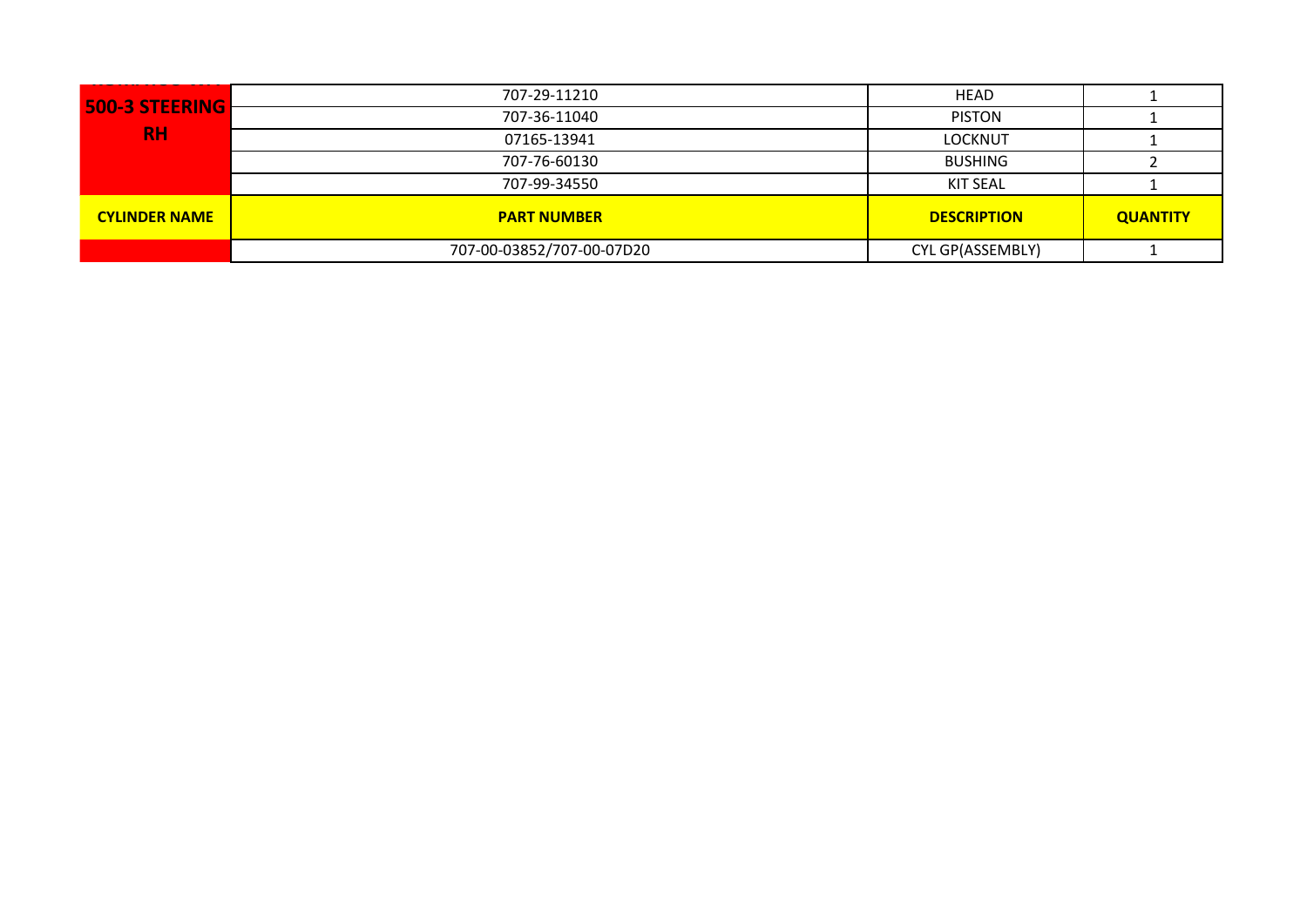| 500-3 STEERING RH | 707-29-11210 | HEAD | 1 |
|---|---|---|---|
| | 707-36-11040 | PISTON | 1 |
| | 07165-13941 | LOCKNUT | 1 |
| | 707-76-60130 | BUSHING | 2 |
| | 707-99-34550 | KIT SEAL | 1 |
| **CYLINDER NAME** | **PART NUMBER** | **DESCRIPTION** | **QUANTITY** |
| | 707-00-03852/707-00-07D20 | CYL GP(ASSEMBLY) | 1 |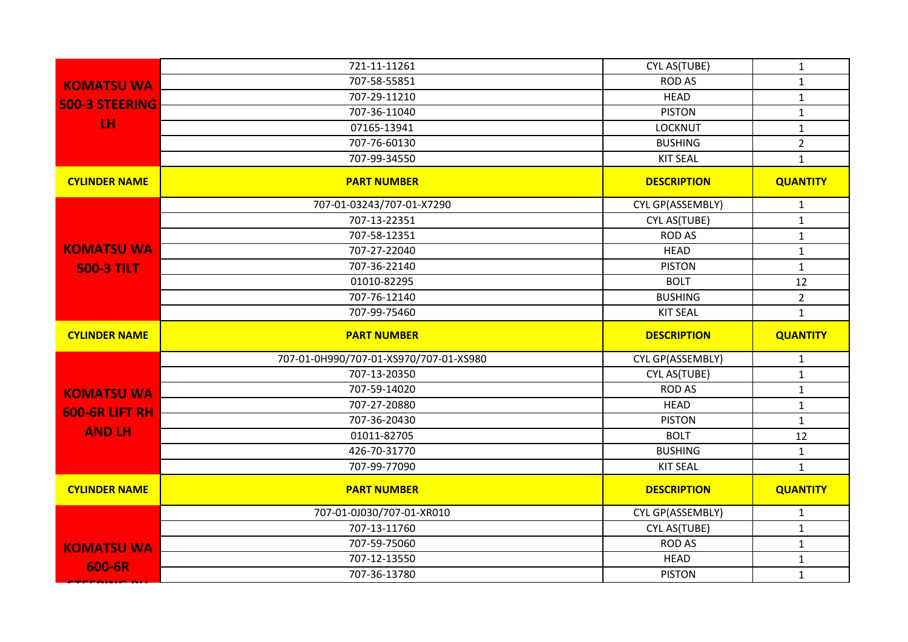| | | | |
|---|---|---|---|
| **KOMATSU WA 500-3 STEERING LH** | 721-11-11261 | CYL AS(TUBE) | 1 |
| | 707-58-55851 | ROD AS | 1 |
| | 707-29-11210 | HEAD | 1 |
| | 707-36-11040 | PISTON | 1 |
| | 07165-13941 | LOCKNUT | 1 |
| | 707-76-60130 | BUSHING | 2 |
| | 707-99-34550 | KIT SEAL | 1 |
| **CYLINDER NAME** | **PART NUMBER** | **DESCRIPTION** | **QUANTITY** |
| **KOMATSU WA 500-3 TILT** | 707-01-03243/707-01-X7290 | CYL GP(ASSEMBLY) | 1 |
| | 707-13-22351 | CYL AS(TUBE) | 1 |
| | 707-58-12351 | ROD AS | 1 |
| | 707-27-22040 | HEAD | 1 |
| | 707-36-22140 | PISTON | 1 |
| | 01010-82295 | BOLT | 12 |
| | 707-76-12140 | BUSHING | 2 |
| | 707-99-75460 | KIT SEAL | 1 |
| **CYLINDER NAME** | **PART NUMBER** | **DESCRIPTION** | **QUANTITY** |
| **KOMATSU WA 600-6R LIFT RH AND LH** | 707-01-0H990/707-01-XS970/707-01-XS980 | CYL GP(ASSEMBLY) | 1 |
| | 707-13-20350 | CYL AS(TUBE) | 1 |
| | 707-59-14020 | ROD AS | 1 |
| | 707-27-20880 | HEAD | 1 |
| | 707-36-20430 | PISTON | 1 |
| | 01011-82705 | BOLT | 12 |
| | 426-70-31770 | BUSHING | 1 |
| | 707-99-77090 | KIT SEAL | 1 |
| **CYLINDER NAME** | **PART NUMBER** | **DESCRIPTION** | **QUANTITY** |
| **KOMATSU WA 600-6R STEERING RH** | 707-01-0J030/707-01-XR010 | CYL GP(ASSEMBLY) | 1 |
| | 707-13-11760 | CYL AS(TUBE) | 1 |
| | 707-59-75060 | ROD AS | 1 |
| | 707-12-13550 | HEAD | 1 |
| | 707-36-13780 | PISTON | 1 |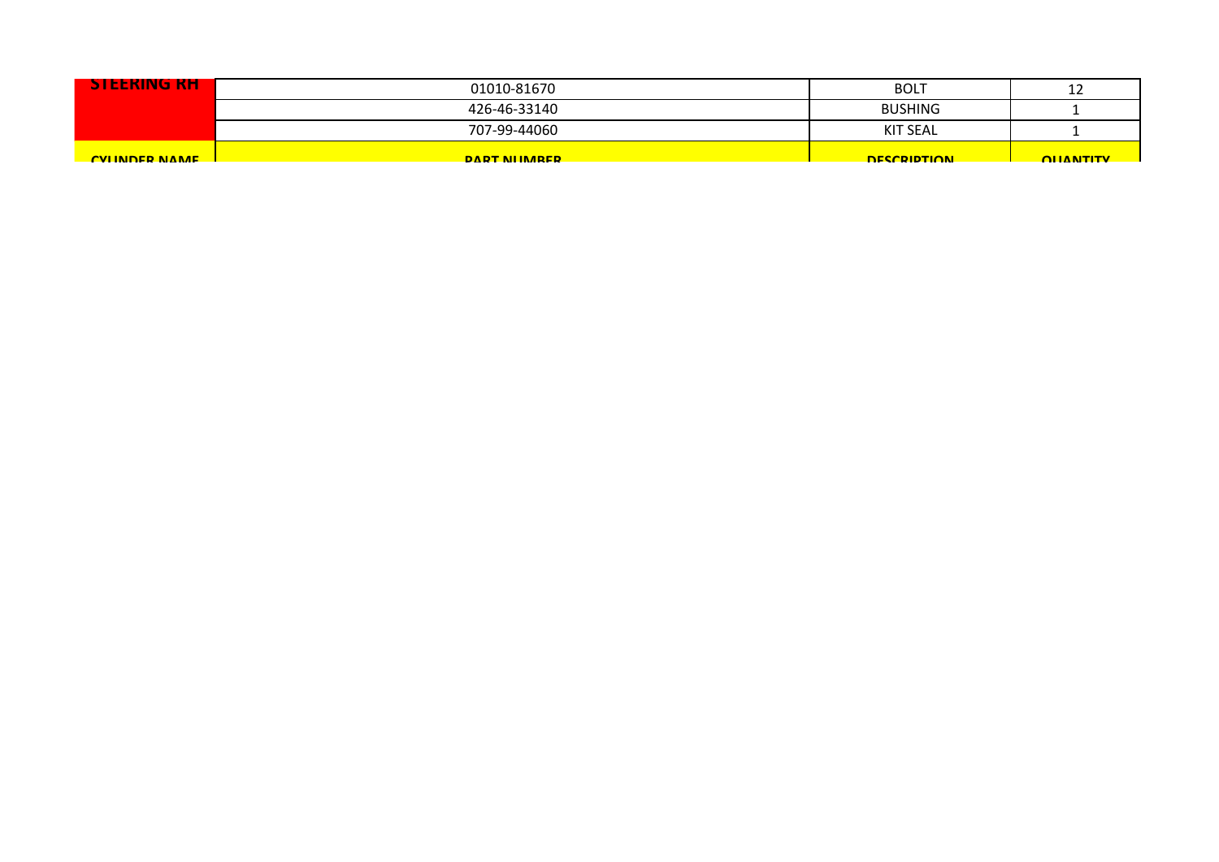| STEERING RH | 01010-81670 | BOLT | 12 |
|---|---|---|---|
| | 426-46-33140 | BUSHING | 1 |
| | 707-99-44060 | KIT SEAL | 1 |
| CYLINDER NAME | PART NUMBER | DESCRIPTION | QUANTITY |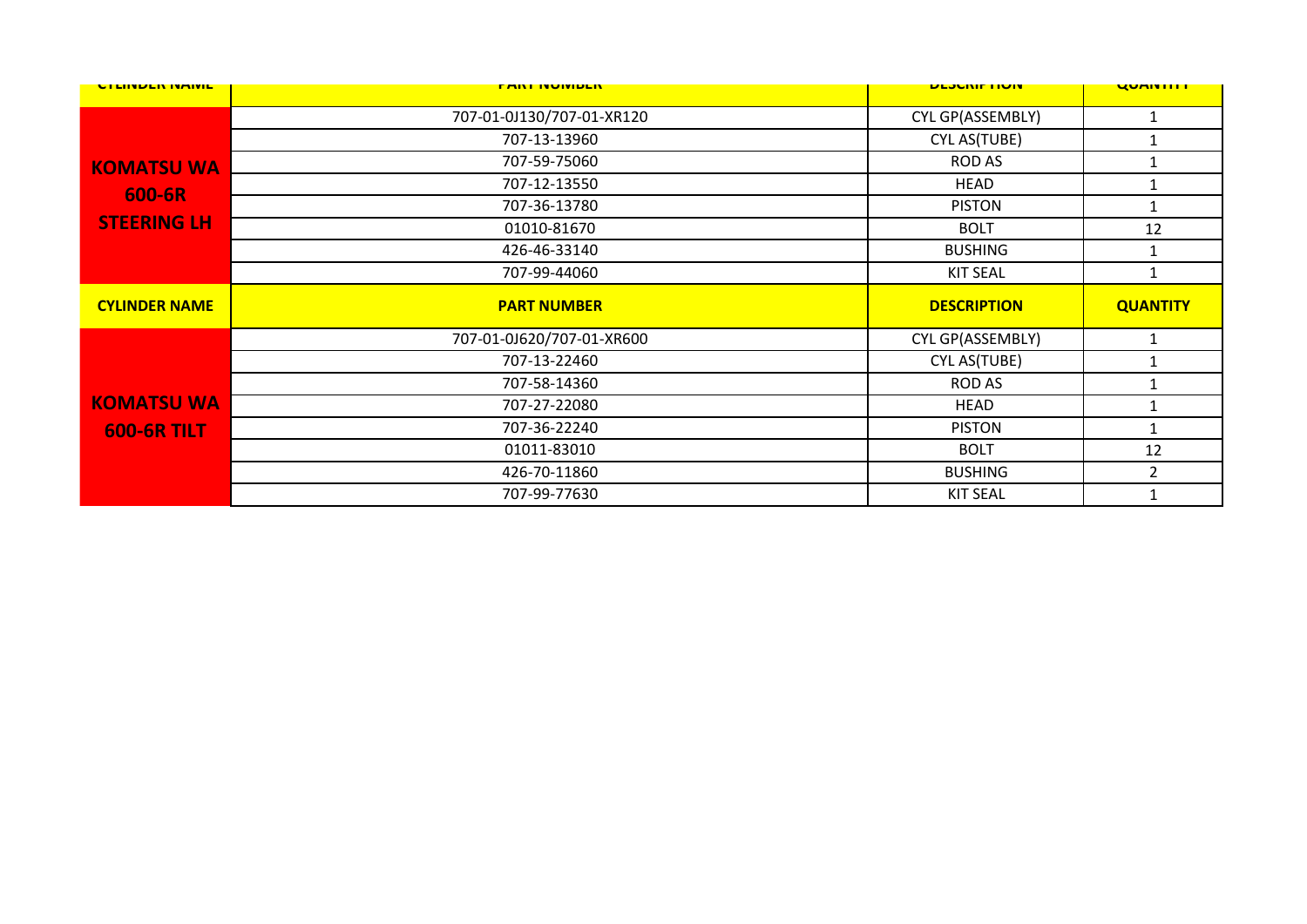| CYLINDER NAME | PART NUMBER | DESCRIPTION | QUANTITY |
|---|---|---|---|
| **KOMATSU WA 600-6R STEERING LH** | 707-01-0J130/707-01-XR120 | CYL GP(ASSEMBLY) | 1 |
| | 707-13-13960 | CYL AS(TUBE) | 1 |
| | 707-59-75060 | ROD AS | 1 |
| | 707-12-13550 | HEAD | 1 |
| | 707-36-13780 | PISTON | 1 |
| | 01010-81670 | BOLT | 12 |
| | 426-46-33140 | BUSHING | 1 |
| | 707-99-44060 | KIT SEAL | 1 |

| CYLINDER NAME | PART NUMBER | DESCRIPTION | QUANTITY |
|---|---|---|---|
| **KOMATSU WA 600-6R TILT** | 707-01-0J620/707-01-XR600 | CYL GP(ASSEMBLY) | 1 |
| | 707-13-22460 | CYL AS(TUBE) | 1 |
| | 707-58-14360 | ROD AS | 1 |
| | 707-27-22080 | HEAD | 1 |
| | 707-36-22240 | PISTON | 1 |
| | 01011-83010 | BOLT | 12 |
| | 426-70-11860 | BUSHING | 2 |
| | 707-99-77630 | KIT SEAL | 1 |